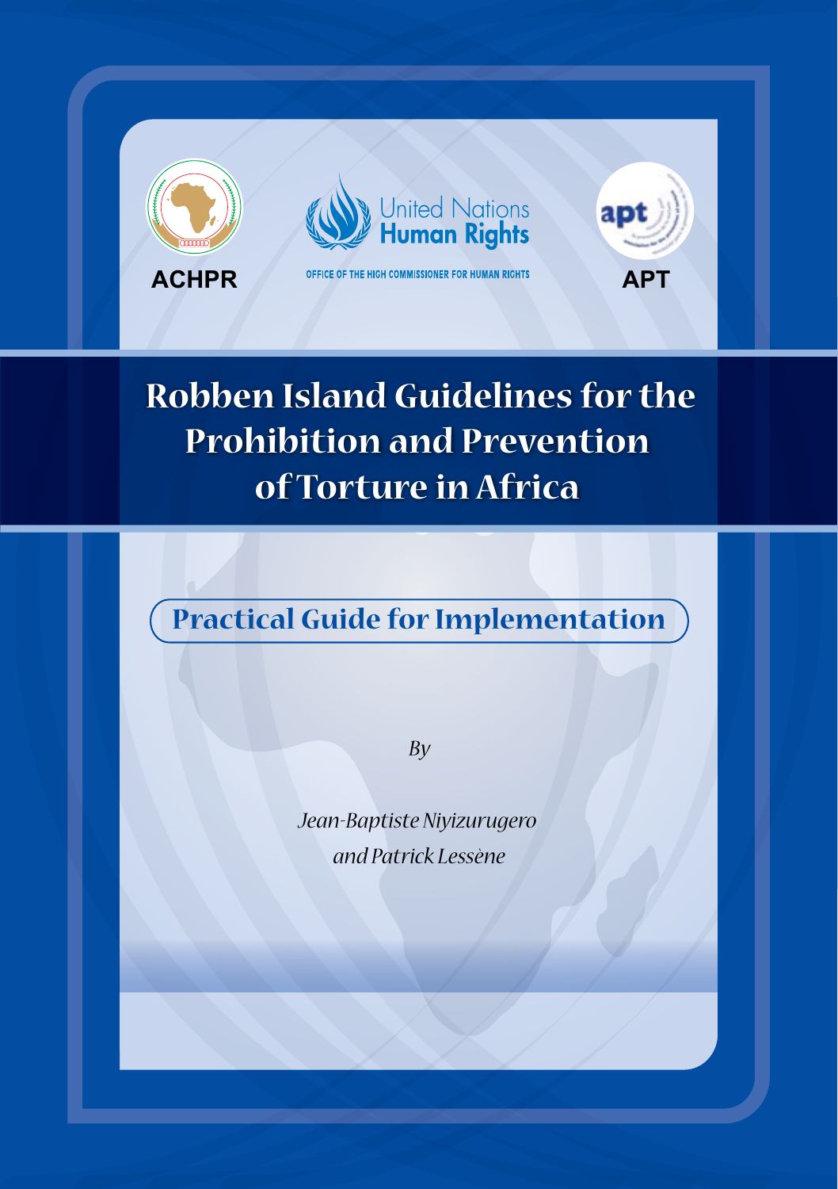ACHPR

United Nations Human Rights

OFFICE OF THE HIGH COMMISSIONER FOR HUMAN RIGHTS

APT

# Robben Island Guidelines for the Prohibition and Prevention of Torture in Africa

## Practical Guide for Implementation

*By*

*Jean-Baptiste Niyizurugero and Patrick Lessène*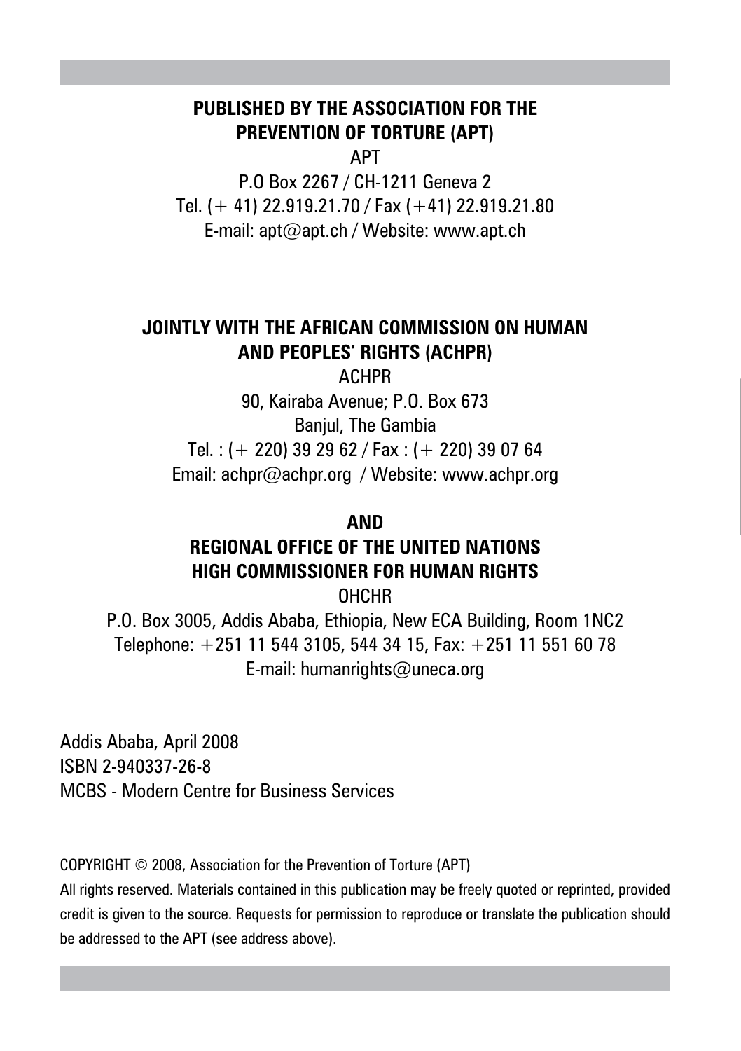**PUBLISHED BY THE ASSOCIATION FOR THE PREVENTION OF TORTURE (APT)**

APT

P.O Box 2267 / CH-1211 Geneva 2

Tel. (+ 41) 22.919.21.70 / Fax (+41) 22.919.21.80

E-mail: apt@apt.ch / Website: www.apt.ch

**JOINTLY WITH THE AFRICAN COMMISSION ON HUMAN AND PEOPLES' RIGHTS (ACHPR)**

ACHPR

90, Kairaba Avenue; P.O. Box 673

Banjul, The Gambia

Tel. : (+ 220) 39 29 62 / Fax : (+ 220) 39 07 64

Email: achpr@achpr.org / Website: www.achpr.org

**AND**

**REGIONAL OFFICE OF THE UNITED NATIONS HIGH COMMISSIONER FOR HUMAN RIGHTS**

OHCHR

P.O. Box 3005, Addis Ababa, Ethiopia, New ECA Building, Room 1NC2

Telephone: +251 11 544 3105, 544 34 15, Fax: +251 11 551 60 78

E-mail: humanrights@uneca.org

Addis Ababa, April 2008

ISBN 2-940337-26-8

MCBS - Modern Centre for Business Services

COPYRIGHT © 2008, Association for the Prevention of Torture (APT)

All rights reserved. Materials contained in this publication may be freely quoted or reprinted, provided credit is given to the source. Requests for permission to reproduce or translate the publication should be addressed to the APT (see address above).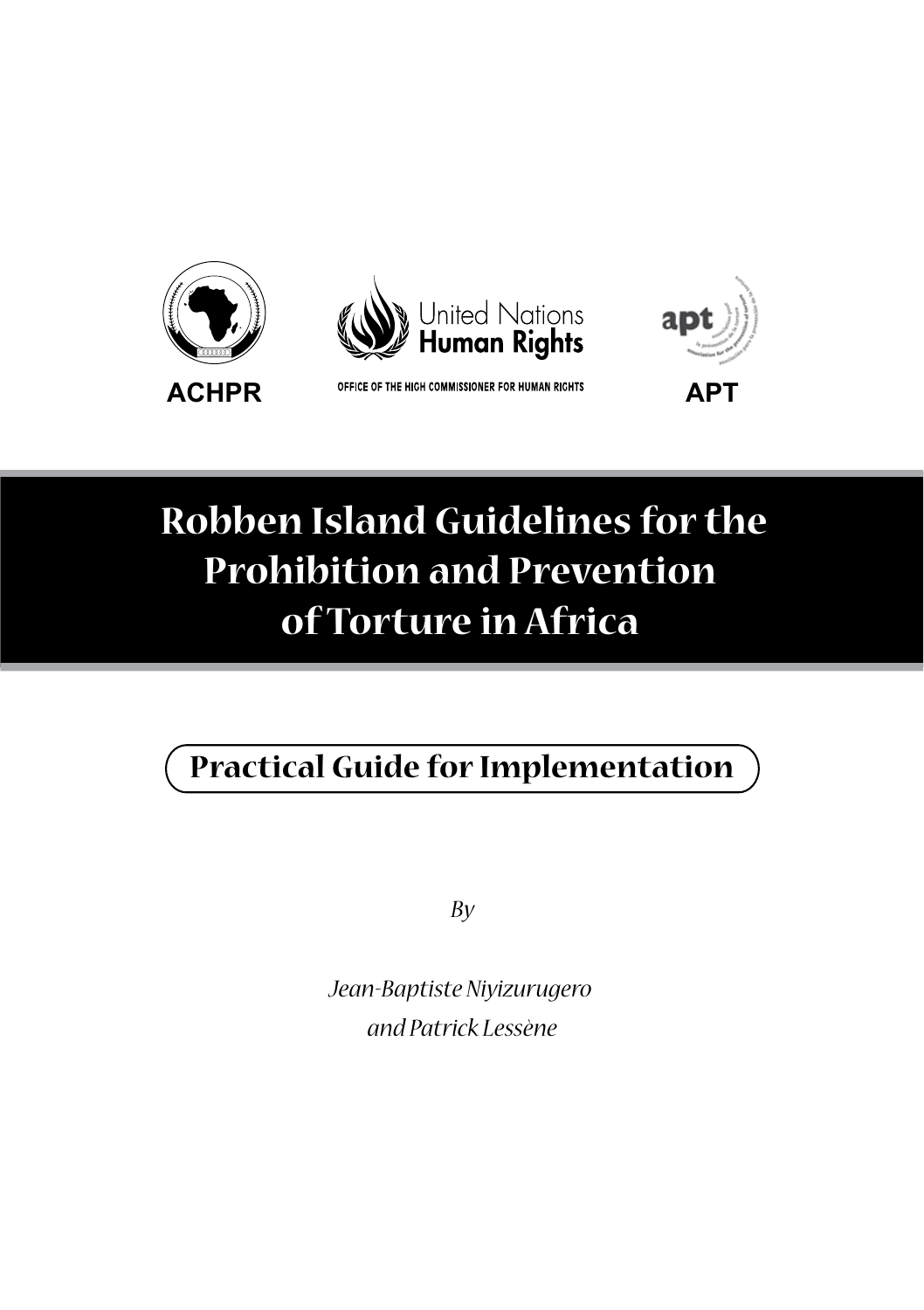ACHPR

United Nations Human Rights

OFFICE OF THE HIGH COMMISSIONER FOR HUMAN RIGHTS

APT

# Robben Island Guidelines for the Prohibition and Prevention of Torture in Africa

## Practical Guide for Implementation

*By*

*Jean-Baptiste Niyizurugero and Patrick Lessène*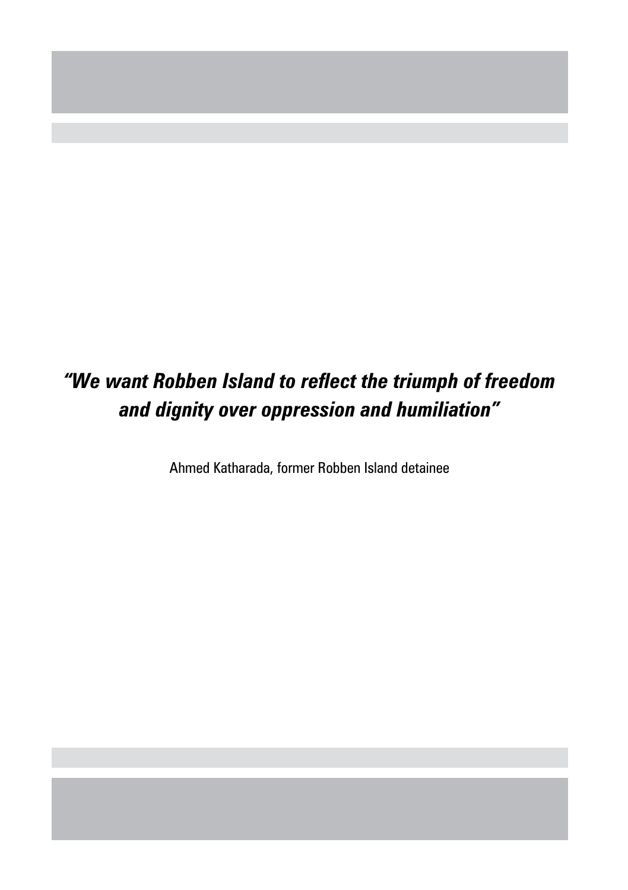***"We want Robben Island to reflect the triumph of freedom and dignity over oppression and humiliation"***

Ahmed Katharada, former Robben Island detainee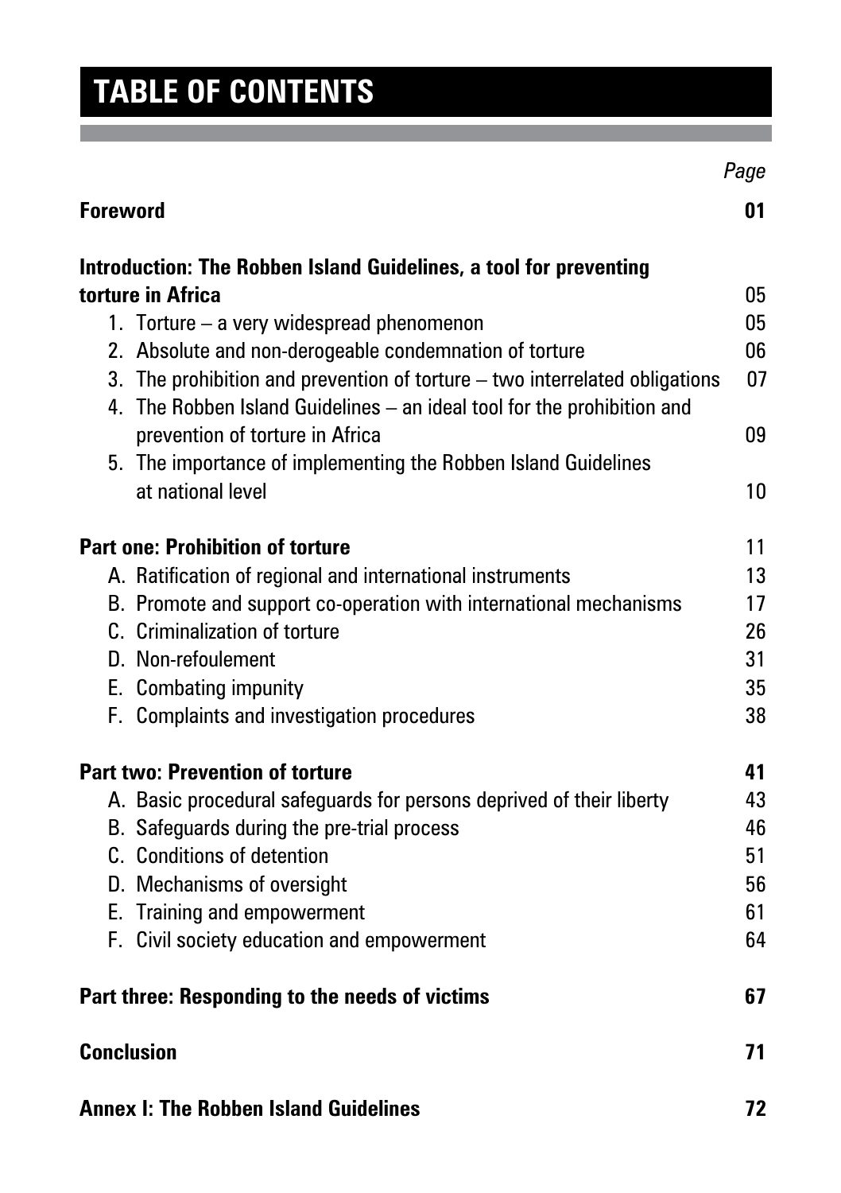# TABLE OF CONTENTS

| | Page |
|---|---|
| **Foreword** | **01** |
| **Introduction: The Robben Island Guidelines, a tool for preventing torture in Africa** | 05 |
| 1. Torture – a very widespread phenomenon | 05 |
| 2. Absolute and non-derogeable condemnation of torture | 06 |
| 3. The prohibition and prevention of torture – two interrelated obligations | 07 |
| 4. The Robben Island Guidelines – an ideal tool for the prohibition and prevention of torture in Africa | 09 |
| 5. The importance of implementing the Robben Island Guidelines at national level | 10 |
| **Part one: Prohibition of torture** | 11 |
| A. Ratification of regional and international instruments | 13 |
| B. Promote and support co-operation with international mechanisms | 17 |
| C. Criminalization of torture | 26 |
| D. Non-refoulement | 31 |
| E. Combating impunity | 35 |
| F. Complaints and investigation procedures | 38 |
| **Part two: Prevention of torture** | **41** |
| A. Basic procedural safeguards for persons deprived of their liberty | 43 |
| B. Safeguards during the pre-trial process | 46 |
| C. Conditions of detention | 51 |
| D. Mechanisms of oversight | 56 |
| E. Training and empowerment | 61 |
| F. Civil society education and empowerment | 64 |
| **Part three: Responding to the needs of victims** | **67** |
| **Conclusion** | **71** |
| **Annex I: The Robben Island Guidelines** | **72** |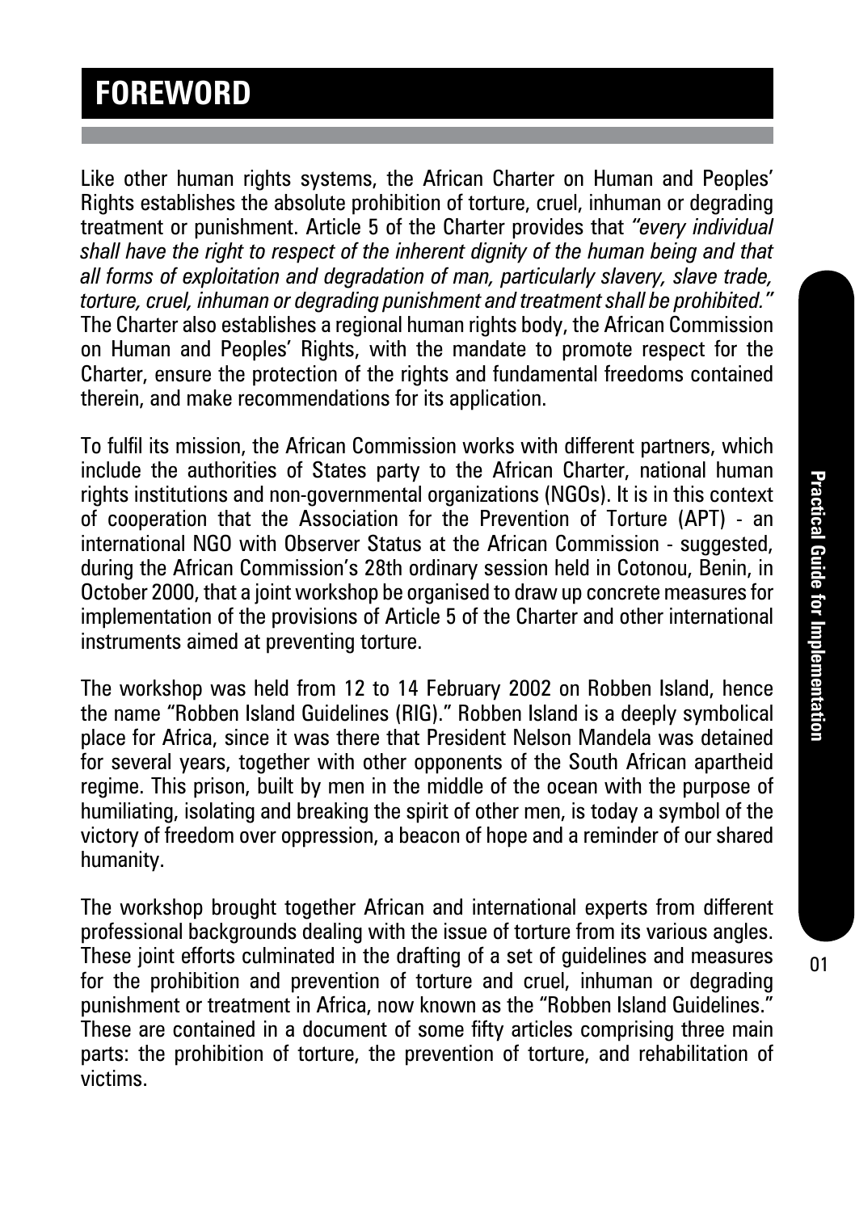# FOREWORD

Like other human rights systems, the African Charter on Human and Peoples' Rights establishes the absolute prohibition of torture, cruel, inhuman or degrading treatment or punishment. Article 5 of the Charter provides that *"every individual shall have the right to respect of the inherent dignity of the human being and that all forms of exploitation and degradation of man, particularly slavery, slave trade, torture, cruel, inhuman or degrading punishment and treatment shall be prohibited."* The Charter also establishes a regional human rights body, the African Commission on Human and Peoples' Rights, with the mandate to promote respect for the Charter, ensure the protection of the rights and fundamental freedoms contained therein, and make recommendations for its application.

To fulfil its mission, the African Commission works with different partners, which include the authorities of States party to the African Charter, national human rights institutions and non-governmental organizations (NGOs). It is in this context of cooperation that the Association for the Prevention of Torture (APT) - an international NGO with Observer Status at the African Commission - suggested, during the African Commission's 28th ordinary session held in Cotonou, Benin, in October 2000, that a joint workshop be organised to draw up concrete measures for implementation of the provisions of Article 5 of the Charter and other international instruments aimed at preventing torture.

The workshop was held from 12 to 14 February 2002 on Robben Island, hence the name "Robben Island Guidelines (RIG)." Robben Island is a deeply symbolical place for Africa, since it was there that President Nelson Mandela was detained for several years, together with other opponents of the South African apartheid regime. This prison, built by men in the middle of the ocean with the purpose of humiliating, isolating and breaking the spirit of other men, is today a symbol of the victory of freedom over oppression, a beacon of hope and a reminder of our shared humanity.

The workshop brought together African and international experts from different professional backgrounds dealing with the issue of torture from its various angles. These joint efforts culminated in the drafting of a set of guidelines and measures for the prohibition and prevention of torture and cruel, inhuman or degrading punishment or treatment in Africa, now known as the "Robben Island Guidelines." These are contained in a document of some fifty articles comprising three main parts: the prohibition of torture, the prevention of torture, and rehabilitation of victims.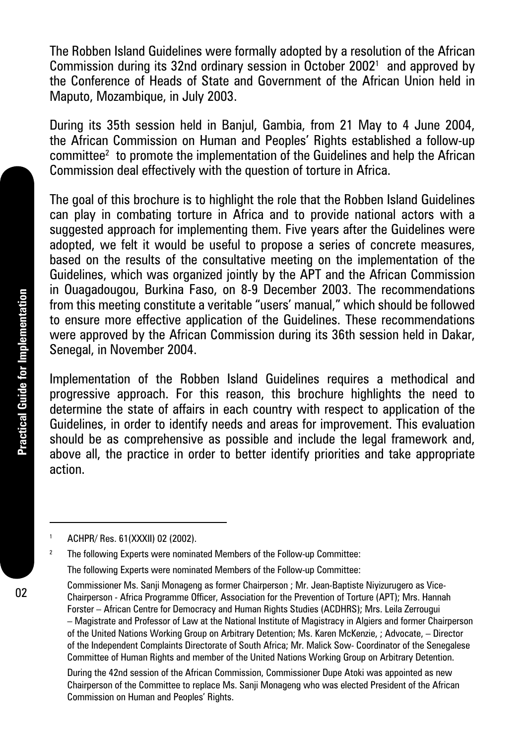The Robben Island Guidelines were formally adopted by a resolution of the African Commission during its 32nd ordinary session in October 2002[1] and approved by the Conference of Heads of State and Government of the African Union held in Maputo, Mozambique, in July 2003.

During its 35th session held in Banjul, Gambia, from 21 May to 4 June 2004, the African Commission on Human and Peoples' Rights established a follow-up committee[2] to promote the implementation of the Guidelines and help the African Commission deal effectively with the question of torture in Africa.

The goal of this brochure is to highlight the role that the Robben Island Guidelines can play in combating torture in Africa and to provide national actors with a suggested approach for implementing them. Five years after the Guidelines were adopted, we felt it would be useful to propose a series of concrete measures, based on the results of the consultative meeting on the implementation of the Guidelines, which was organized jointly by the APT and the African Commission in Ouagadougou, Burkina Faso, on 8-9 December 2003. The recommendations from this meeting constitute a veritable "users' manual," which should be followed to ensure more effective application of the Guidelines. These recommendations were approved by the African Commission during its 36th session held in Dakar, Senegal, in November 2004.

Implementation of the Robben Island Guidelines requires a methodical and progressive approach. For this reason, this brochure highlights the need to determine the state of affairs in each country with respect to application of the Guidelines, in order to identify needs and areas for improvement. This evaluation should be as comprehensive as possible and include the legal framework and, above all, the practice in order to better identify priorities and take appropriate action.

---

[1] ACHPR/ Res. 61(XXXII) 02 (2002).

[2] The following Experts were nominated Members of the Follow-up Committee:

The following Experts were nominated Members of the Follow-up Committee:

Commissioner Ms. Sanji Monageng as former Chairperson ; Mr. Jean-Baptiste Niyizurugero as Vice-Chairperson - Africa Programme Officer, Association for the Prevention of Torture (APT); Mrs. Hannah Forster – African Centre for Democracy and Human Rights Studies (ACDHRS); Mrs. Leila Zerrougui – Magistrate and Professor of Law at the National Institute of Magistracy in Algiers and former Chairperson of the United Nations Working Group on Arbitrary Detention; Ms. Karen McKenzie, ; Advocate, – Director of the Independent Complaints Directorate of South Africa; Mr. Malick Sow- Coordinator of the Senegalese Committee of Human Rights and member of the United Nations Working Group on Arbitrary Detention.

During the 42nd session of the African Commission, Commissioner Dupe Atoki was appointed as new Chairperson of the Committee to replace Ms. Sanji Monageng who was elected President of the African Commission on Human and Peoples' Rights.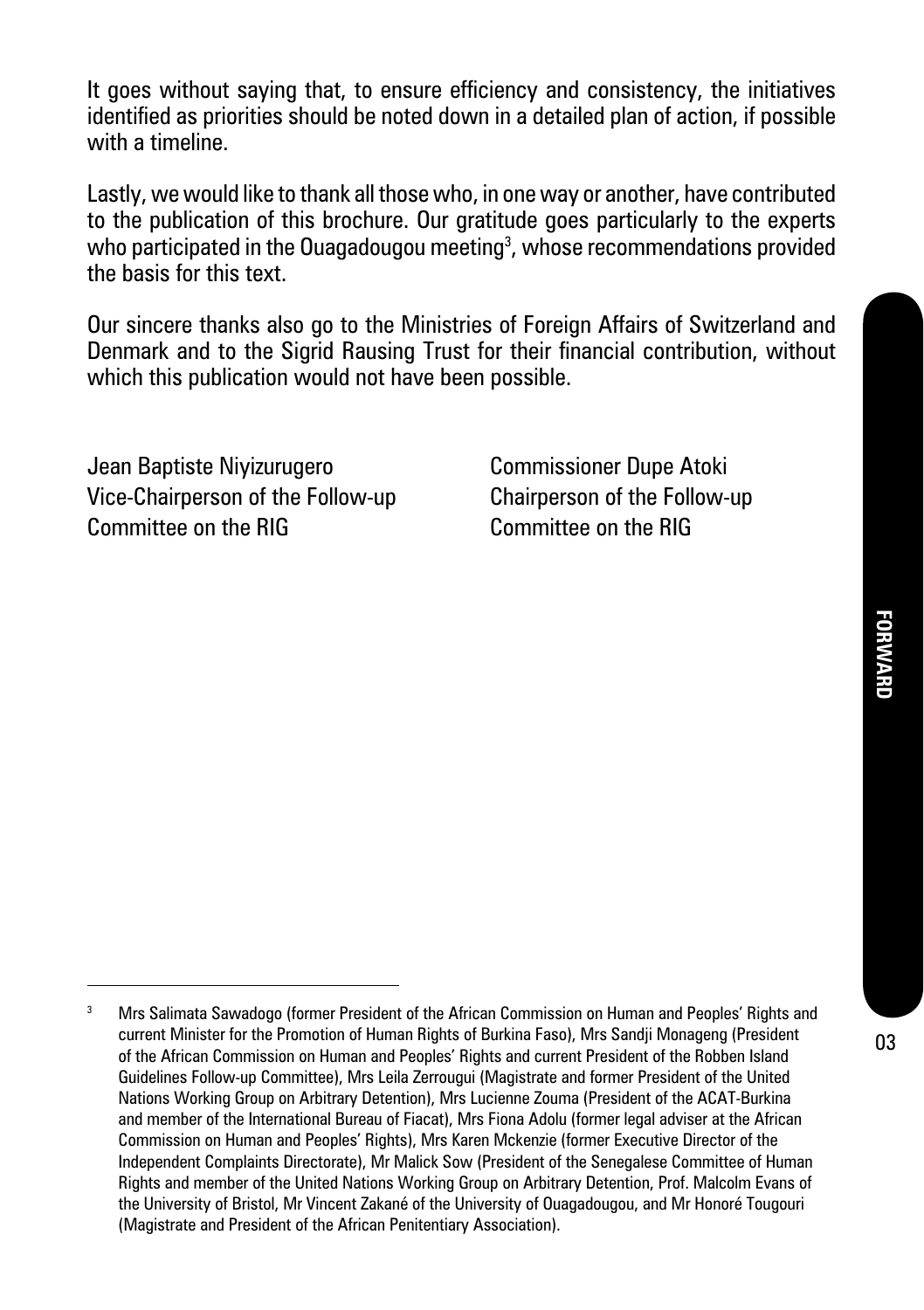It goes without saying that, to ensure efficiency and consistency, the initiatives identified as priorities should be noted down in a detailed plan of action, if possible with a timeline.

Lastly, we would like to thank all those who, in one way or another, have contributed to the publication of this brochure. Our gratitude goes particularly to the experts who participated in the Ouagadougou meeting[3], whose recommendations provided the basis for this text.

Our sincere thanks also go to the Ministries of Foreign Affairs of Switzerland and Denmark and to the Sigrid Rausing Trust for their financial contribution, without which this publication would not have been possible.

Jean Baptiste Niyizurugero
Vice-Chairperson of the Follow-up
Committee on the RIG

Commissioner Dupe Atoki
Chairperson of the Follow-up
Committee on the RIG

---

[3] Mrs Salimata Sawadogo (former President of the African Commission on Human and Peoples' Rights and current Minister for the Promotion of Human Rights of Burkina Faso), Mrs Sandji Monageng (President of the African Commission on Human and Peoples' Rights and current President of the Robben Island Guidelines Follow-up Committee), Mrs Leila Zerrougui (Magistrate and former President of the United Nations Working Group on Arbitrary Detention), Mrs Lucienne Zouma (President of the ACAT-Burkina and member of the International Bureau of Fiacat), Mrs Fiona Adolu (former legal adviser at the African Commission on Human and Peoples' Rights), Mrs Karen Mckenzie (former Executive Director of the Independent Complaints Directorate), Mr Malick Sow (President of the Senegalese Committee of Human Rights and member of the United Nations Working Group on Arbitrary Detention, Prof. Malcolm Evans of the University of Bristol, Mr Vincent Zakané of the University of Ouagadougou, and Mr Honoré Tougouri (Magistrate and President of the African Penitentiary Association).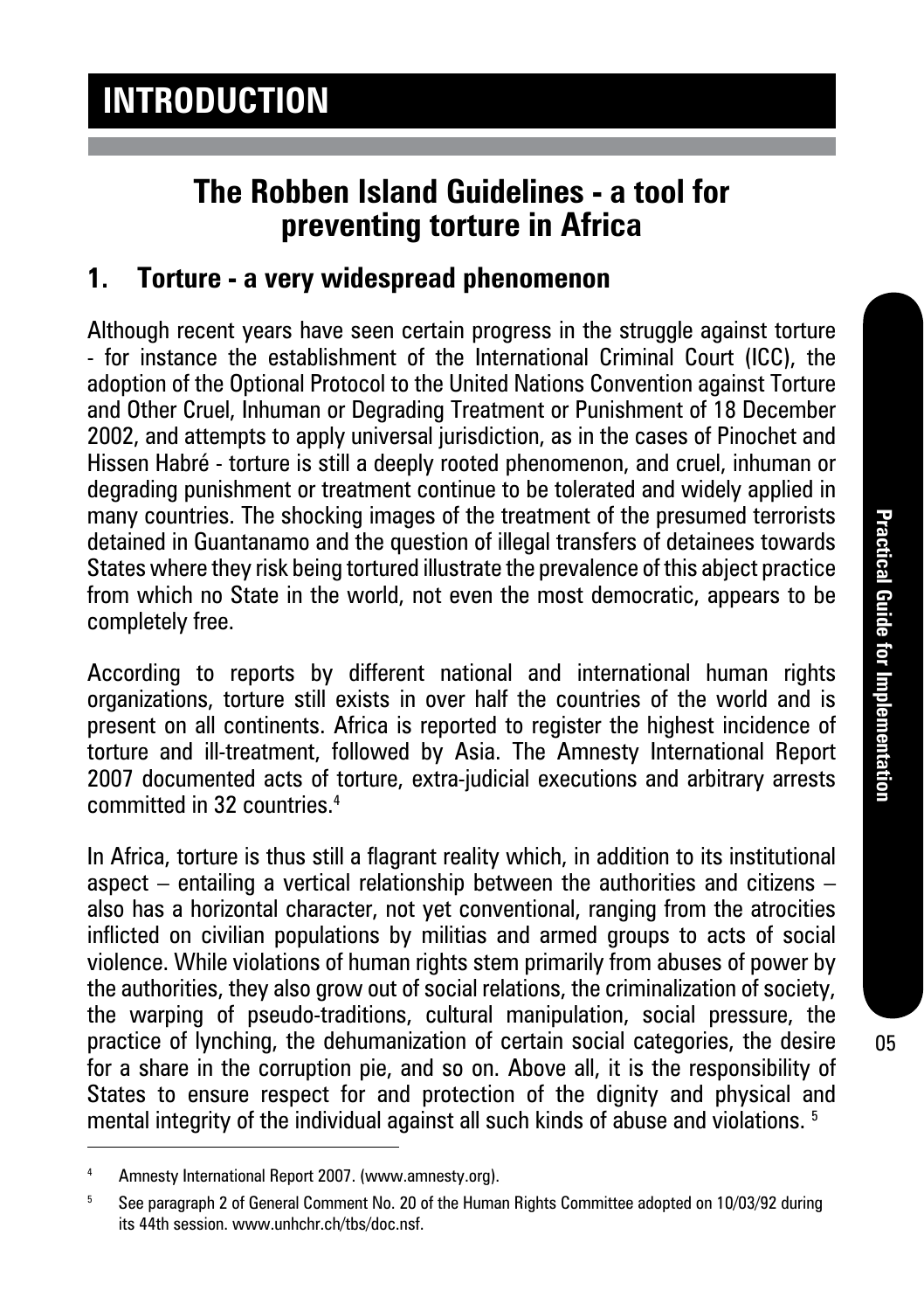# INTRODUCTION

## The Robben Island Guidelines - a tool for preventing torture in Africa

### 1. Torture - a very widespread phenomenon

Although recent years have seen certain progress in the struggle against torture - for instance the establishment of the International Criminal Court (ICC), the adoption of the Optional Protocol to the United Nations Convention against Torture and Other Cruel, Inhuman or Degrading Treatment or Punishment of 18 December 2002, and attempts to apply universal jurisdiction, as in the cases of Pinochet and Hissen Habré - torture is still a deeply rooted phenomenon, and cruel, inhuman or degrading punishment or treatment continue to be tolerated and widely applied in many countries. The shocking images of the treatment of the presumed terrorists detained in Guantanamo and the question of illegal transfers of detainees towards States where they risk being tortured illustrate the prevalence of this abject practice from which no State in the world, not even the most democratic, appears to be completely free.

According to reports by different national and international human rights organizations, torture still exists in over half the countries of the world and is present on all continents. Africa is reported to register the highest incidence of torture and ill-treatment, followed by Asia. The Amnesty International Report 2007 documented acts of torture, extra-judicial executions and arbitrary arrests committed in 32 countries.[4]

In Africa, torture is thus still a flagrant reality which, in addition to its institutional aspect – entailing a vertical relationship between the authorities and citizens – also has a horizontal character, not yet conventional, ranging from the atrocities inflicted on civilian populations by militias and armed groups to acts of social violence. While violations of human rights stem primarily from abuses of power by the authorities, they also grow out of social relations, the criminalization of society, the warping of pseudo-traditions, cultural manipulation, social pressure, the practice of lynching, the dehumanization of certain social categories, the desire for a share in the corruption pie, and so on. Above all, it is the responsibility of States to ensure respect for and protection of the dignity and physical and mental integrity of the individual against all such kinds of abuse and violations. [5]

---

[4] Amnesty International Report 2007. (www.amnesty.org).

[5] See paragraph 2 of General Comment No. 20 of the Human Rights Committee adopted on 10/03/92 during its 44th session. www.unhchr.ch/tbs/doc.nsf.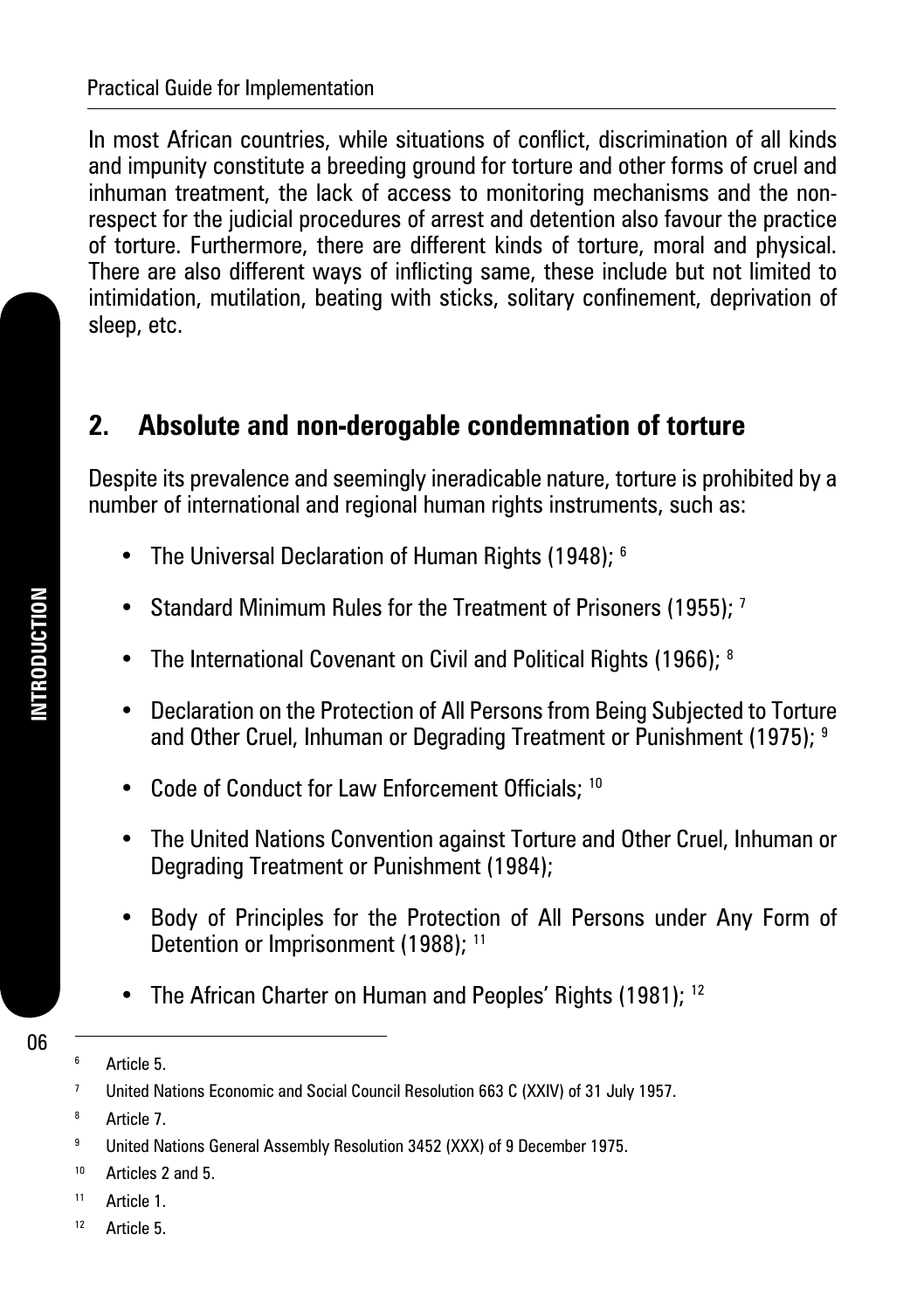In most African countries, while situations of conflict, discrimination of all kinds and impunity constitute a breeding ground for torture and other forms of cruel and inhuman treatment, the lack of access to monitoring mechanisms and the non-respect for the judicial procedures of arrest and detention also favour the practice of torture. Furthermore, there are different kinds of torture, moral and physical. There are also different ways of inflicting same, these include but not limited to intimidation, mutilation, beating with sticks, solitary confinement, deprivation of sleep, etc.

## 2. Absolute and non-derogable condemnation of torture

Despite its prevalence and seemingly ineradicable nature, torture is prohibited by a number of international and regional human rights instruments, such as:

- The Universal Declaration of Human Rights (1948); [6]
- Standard Minimum Rules for the Treatment of Prisoners (1955); [7]
- The International Covenant on Civil and Political Rights (1966); [8]
- Declaration on the Protection of All Persons from Being Subjected to Torture and Other Cruel, Inhuman or Degrading Treatment or Punishment (1975); [9]
- Code of Conduct for Law Enforcement Officials; [10]
- The United Nations Convention against Torture and Other Cruel, Inhuman or Degrading Treatment or Punishment (1984);
- Body of Principles for the Protection of All Persons under Any Form of Detention or Imprisonment (1988); [11]
- The African Charter on Human and Peoples' Rights (1981); [12]

---

[6] Article 5.

[7] United Nations Economic and Social Council Resolution 663 C (XXIV) of 31 July 1957.

[8] Article 7.

[9] United Nations General Assembly Resolution 3452 (XXX) of 9 December 1975.

[10] Articles 2 and 5.

[11] Article 1.

[12] Article 5.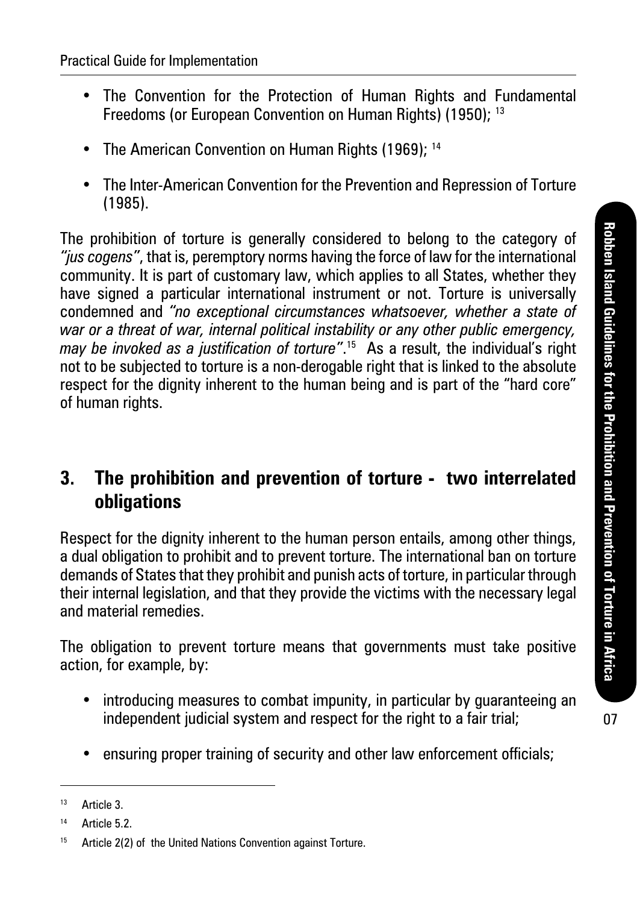- The Convention for the Protection of Human Rights and Fundamental Freedoms (or European Convention on Human Rights) (1950); [13]
- The American Convention on Human Rights (1969); [14]
- The Inter-American Convention for the Prevention and Repression of Torture (1985).

The prohibition of torture is generally considered to belong to the category of *"jus cogens"*, that is, peremptory norms having the force of law for the international community. It is part of customary law, which applies to all States, whether they have signed a particular international instrument or not. Torture is universally condemned and *"no exceptional circumstances whatsoever, whether a state of war or a threat of war, internal political instability or any other public emergency, may be invoked as a justification of torture"*.[15] As a result, the individual's right not to be subjected to torture is a non-derogable right that is linked to the absolute respect for the dignity inherent to the human being and is part of the "hard core" of human rights.

## 3. The prohibition and prevention of torture - two interrelated obligations

Respect for the dignity inherent to the human person entails, among other things, a dual obligation to prohibit and to prevent torture. The international ban on torture demands of States that they prohibit and punish acts of torture, in particular through their internal legislation, and that they provide the victims with the necessary legal and material remedies.

The obligation to prevent torture means that governments must take positive action, for example, by:

- introducing measures to combat impunity, in particular by guaranteeing an independent judicial system and respect for the right to a fair trial;
- ensuring proper training of security and other law enforcement officials;

---

[13] Article 3.

[14] Article 5.2.

[15] Article 2(2) of the United Nations Convention against Torture.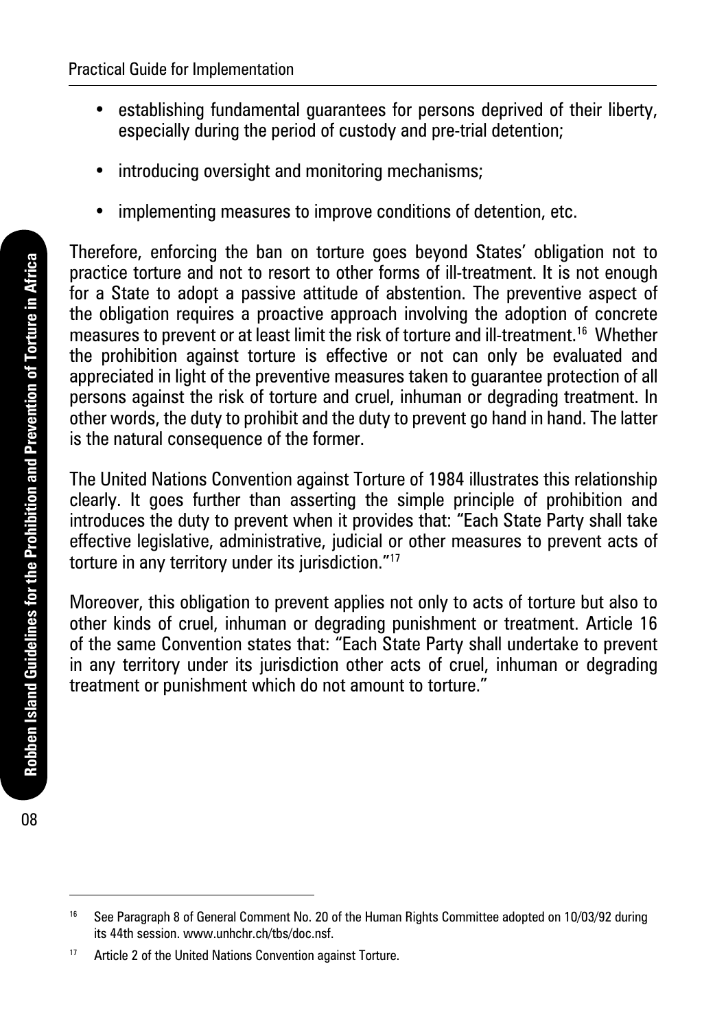- establishing fundamental guarantees for persons deprived of their liberty, especially during the period of custody and pre-trial detention;
- introducing oversight and monitoring mechanisms;
- implementing measures to improve conditions of detention, etc.

Therefore, enforcing the ban on torture goes beyond States' obligation not to practice torture and not to resort to other forms of ill-treatment. It is not enough for a State to adopt a passive attitude of abstention. The preventive aspect of the obligation requires a proactive approach involving the adoption of concrete measures to prevent or at least limit the risk of torture and ill-treatment.[16] Whether the prohibition against torture is effective or not can only be evaluated and appreciated in light of the preventive measures taken to guarantee protection of all persons against the risk of torture and cruel, inhuman or degrading treatment. In other words, the duty to prohibit and the duty to prevent go hand in hand. The latter is the natural consequence of the former.

The United Nations Convention against Torture of 1984 illustrates this relationship clearly. It goes further than asserting the simple principle of prohibition and introduces the duty to prevent when it provides that: "Each State Party shall take effective legislative, administrative, judicial or other measures to prevent acts of torture in any territory under its jurisdiction."[17]

Moreover, this obligation to prevent applies not only to acts of torture but also to other kinds of cruel, inhuman or degrading punishment or treatment. Article 16 of the same Convention states that: "Each State Party shall undertake to prevent in any territory under its jurisdiction other acts of cruel, inhuman or degrading treatment or punishment which do not amount to torture."

---

[16] See Paragraph 8 of General Comment No. 20 of the Human Rights Committee adopted on 10/03/92 during its 44th session. www.unhchr.ch/tbs/doc.nsf.

[17] Article 2 of the United Nations Convention against Torture.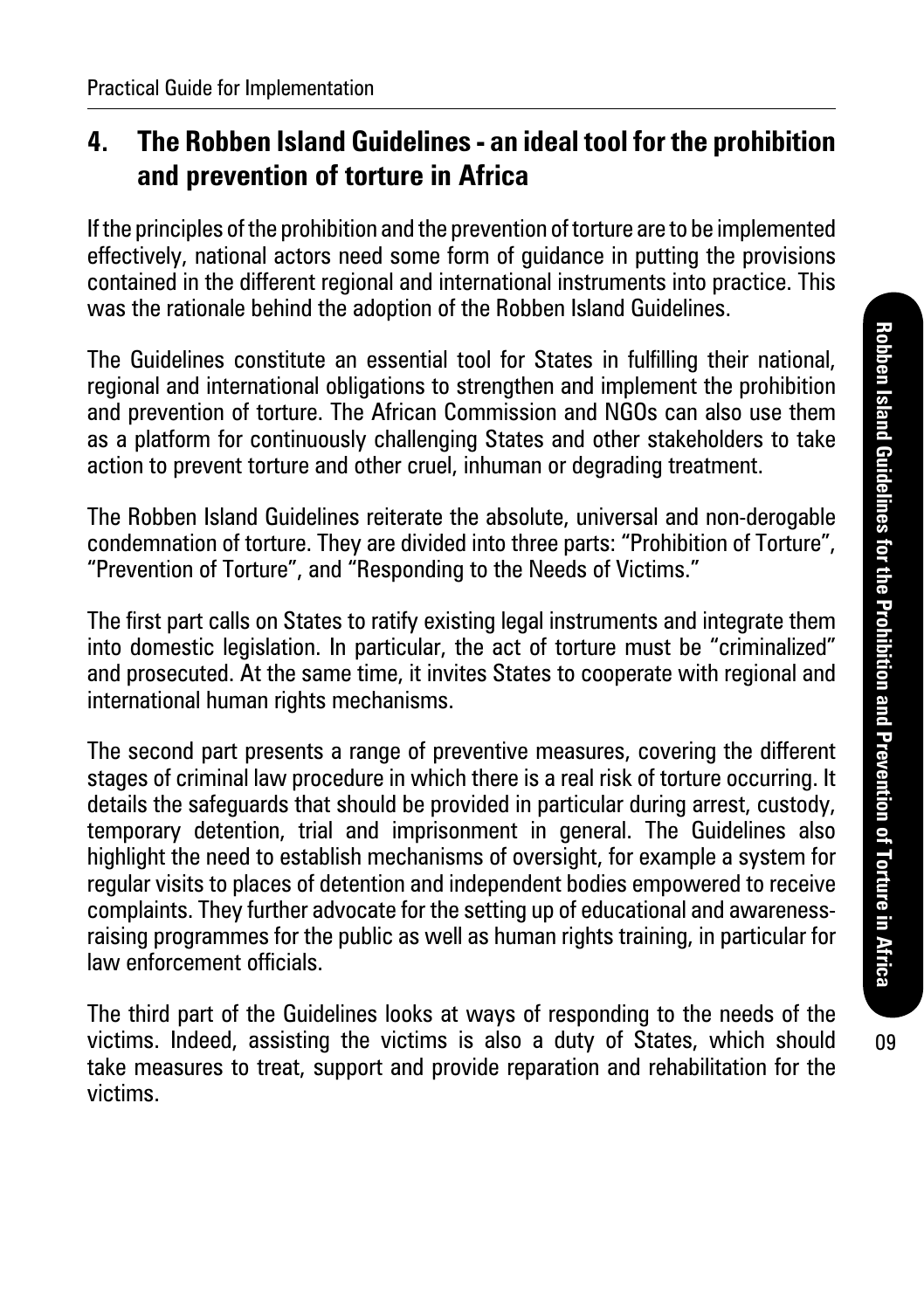## 4. The Robben Island Guidelines - an ideal tool for the prohibition and prevention of torture in Africa

If the principles of the prohibition and the prevention of torture are to be implemented effectively, national actors need some form of guidance in putting the provisions contained in the different regional and international instruments into practice. This was the rationale behind the adoption of the Robben Island Guidelines.

The Guidelines constitute an essential tool for States in fulfilling their national, regional and international obligations to strengthen and implement the prohibition and prevention of torture. The African Commission and NGOs can also use them as a platform for continuously challenging States and other stakeholders to take action to prevent torture and other cruel, inhuman or degrading treatment.

The Robben Island Guidelines reiterate the absolute, universal and non-derogable condemnation of torture. They are divided into three parts: "Prohibition of Torture", "Prevention of Torture", and "Responding to the Needs of Victims."

The first part calls on States to ratify existing legal instruments and integrate them into domestic legislation. In particular, the act of torture must be "criminalized" and prosecuted. At the same time, it invites States to cooperate with regional and international human rights mechanisms.

The second part presents a range of preventive measures, covering the different stages of criminal law procedure in which there is a real risk of torture occurring. It details the safeguards that should be provided in particular during arrest, custody, temporary detention, trial and imprisonment in general. The Guidelines also highlight the need to establish mechanisms of oversight, for example a system for regular visits to places of detention and independent bodies empowered to receive complaints. They further advocate for the setting up of educational and awareness-raising programmes for the public as well as human rights training, in particular for law enforcement officials.

The third part of the Guidelines looks at ways of responding to the needs of the victims. Indeed, assisting the victims is also a duty of States, which should take measures to treat, support and provide reparation and rehabilitation for the victims.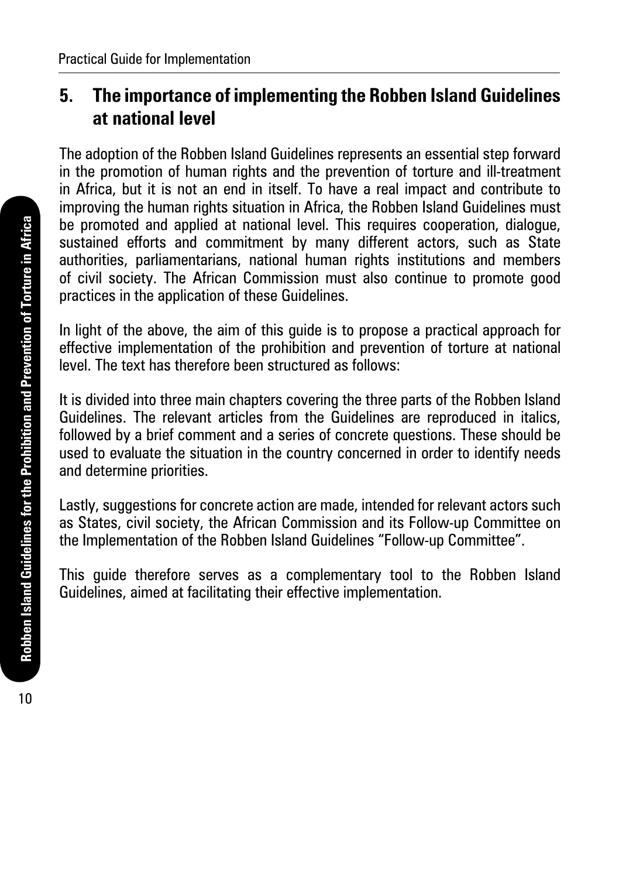## 5. The importance of implementing the Robben Island Guidelines at national level

The adoption of the Robben Island Guidelines represents an essential step forward in the promotion of human rights and the prevention of torture and ill-treatment in Africa, but it is not an end in itself. To have a real impact and contribute to improving the human rights situation in Africa, the Robben Island Guidelines must be promoted and applied at national level. This requires cooperation, dialogue, sustained efforts and commitment by many different actors, such as State authorities, parliamentarians, national human rights institutions and members of civil society. The African Commission must also continue to promote good practices in the application of these Guidelines.

In light of the above, the aim of this guide is to propose a practical approach for effective implementation of the prohibition and prevention of torture at national level. The text has therefore been structured as follows:

It is divided into three main chapters covering the three parts of the Robben Island Guidelines. The relevant articles from the Guidelines are reproduced in italics, followed by a brief comment and a series of concrete questions. These should be used to evaluate the situation in the country concerned in order to identify needs and determine priorities.

Lastly, suggestions for concrete action are made, intended for relevant actors such as States, civil society, the African Commission and its Follow-up Committee on the Implementation of the Robben Island Guidelines "Follow-up Committee".

This guide therefore serves as a complementary tool to the Robben Island Guidelines, aimed at facilitating their effective implementation.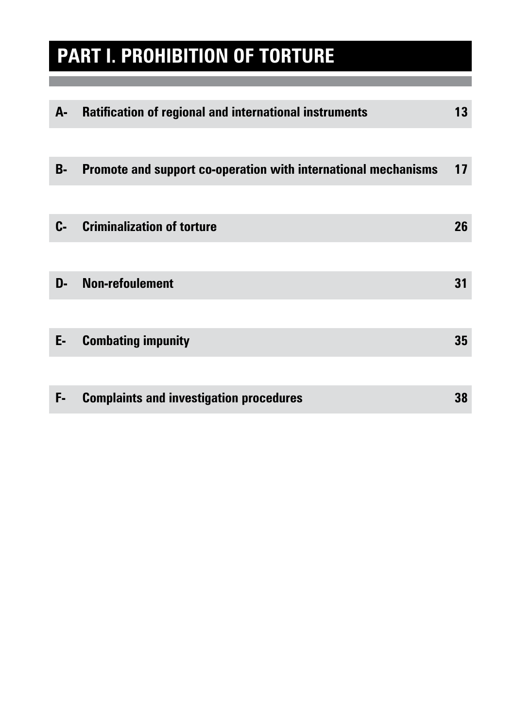# PART I. PROHIBITION OF TORTURE

| | | |
|---|---|---|
| **A-** | **Ratification of regional and international instruments** | **13** |
| **B-** | **Promote and support co-operation with international mechanisms** | **17** |
| **C-** | **Criminalization of torture** | **26** |
| **D-** | **Non-refoulement** | **31** |
| **E-** | **Combating impunity** | **35** |
| **F-** | **Complaints and investigation procedures** | **38** |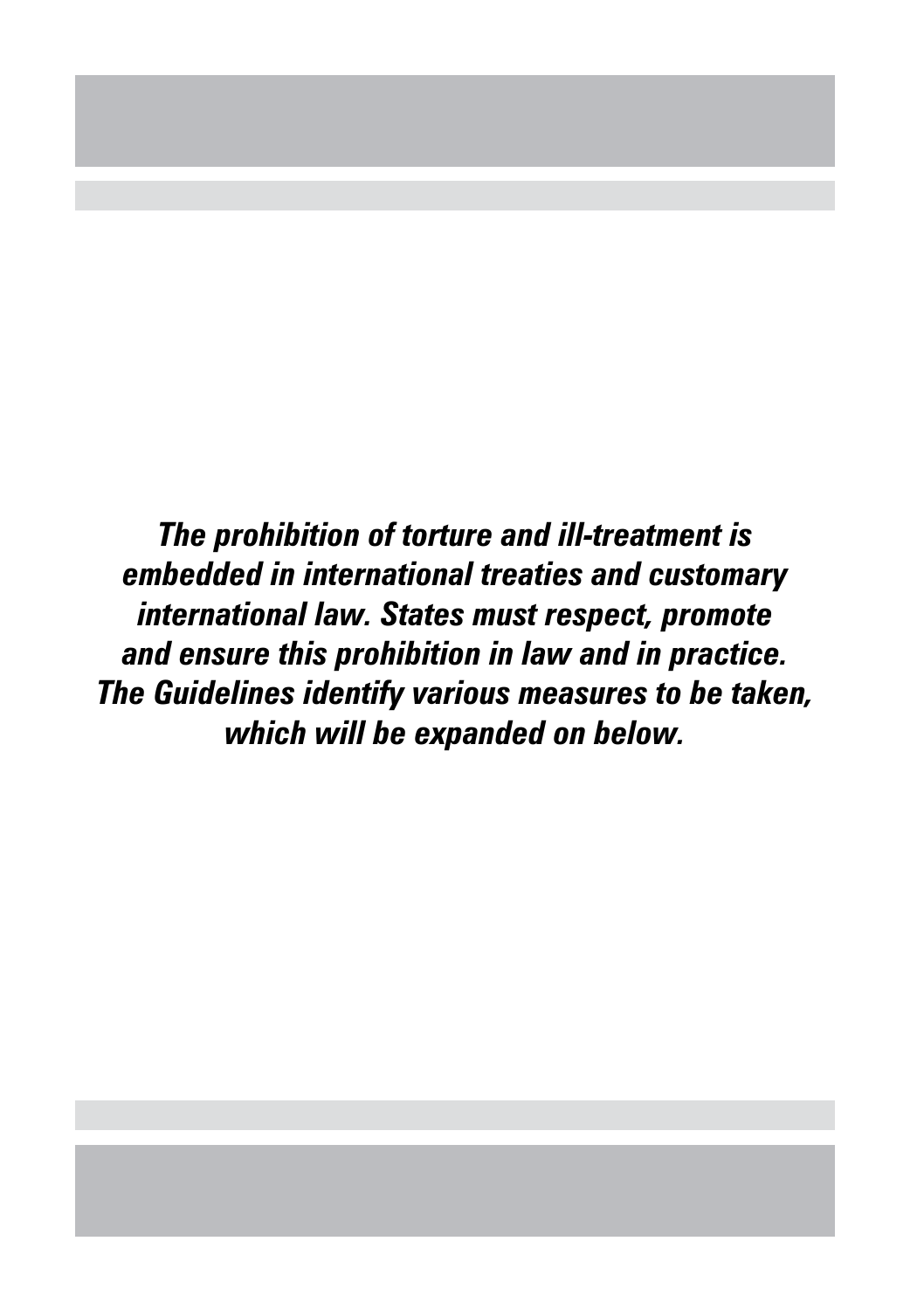***The prohibition of torture and ill-treatment is embedded in international treaties and customary international law. States must respect, promote and ensure this prohibition in law and in practice. The Guidelines identify various measures to be taken, which will be expanded on below.***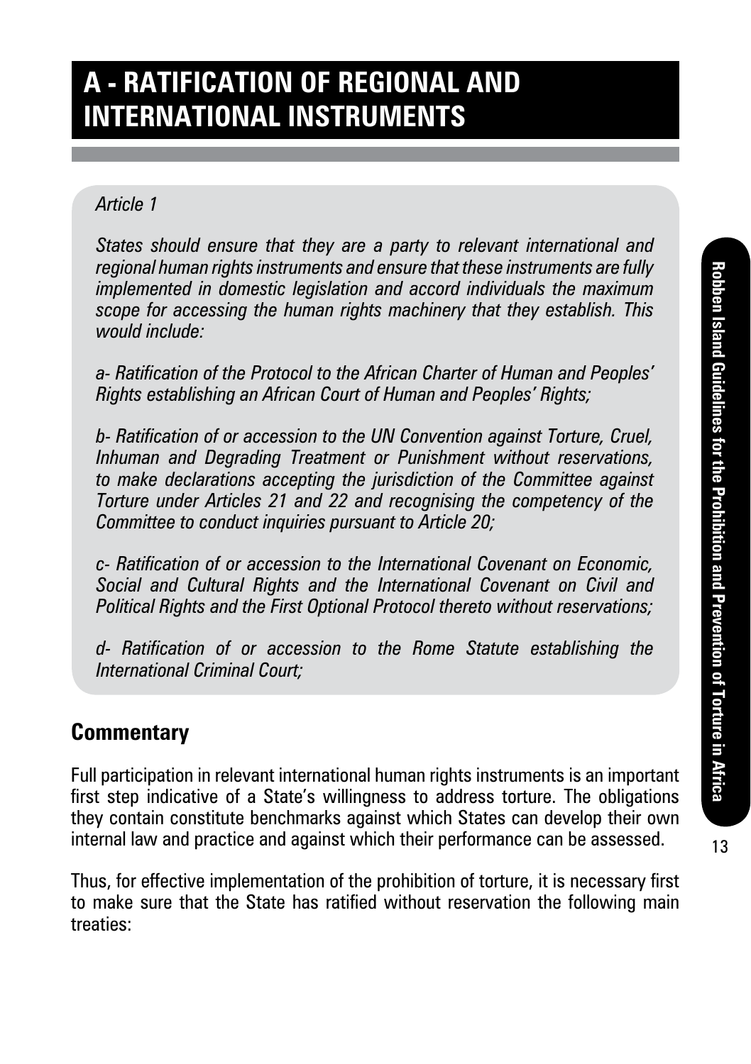# A - RATIFICATION OF REGIONAL AND INTERNATIONAL INSTRUMENTS

*Article 1*

*States should ensure that they are a party to relevant international and regional human rights instruments and ensure that these instruments are fully implemented in domestic legislation and accord individuals the maximum scope for accessing the human rights machinery that they establish. This would include:*

*a- Ratification of the Protocol to the African Charter of Human and Peoples' Rights establishing an African Court of Human and Peoples' Rights;*

*b- Ratification of or accession to the UN Convention against Torture, Cruel, Inhuman and Degrading Treatment or Punishment without reservations, to make declarations accepting the jurisdiction of the Committee against Torture under Articles 21 and 22 and recognising the competency of the Committee to conduct inquiries pursuant to Article 20;*

*c- Ratification of or accession to the International Covenant on Economic, Social and Cultural Rights and the International Covenant on Civil and Political Rights and the First Optional Protocol thereto without reservations;*

*d- Ratification of or accession to the Rome Statute establishing the International Criminal Court;*

## Commentary

Full participation in relevant international human rights instruments is an important first step indicative of a State's willingness to address torture. The obligations they contain constitute benchmarks against which States can develop their own internal law and practice and against which their performance can be assessed.

Thus, for effective implementation of the prohibition of torture, it is necessary first to make sure that the State has ratified without reservation the following main treaties: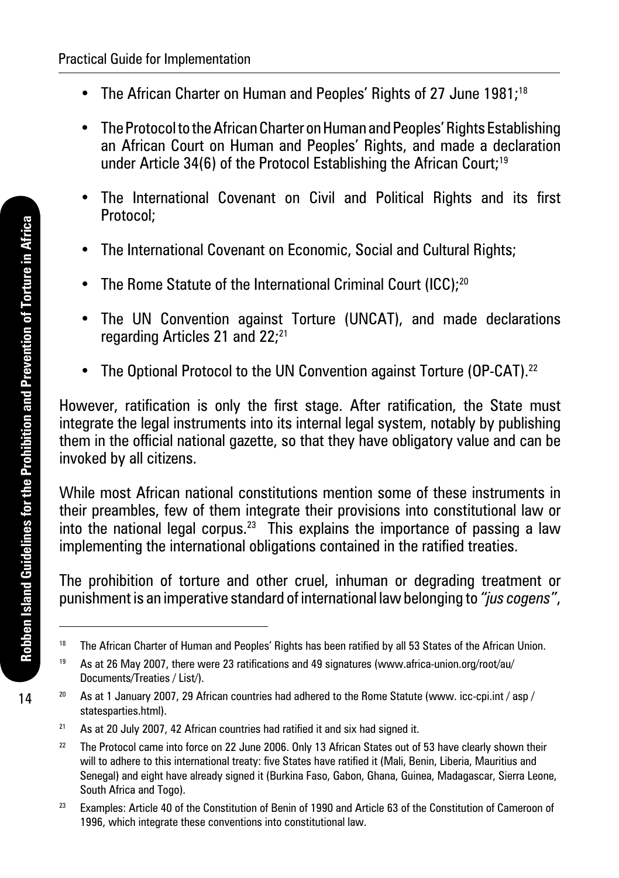- The African Charter on Human and Peoples' Rights of 27 June 1981;[18]
- The Protocol to the African Charter on Human and Peoples' Rights Establishing an African Court on Human and Peoples' Rights, and made a declaration under Article 34(6) of the Protocol Establishing the African Court;[19]
- The International Covenant on Civil and Political Rights and its first Protocol;
- The International Covenant on Economic, Social and Cultural Rights;
- The Rome Statute of the International Criminal Court (ICC);[20]
- The UN Convention against Torture (UNCAT), and made declarations regarding Articles 21 and 22;[21]
- The Optional Protocol to the UN Convention against Torture (OP-CAT).[22]

However, ratification is only the first stage. After ratification, the State must integrate the legal instruments into its internal legal system, notably by publishing them in the official national gazette, so that they have obligatory value and can be invoked by all citizens.

While most African national constitutions mention some of these instruments in their preambles, few of them integrate their provisions into constitutional law or into the national legal corpus.[23] This explains the importance of passing a law implementing the international obligations contained in the ratified treaties.

The prohibition of torture and other cruel, inhuman or degrading treatment or punishment is an imperative standard of international law belonging to *"jus cogens"*,

---

[18] The African Charter of Human and Peoples' Rights has been ratified by all 53 States of the African Union.

[19] As at 26 May 2007, there were 23 ratifications and 49 signatures (www.africa-union.org/root/au/Documents/Treaties / List/).

[20] As at 1 January 2007, 29 African countries had adhered to the Rome Statute (www. icc-cpi.int / asp / statesparties.html).

[21] As at 20 July 2007, 42 African countries had ratified it and six had signed it.

[22] The Protocol came into force on 22 June 2006. Only 13 African States out of 53 have clearly shown their will to adhere to this international treaty: five States have ratified it (Mali, Benin, Liberia, Mauritius and Senegal) and eight have already signed it (Burkina Faso, Gabon, Ghana, Guinea, Madagascar, Sierra Leone, South Africa and Togo).

[23] Examples: Article 40 of the Constitution of Benin of 1990 and Article 63 of the Constitution of Cameroon of 1996, which integrate these conventions into constitutional law.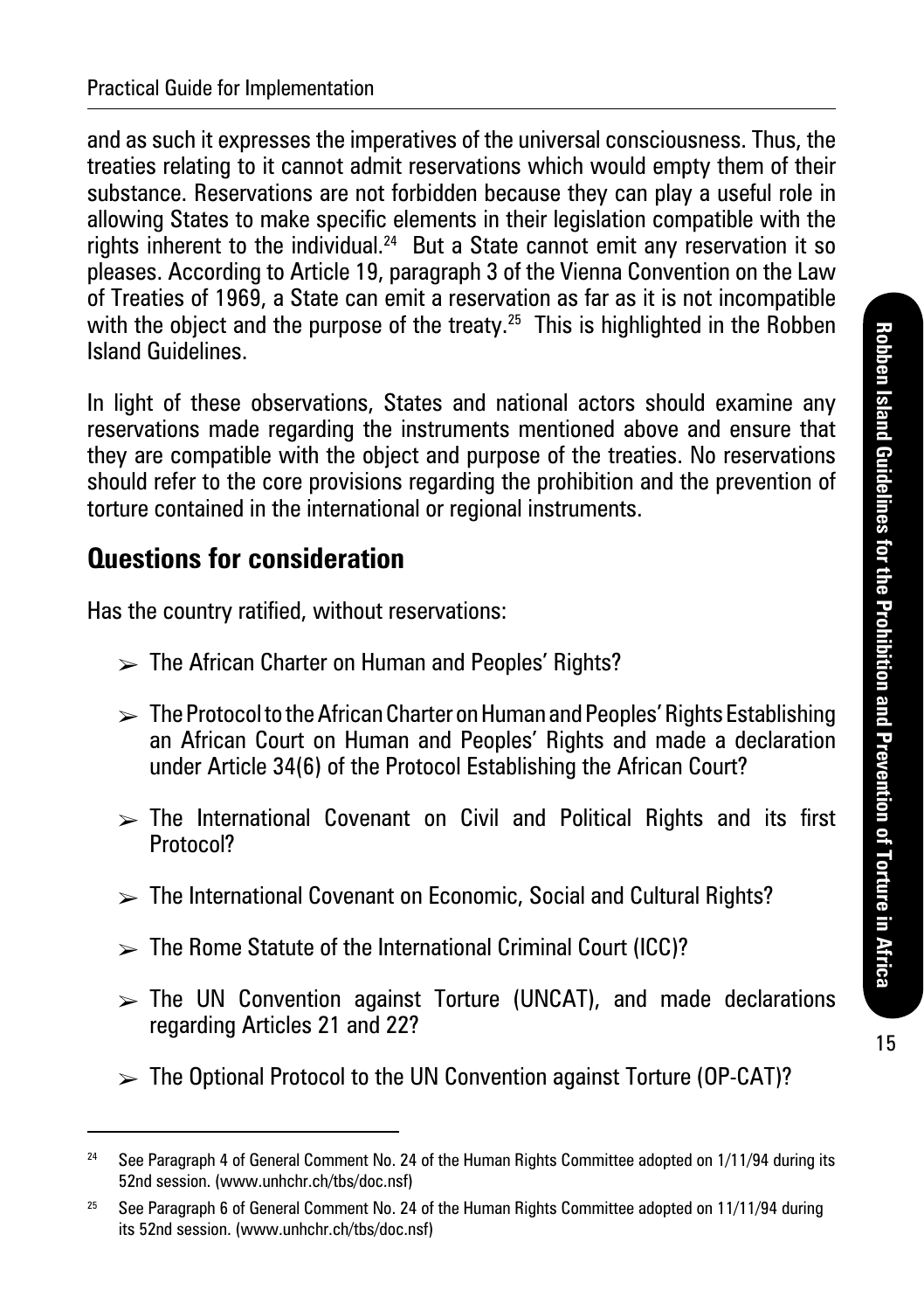and as such it expresses the imperatives of the universal consciousness. Thus, the treaties relating to it cannot admit reservations which would empty them of their substance. Reservations are not forbidden because they can play a useful role in allowing States to make specific elements in their legislation compatible with the rights inherent to the individual.[24] But a State cannot emit any reservation it so pleases. According to Article 19, paragraph 3 of the Vienna Convention on the Law of Treaties of 1969, a State can emit a reservation as far as it is not incompatible with the object and the purpose of the treaty.[25] This is highlighted in the Robben Island Guidelines.

In light of these observations, States and national actors should examine any reservations made regarding the instruments mentioned above and ensure that they are compatible with the object and purpose of the treaties. No reservations should refer to the core provisions regarding the prohibition and the prevention of torture contained in the international or regional instruments.

## Questions for consideration

Has the country ratified, without reservations:

- The African Charter on Human and Peoples' Rights?
- The Protocol to the African Charter on Human and Peoples' Rights Establishing an African Court on Human and Peoples' Rights and made a declaration under Article 34(6) of the Protocol Establishing the African Court?
- The International Covenant on Civil and Political Rights and its first Protocol?
- The International Covenant on Economic, Social and Cultural Rights?
- The Rome Statute of the International Criminal Court (ICC)?
- The UN Convention against Torture (UNCAT), and made declarations regarding Articles 21 and 22?
- The Optional Protocol to the UN Convention against Torture (OP-CAT)?

---

[24] See Paragraph 4 of General Comment No. 24 of the Human Rights Committee adopted on 1/11/94 during its 52nd session. (www.unhchr.ch/tbs/doc.nsf)

[25] See Paragraph 6 of General Comment No. 24 of the Human Rights Committee adopted on 11/11/94 during its 52nd session. (www.unhchr.ch/tbs/doc.nsf)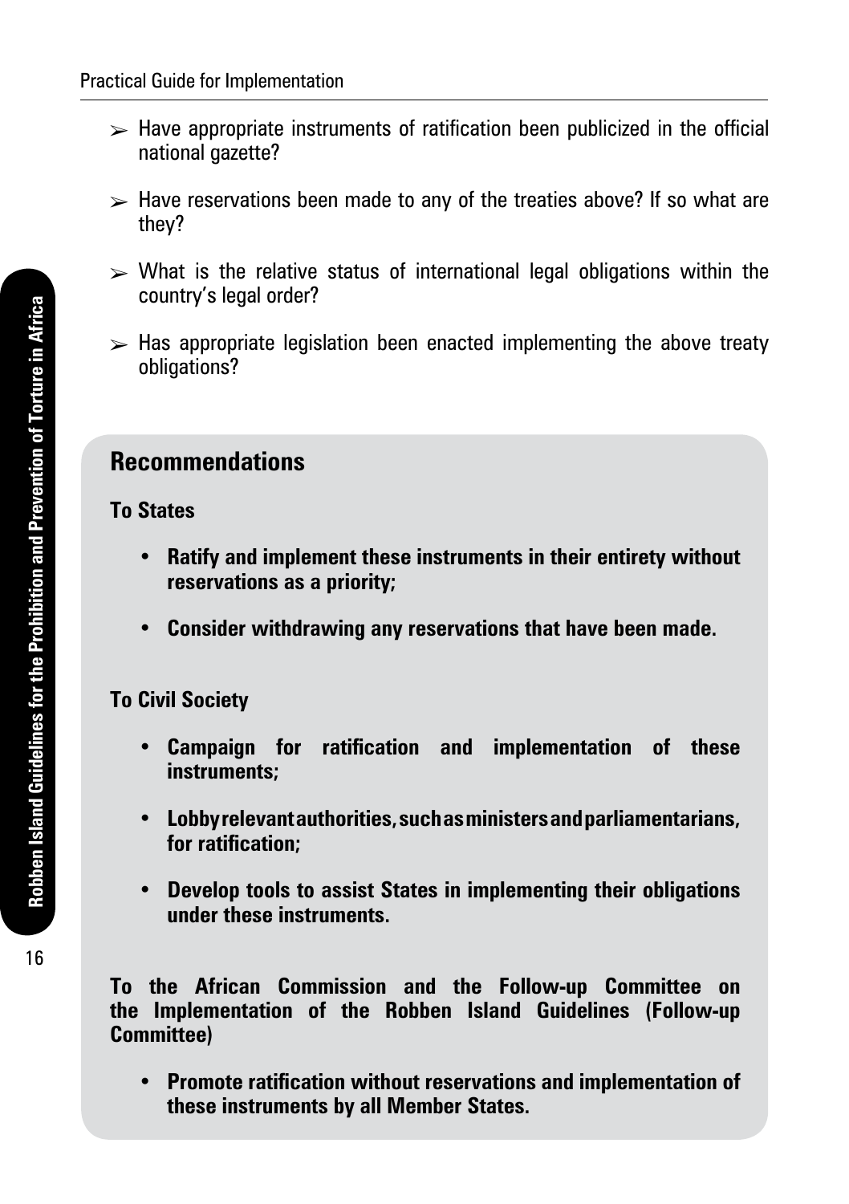- Have appropriate instruments of ratification been publicized in the official national gazette?
- Have reservations been made to any of the treaties above? If so what are they?
- What is the relative status of international legal obligations within the country's legal order?
- Has appropriate legislation been enacted implementing the above treaty obligations?

## Recommendations

**To States**

- **Ratify and implement these instruments in their entirety without reservations as a priority;**
- **Consider withdrawing any reservations that have been made.**

**To Civil Society**

- **Campaign for ratification and implementation of these instruments;**
- **Lobby relevant authorities, such as ministers and parliamentarians, for ratification;**
- **Develop tools to assist States in implementing their obligations under these instruments.**

**To the African Commission and the Follow-up Committee on the Implementation of the Robben Island Guidelines (Follow-up Committee)**

- **Promote ratification without reservations and implementation of these instruments by all Member States.**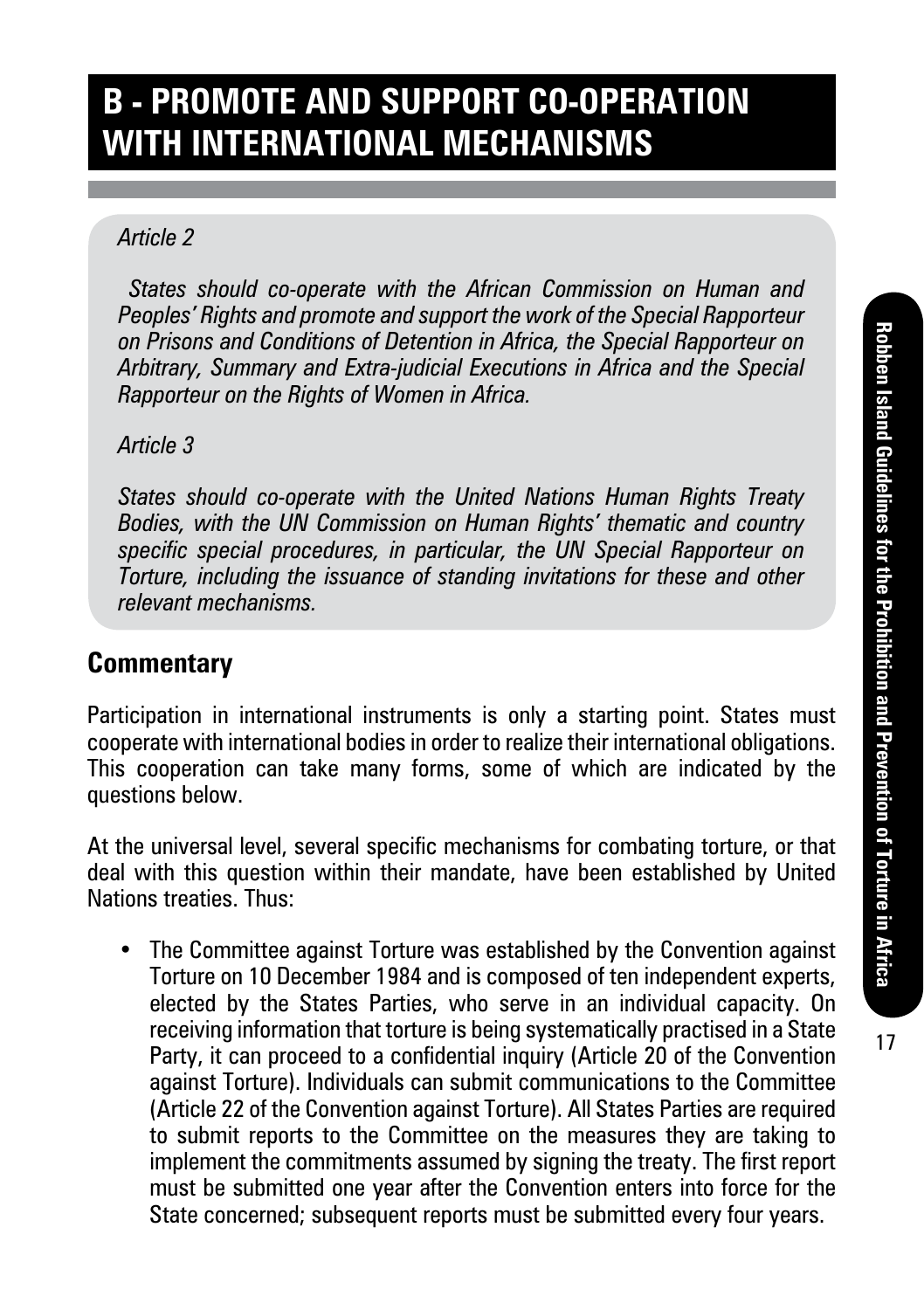# B - PROMOTE AND SUPPORT CO-OPERATION WITH INTERNATIONAL MECHANISMS

*Article 2*

*States should co-operate with the African Commission on Human and Peoples' Rights and promote and support the work of the Special Rapporteur on Prisons and Conditions of Detention in Africa, the Special Rapporteur on Arbitrary, Summary and Extra-judicial Executions in Africa and the Special Rapporteur on the Rights of Women in Africa.*

*Article 3*

*States should co-operate with the United Nations Human Rights Treaty Bodies, with the UN Commission on Human Rights' thematic and country specific special procedures, in particular, the UN Special Rapporteur on Torture, including the issuance of standing invitations for these and other relevant mechanisms.*

## Commentary

Participation in international instruments is only a starting point. States must cooperate with international bodies in order to realize their international obligations. This cooperation can take many forms, some of which are indicated by the questions below.

At the universal level, several specific mechanisms for combating torture, or that deal with this question within their mandate, have been established by United Nations treaties. Thus:

- The Committee against Torture was established by the Convention against Torture on 10 December 1984 and is composed of ten independent experts, elected by the States Parties, who serve in an individual capacity. On receiving information that torture is being systematically practised in a State Party, it can proceed to a confidential inquiry (Article 20 of the Convention against Torture). Individuals can submit communications to the Committee (Article 22 of the Convention against Torture). All States Parties are required to submit reports to the Committee on the measures they are taking to implement the commitments assumed by signing the treaty. The first report must be submitted one year after the Convention enters into force for the State concerned; subsequent reports must be submitted every four years.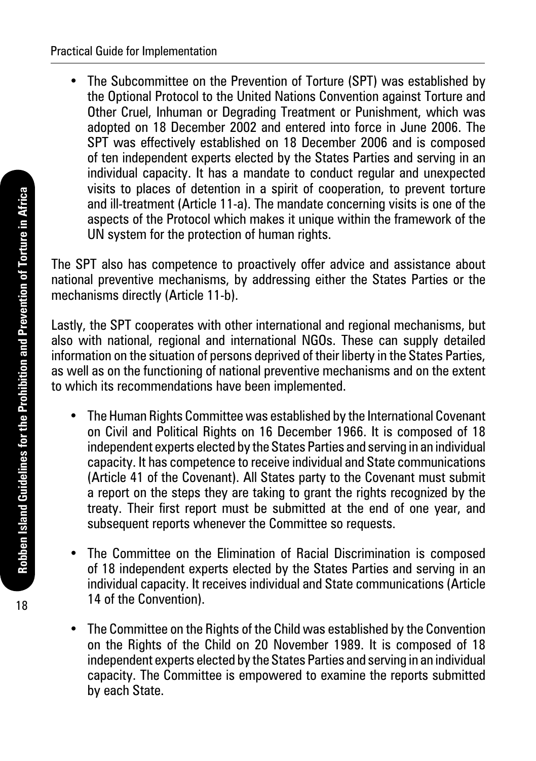- The Subcommittee on the Prevention of Torture (SPT) was established by the Optional Protocol to the United Nations Convention against Torture and Other Cruel, Inhuman or Degrading Treatment or Punishment, which was adopted on 18 December 2002 and entered into force in June 2006. The SPT was effectively established on 18 December 2006 and is composed of ten independent experts elected by the States Parties and serving in an individual capacity. It has a mandate to conduct regular and unexpected visits to places of detention in a spirit of cooperation, to prevent torture and ill-treatment (Article 11-a). The mandate concerning visits is one of the aspects of the Protocol which makes it unique within the framework of the UN system for the protection of human rights.

The SPT also has competence to proactively offer advice and assistance about national preventive mechanisms, by addressing either the States Parties or the mechanisms directly (Article 11-b).

Lastly, the SPT cooperates with other international and regional mechanisms, but also with national, regional and international NGOs. These can supply detailed information on the situation of persons deprived of their liberty in the States Parties, as well as on the functioning of national preventive mechanisms and on the extent to which its recommendations have been implemented.

- The Human Rights Committee was established by the International Covenant on Civil and Political Rights on 16 December 1966. It is composed of 18 independent experts elected by the States Parties and serving in an individual capacity. It has competence to receive individual and State communications (Article 41 of the Covenant). All States party to the Covenant must submit a report on the steps they are taking to grant the rights recognized by the treaty. Their first report must be submitted at the end of one year, and subsequent reports whenever the Committee so requests.

- The Committee on the Elimination of Racial Discrimination is composed of 18 independent experts elected by the States Parties and serving in an individual capacity. It receives individual and State communications (Article 14 of the Convention).

- The Committee on the Rights of the Child was established by the Convention on the Rights of the Child on 20 November 1989. It is composed of 18 independent experts elected by the States Parties and serving in an individual capacity. The Committee is empowered to examine the reports submitted by each State.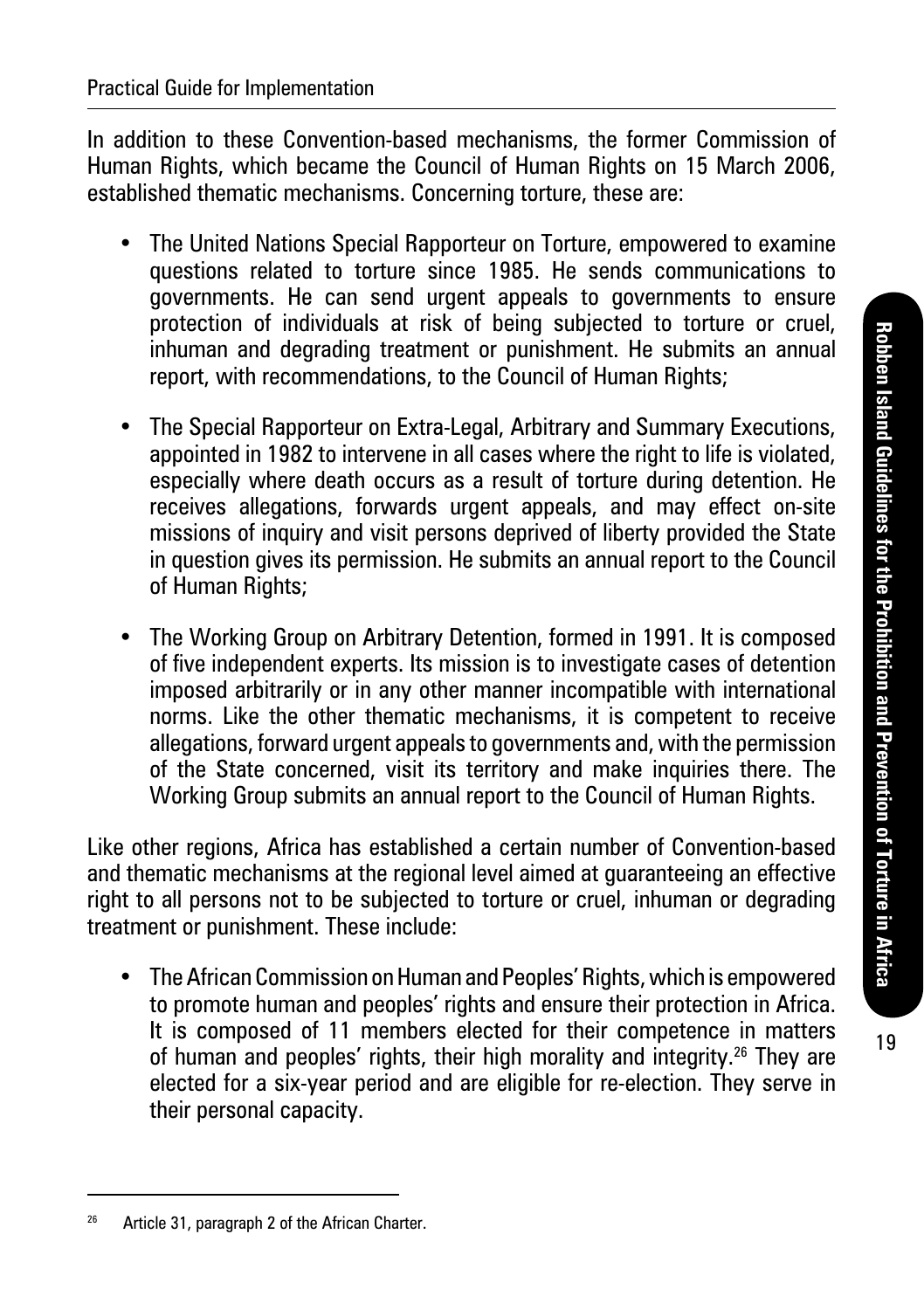In addition to these Convention-based mechanisms, the former Commission of Human Rights, which became the Council of Human Rights on 15 March 2006, established thematic mechanisms. Concerning torture, these are:

- The United Nations Special Rapporteur on Torture, empowered to examine questions related to torture since 1985. He sends communications to governments. He can send urgent appeals to governments to ensure protection of individuals at risk of being subjected to torture or cruel, inhuman and degrading treatment or punishment. He submits an annual report, with recommendations, to the Council of Human Rights;

- The Special Rapporteur on Extra-Legal, Arbitrary and Summary Executions, appointed in 1982 to intervene in all cases where the right to life is violated, especially where death occurs as a result of torture during detention. He receives allegations, forwards urgent appeals, and may effect on-site missions of inquiry and visit persons deprived of liberty provided the State in question gives its permission. He submits an annual report to the Council of Human Rights;

- The Working Group on Arbitrary Detention, formed in 1991. It is composed of five independent experts. Its mission is to investigate cases of detention imposed arbitrarily or in any other manner incompatible with international norms. Like the other thematic mechanisms, it is competent to receive allegations, forward urgent appeals to governments and, with the permission of the State concerned, visit its territory and make inquiries there. The Working Group submits an annual report to the Council of Human Rights.

Like other regions, Africa has established a certain number of Convention-based and thematic mechanisms at the regional level aimed at guaranteeing an effective right to all persons not to be subjected to torture or cruel, inhuman or degrading treatment or punishment. These include:

- The African Commission on Human and Peoples' Rights, which is empowered to promote human and peoples' rights and ensure their protection in Africa. It is composed of 11 members elected for their competence in matters of human and peoples' rights, their high morality and integrity.[26] They are elected for a six-year period and are eligible for re-election. They serve in their personal capacity.

[26] Article 31, paragraph 2 of the African Charter.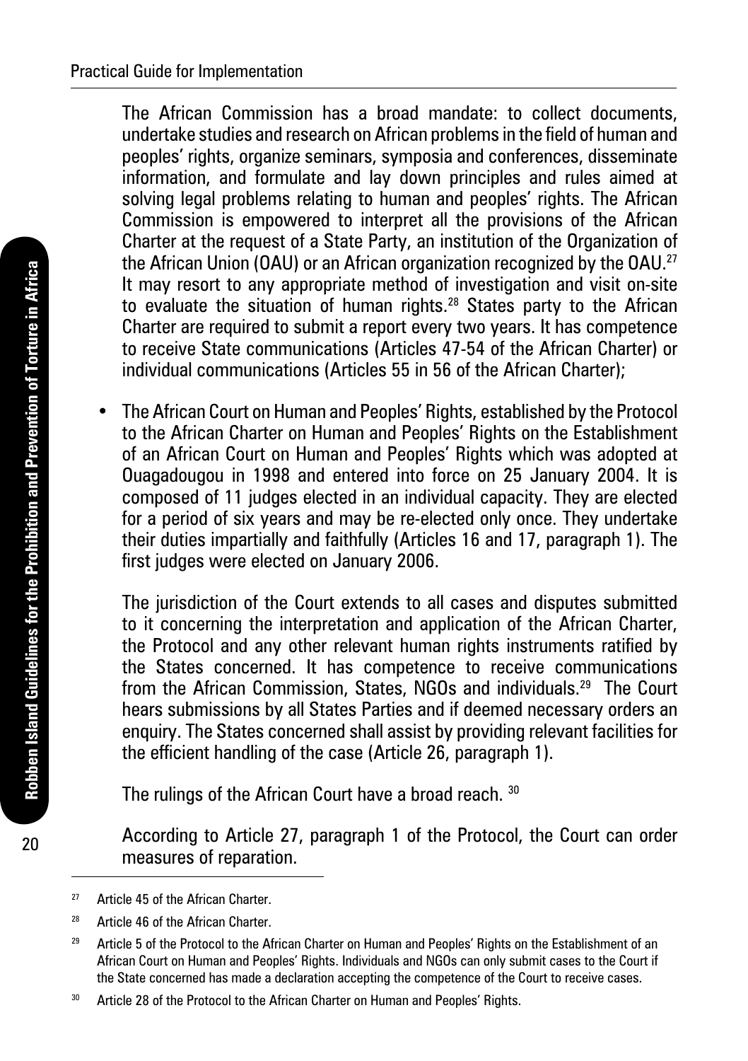The African Commission has a broad mandate: to collect documents, undertake studies and research on African problems in the field of human and peoples' rights, organize seminars, symposia and conferences, disseminate information, and formulate and lay down principles and rules aimed at solving legal problems relating to human and peoples' rights. The African Commission is empowered to interpret all the provisions of the African Charter at the request of a State Party, an institution of the Organization of the African Union (OAU) or an African organization recognized by the OAU.[27] It may resort to any appropriate method of investigation and visit on-site to evaluate the situation of human rights.[28] States party to the African Charter are required to submit a report every two years. It has competence to receive State communications (Articles 47-54 of the African Charter) or individual communications (Articles 55 in 56 of the African Charter);

- The African Court on Human and Peoples' Rights, established by the Protocol to the African Charter on Human and Peoples' Rights on the Establishment of an African Court on Human and Peoples' Rights which was adopted at Ouagadougou in 1998 and entered into force on 25 January 2004. It is composed of 11 judges elected in an individual capacity. They are elected for a period of six years and may be re-elected only once. They undertake their duties impartially and faithfully (Articles 16 and 17, paragraph 1). The first judges were elected on January 2006.

  The jurisdiction of the Court extends to all cases and disputes submitted to it concerning the interpretation and application of the African Charter, the Protocol and any other relevant human rights instruments ratified by the States concerned. It has competence to receive communications from the African Commission, States, NGOs and individuals.[29] The Court hears submissions by all States Parties and if deemed necessary orders an enquiry. The States concerned shall assist by providing relevant facilities for the efficient handling of the case (Article 26, paragraph 1).

  The rulings of the African Court have a broad reach. [30]

  According to Article 27, paragraph 1 of the Protocol, the Court can order measures of reparation.

---

[27] Article 45 of the African Charter.

[28] Article 46 of the African Charter.

[29] Article 5 of the Protocol to the African Charter on Human and Peoples' Rights on the Establishment of an African Court on Human and Peoples' Rights. Individuals and NGOs can only submit cases to the Court if the State concerned has made a declaration accepting the competence of the Court to receive cases.

[30] Article 28 of the Protocol to the African Charter on Human and Peoples' Rights.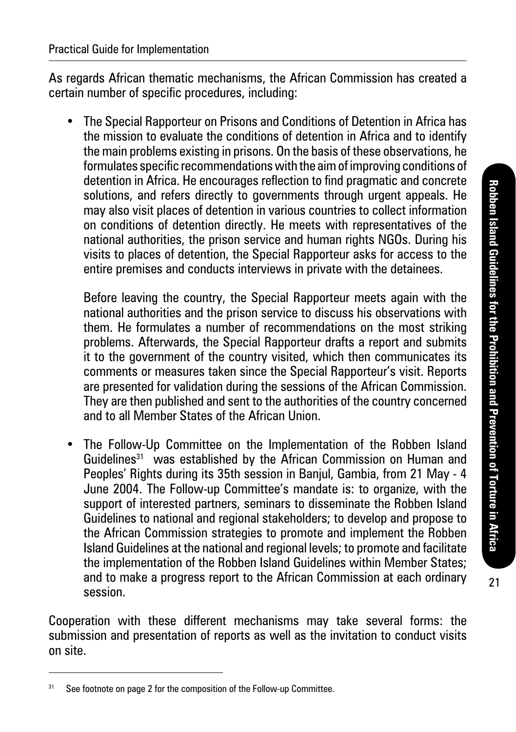As regards African thematic mechanisms, the African Commission has created a certain number of specific procedures, including:

- The Special Rapporteur on Prisons and Conditions of Detention in Africa has the mission to evaluate the conditions of detention in Africa and to identify the main problems existing in prisons. On the basis of these observations, he formulates specific recommendations with the aim of improving conditions of detention in Africa. He encourages reflection to find pragmatic and concrete solutions, and refers directly to governments through urgent appeals. He may also visit places of detention in various countries to collect information on conditions of detention directly. He meets with representatives of the national authorities, the prison service and human rights NGOs. During his visits to places of detention, the Special Rapporteur asks for access to the entire premises and conducts interviews in private with the detainees.

  Before leaving the country, the Special Rapporteur meets again with the national authorities and the prison service to discuss his observations with them. He formulates a number of recommendations on the most striking problems. Afterwards, the Special Rapporteur drafts a report and submits it to the government of the country visited, which then communicates its comments or measures taken since the Special Rapporteur's visit. Reports are presented for validation during the sessions of the African Commission. They are then published and sent to the authorities of the country concerned and to all Member States of the African Union.

- The Follow-Up Committee on the Implementation of the Robben Island Guidelines[31] was established by the African Commission on Human and Peoples' Rights during its 35th session in Banjul, Gambia, from 21 May - 4 June 2004. The Follow-up Committee's mandate is: to organize, with the support of interested partners, seminars to disseminate the Robben Island Guidelines to national and regional stakeholders; to develop and propose to the African Commission strategies to promote and implement the Robben Island Guidelines at the national and regional levels; to promote and facilitate the implementation of the Robben Island Guidelines within Member States; and to make a progress report to the African Commission at each ordinary session.

Cooperation with these different mechanisms may take several forms: the submission and presentation of reports as well as the invitation to conduct visits on site.

---

[31] See footnote on page 2 for the composition of the Follow-up Committee.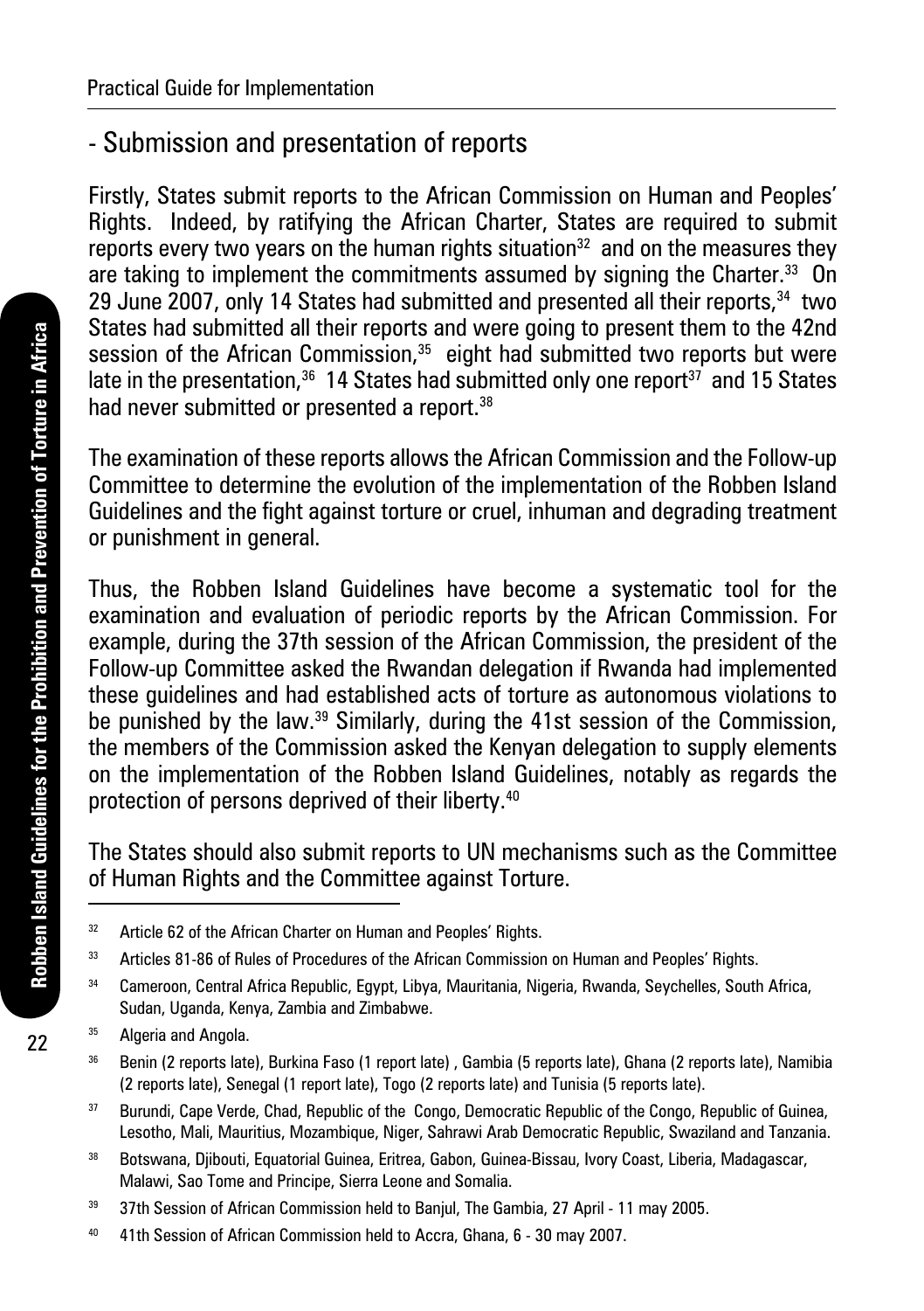## - Submission and presentation of reports

Firstly, States submit reports to the African Commission on Human and Peoples' Rights. Indeed, by ratifying the African Charter, States are required to submit reports every two years on the human rights situation[32] and on the measures they are taking to implement the commitments assumed by signing the Charter.[33] On 29 June 2007, only 14 States had submitted and presented all their reports,[34] two States had submitted all their reports and were going to present them to the 42nd session of the African Commission,[35] eight had submitted two reports but were late in the presentation,[36] 14 States had submitted only one report[37] and 15 States had never submitted or presented a report.[38]

The examination of these reports allows the African Commission and the Follow-up Committee to determine the evolution of the implementation of the Robben Island Guidelines and the fight against torture or cruel, inhuman and degrading treatment or punishment in general.

Thus, the Robben Island Guidelines have become a systematic tool for the examination and evaluation of periodic reports by the African Commission. For example, during the 37th session of the African Commission, the president of the Follow-up Committee asked the Rwandan delegation if Rwanda had implemented these guidelines and had established acts of torture as autonomous violations to be punished by the law.[39] Similarly, during the 41st session of the Commission, the members of the Commission asked the Kenyan delegation to supply elements on the implementation of the Robben Island Guidelines, notably as regards the protection of persons deprived of their liberty.[40]

The States should also submit reports to UN mechanisms such as the Committee of Human Rights and the Committee against Torture.

---

[32] Article 62 of the African Charter on Human and Peoples' Rights.

[33] Articles 81-86 of Rules of Procedures of the African Commission on Human and Peoples' Rights.

[34] Cameroon, Central Africa Republic, Egypt, Libya, Mauritania, Nigeria, Rwanda, Seychelles, South Africa, Sudan, Uganda, Kenya, Zambia and Zimbabwe.

[35] Algeria and Angola.

[36] Benin (2 reports late), Burkina Faso (1 report late) , Gambia (5 reports late), Ghana (2 reports late), Namibia (2 reports late), Senegal (1 report late), Togo (2 reports late) and Tunisia (5 reports late).

[37] Burundi, Cape Verde, Chad, Republic of the Congo, Democratic Republic of the Congo, Republic of Guinea, Lesotho, Mali, Mauritius, Mozambique, Niger, Sahrawi Arab Democratic Republic, Swaziland and Tanzania.

[38] Botswana, Djibouti, Equatorial Guinea, Eritrea, Gabon, Guinea-Bissau, Ivory Coast, Liberia, Madagascar, Malawi, Sao Tome and Principe, Sierra Leone and Somalia.

[39] 37th Session of African Commission held to Banjul, The Gambia, 27 April - 11 may 2005.

[40] 41th Session of African Commission held to Accra, Ghana, 6 - 30 may 2007.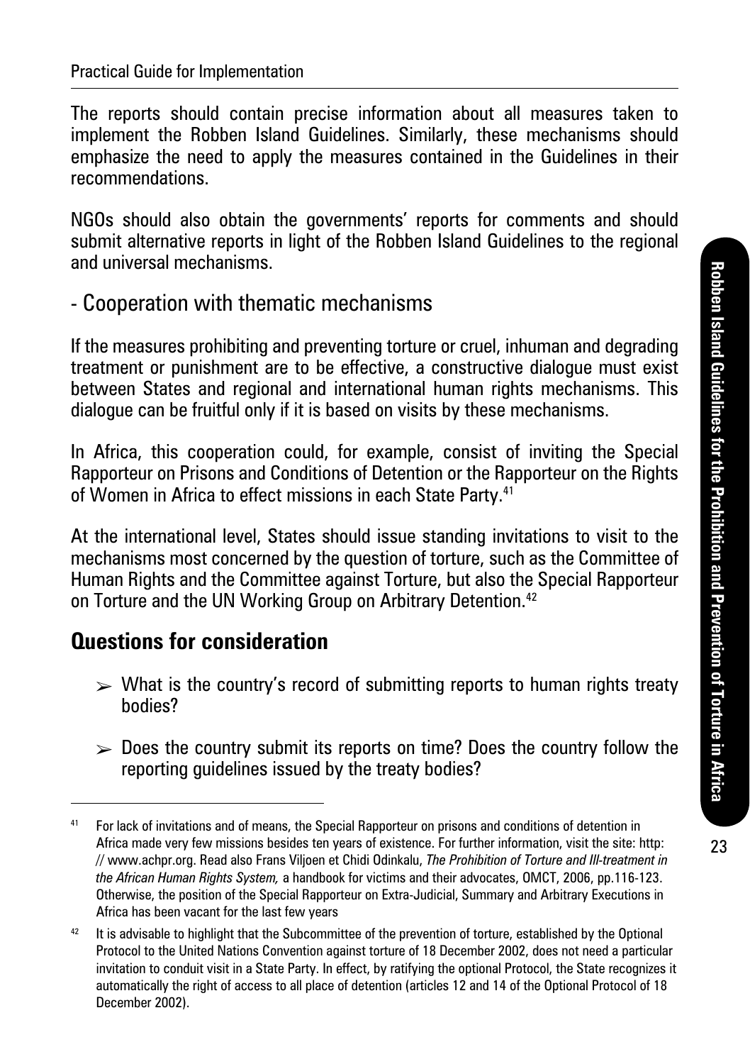The reports should contain precise information about all measures taken to implement the Robben Island Guidelines. Similarly, these mechanisms should emphasize the need to apply the measures contained in the Guidelines in their recommendations.

NGOs should also obtain the governments' reports for comments and should submit alternative reports in light of the Robben Island Guidelines to the regional and universal mechanisms.

### - Cooperation with thematic mechanisms

If the measures prohibiting and preventing torture or cruel, inhuman and degrading treatment or punishment are to be effective, a constructive dialogue must exist between States and regional and international human rights mechanisms. This dialogue can be fruitful only if it is based on visits by these mechanisms.

In Africa, this cooperation could, for example, consist of inviting the Special Rapporteur on Prisons and Conditions of Detention or the Rapporteur on the Rights of Women in Africa to effect missions in each State Party.[41]

At the international level, States should issue standing invitations to visit to the mechanisms most concerned by the question of torture, such as the Committee of Human Rights and the Committee against Torture, but also the Special Rapporteur on Torture and the UN Working Group on Arbitrary Detention.[42]

## Questions for consideration

- ➢ What is the country's record of submitting reports to human rights treaty bodies?
- ➢ Does the country submit its reports on time? Does the country follow the reporting guidelines issued by the treaty bodies?

---

[41] For lack of invitations and of means, the Special Rapporteur on prisons and conditions of detention in Africa made very few missions besides ten years of existence. For further information, visit the site: http: // www.achpr.org. Read also Frans Viljoen et Chidi Odinkalu, *The Prohibition of Torture and Ill-treatment in the African Human Rights System,* a handbook for victims and their advocates, OMCT, 2006, pp.116-123. Otherwise, the position of the Special Rapporteur on Extra-Judicial, Summary and Arbitrary Executions in Africa has been vacant for the last few years

[42] It is advisable to highlight that the Subcommittee of the prevention of torture, established by the Optional Protocol to the United Nations Convention against torture of 18 December 2002, does not need a particular invitation to conduit visit in a State Party. In effect, by ratifying the optional Protocol, the State recognizes it automatically the right of access to all place of detention (articles 12 and 14 of the Optional Protocol of 18 December 2002).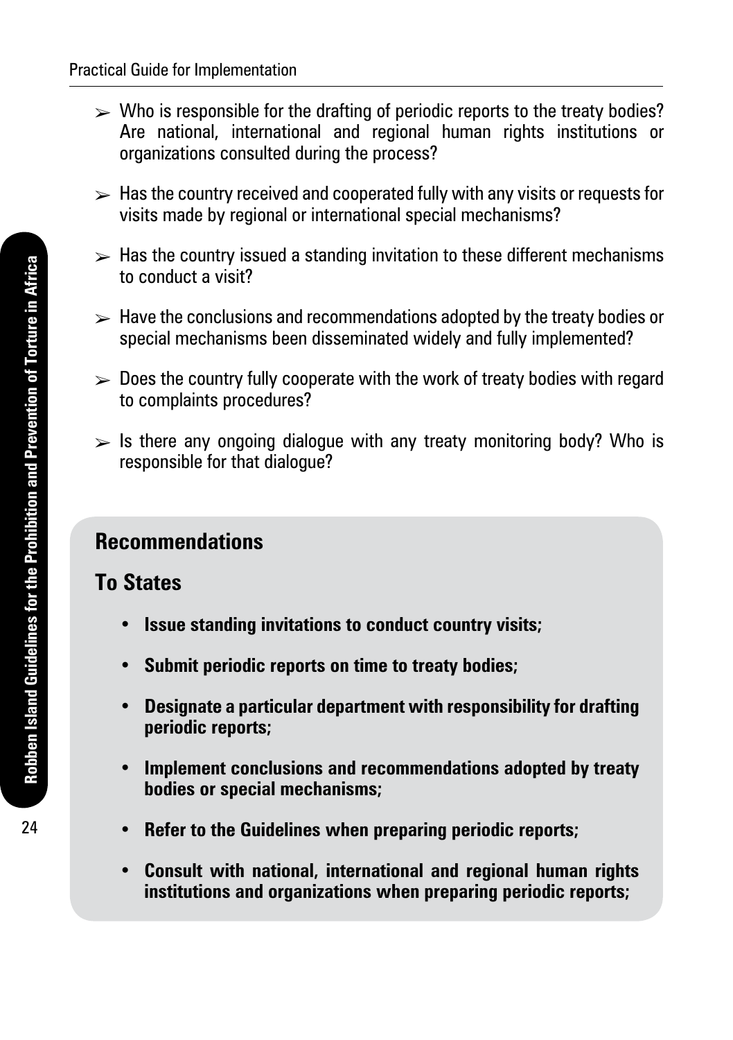- Who is responsible for the drafting of periodic reports to the treaty bodies? Are national, international and regional human rights institutions or organizations consulted during the process?
- Has the country received and cooperated fully with any visits or requests for visits made by regional or international special mechanisms?
- Has the country issued a standing invitation to these different mechanisms to conduct a visit?
- Have the conclusions and recommendations adopted by the treaty bodies or special mechanisms been disseminated widely and fully implemented?
- Does the country fully cooperate with the work of treaty bodies with regard to complaints procedures?
- Is there any ongoing dialogue with any treaty monitoring body? Who is responsible for that dialogue?

## Recommendations

## To States

- **Issue standing invitations to conduct country visits;**
- **Submit periodic reports on time to treaty bodies;**
- **Designate a particular department with responsibility for drafting periodic reports;**
- **Implement conclusions and recommendations adopted by treaty bodies or special mechanisms;**
- **Refer to the Guidelines when preparing periodic reports;**
- **Consult with national, international and regional human rights institutions and organizations when preparing periodic reports;**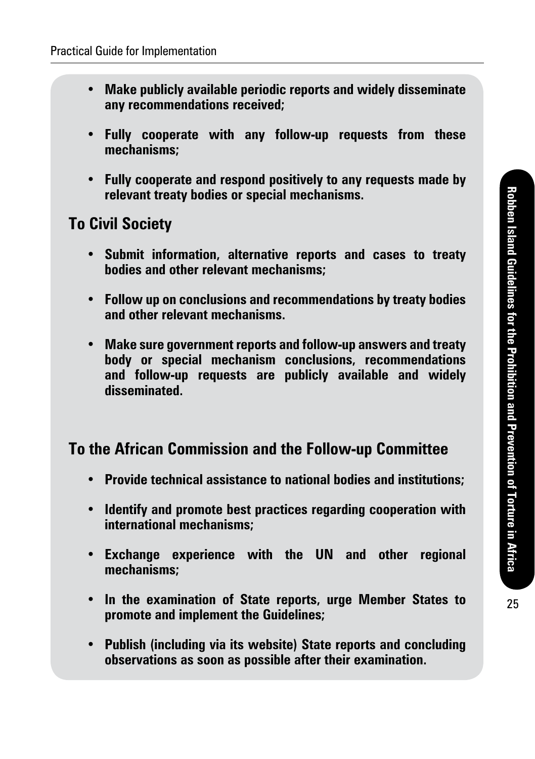- **Make publicly available periodic reports and widely disseminate any recommendations received;**

- **Fully cooperate with any follow-up requests from these mechanisms;**

- **Fully cooperate and respond positively to any requests made by relevant treaty bodies or special mechanisms.**

## To Civil Society

- **Submit information, alternative reports and cases to treaty bodies and other relevant mechanisms;**

- **Follow up on conclusions and recommendations by treaty bodies and other relevant mechanisms.**

- **Make sure government reports and follow-up answers and treaty body or special mechanism conclusions, recommendations and follow-up requests are publicly available and widely disseminated.**

## To the African Commission and the Follow-up Committee

- **Provide technical assistance to national bodies and institutions;**

- **Identify and promote best practices regarding cooperation with international mechanisms;**

- **Exchange experience with the UN and other regional mechanisms;**

- **In the examination of State reports, urge Member States to promote and implement the Guidelines;**

- **Publish (including via its website) State reports and concluding observations as soon as possible after their examination.**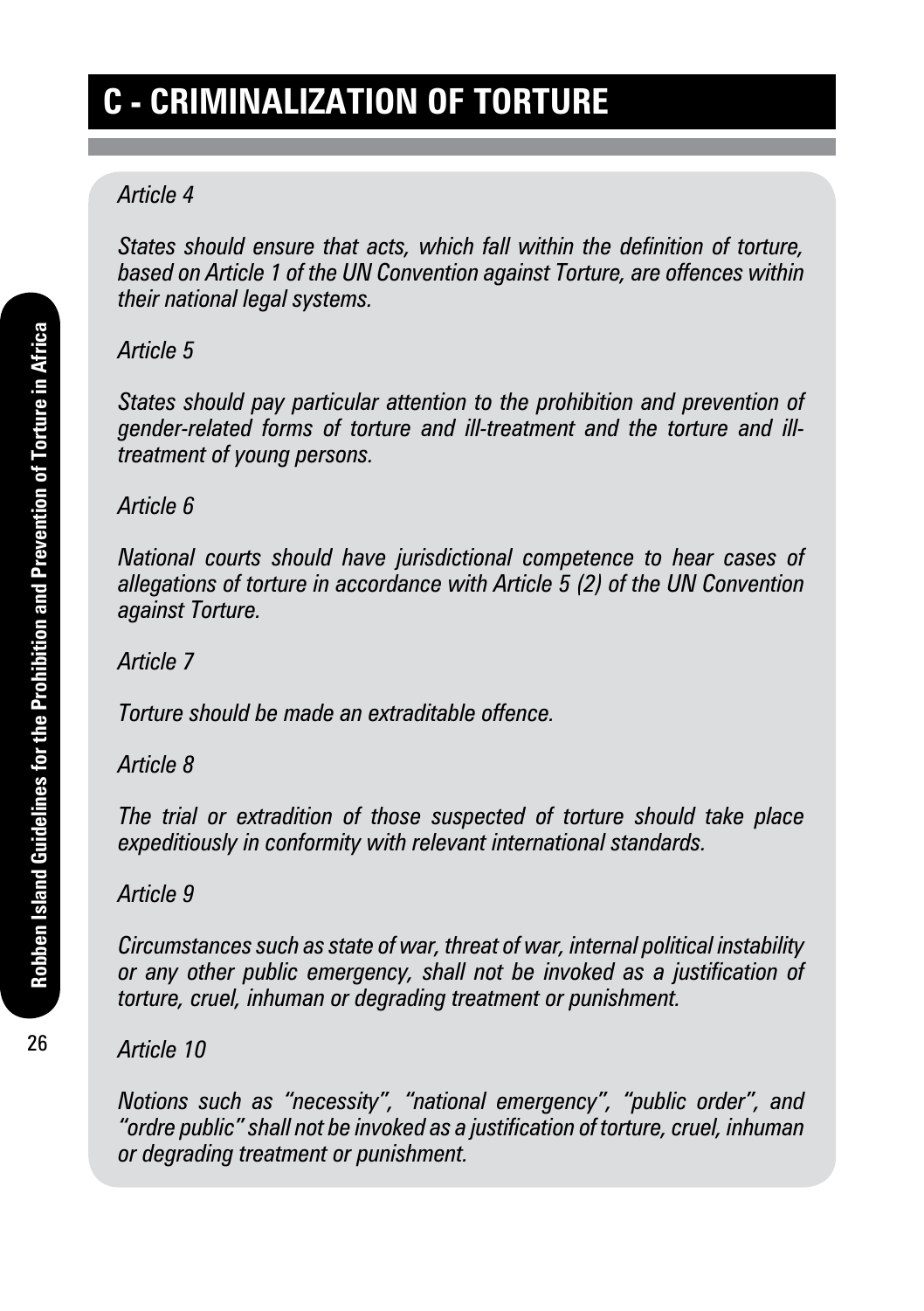# C - CRIMINALIZATION OF TORTURE

*Article 4*

*States should ensure that acts, which fall within the definition of torture, based on Article 1 of the UN Convention against Torture, are offences within their national legal systems.*

*Article 5*

*States should pay particular attention to the prohibition and prevention of gender-related forms of torture and ill-treatment and the torture and ill-treatment of young persons.*

*Article 6*

*National courts should have jurisdictional competence to hear cases of allegations of torture in accordance with Article 5 (2) of the UN Convention against Torture.*

*Article 7*

*Torture should be made an extraditable offence.*

*Article 8*

*The trial or extradition of those suspected of torture should take place expeditiously in conformity with relevant international standards.*

*Article 9*

*Circumstances such as state of war, threat of war, internal political instability or any other public emergency, shall not be invoked as a justification of torture, cruel, inhuman or degrading treatment or punishment.*

*Article 10*

*Notions such as "necessity", "national emergency", "public order", and "ordre public" shall not be invoked as a justification of torture, cruel, inhuman or degrading treatment or punishment.*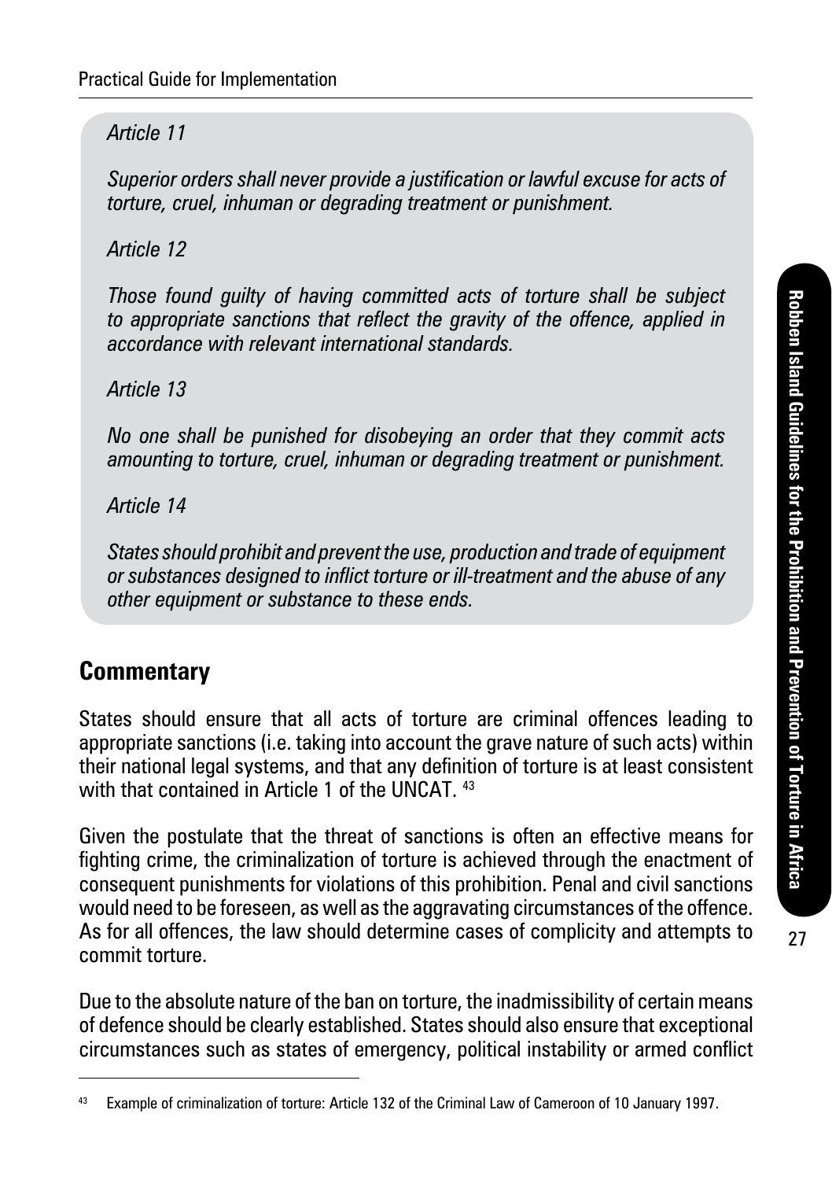*Article 11*

*Superior orders shall never provide a justification or lawful excuse for acts of torture, cruel, inhuman or degrading treatment or punishment.*

*Article 12*

*Those found guilty of having committed acts of torture shall be subject to appropriate sanctions that reflect the gravity of the offence, applied in accordance with relevant international standards.*

*Article 13*

*No one shall be punished for disobeying an order that they commit acts amounting to torture, cruel, inhuman or degrading treatment or punishment.*

*Article 14*

*States should prohibit and prevent the use, production and trade of equipment or substances designed to inflict torture or ill-treatment and the abuse of any other equipment or substance to these ends.*

## Commentary

States should ensure that all acts of torture are criminal offences leading to appropriate sanctions (i.e. taking into account the grave nature of such acts) within their national legal systems, and that any definition of torture is at least consistent with that contained in Article 1 of the UNCAT. [43]

Given the postulate that the threat of sanctions is often an effective means for fighting crime, the criminalization of torture is achieved through the enactment of consequent punishments for violations of this prohibition. Penal and civil sanctions would need to be foreseen, as well as the aggravating circumstances of the offence. As for all offences, the law should determine cases of complicity and attempts to commit torture.

Due to the absolute nature of the ban on torture, the inadmissibility of certain means of defence should be clearly established. States should also ensure that exceptional circumstances such as states of emergency, political instability or armed conflict

[43] Example of criminalization of torture: Article 132 of the Criminal Law of Cameroon of 10 January 1997.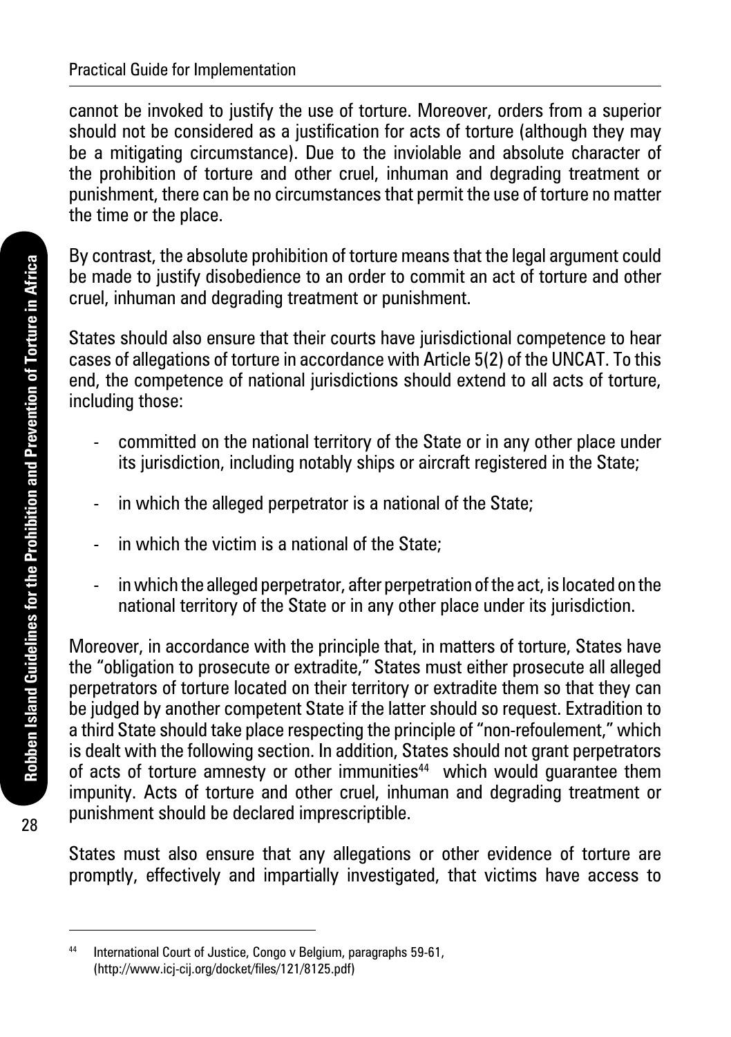cannot be invoked to justify the use of torture. Moreover, orders from a superior should not be considered as a justification for acts of torture (although they may be a mitigating circumstance). Due to the inviolable and absolute character of the prohibition of torture and other cruel, inhuman and degrading treatment or punishment, there can be no circumstances that permit the use of torture no matter the time or the place.

By contrast, the absolute prohibition of torture means that the legal argument could be made to justify disobedience to an order to commit an act of torture and other cruel, inhuman and degrading treatment or punishment.

States should also ensure that their courts have jurisdictional competence to hear cases of allegations of torture in accordance with Article 5(2) of the UNCAT. To this end, the competence of national jurisdictions should extend to all acts of torture, including those:

- committed on the national territory of the State or in any other place under its jurisdiction, including notably ships or aircraft registered in the State;
- in which the alleged perpetrator is a national of the State;
- in which the victim is a national of the State;
- in which the alleged perpetrator, after perpetration of the act, is located on the national territory of the State or in any other place under its jurisdiction.

Moreover, in accordance with the principle that, in matters of torture, States have the "obligation to prosecute or extradite," States must either prosecute all alleged perpetrators of torture located on their territory or extradite them so that they can be judged by another competent State if the latter should so request. Extradition to a third State should take place respecting the principle of "non-refoulement," which is dealt with the following section. In addition, States should not grant perpetrators of acts of torture amnesty or other immunities[44] which would guarantee them impunity. Acts of torture and other cruel, inhuman and degrading treatment or punishment should be declared imprescriptible.

States must also ensure that any allegations or other evidence of torture are promptly, effectively and impartially investigated, that victims have access to

---

[44] International Court of Justice, Congo v Belgium, paragraphs 59-61, (http://www.icj-cij.org/docket/files/121/8125.pdf)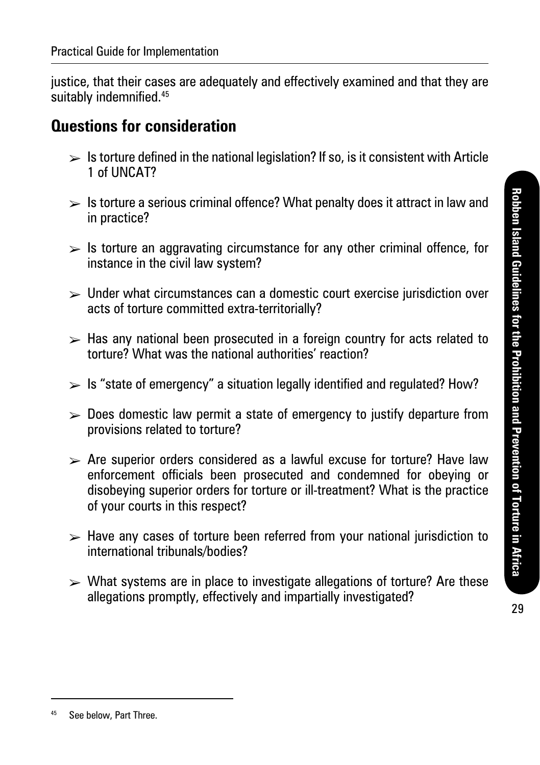justice, that their cases are adequately and effectively examined and that they are suitably indemnified.[45]

## Questions for consideration

- Is torture defined in the national legislation? If so, is it consistent with Article 1 of UNCAT?
- Is torture a serious criminal offence? What penalty does it attract in law and in practice?
- Is torture an aggravating circumstance for any other criminal offence, for instance in the civil law system?
- Under what circumstances can a domestic court exercise jurisdiction over acts of torture committed extra-territorially?
- Has any national been prosecuted in a foreign country for acts related to torture? What was the national authorities' reaction?
- Is "state of emergency" a situation legally identified and regulated? How?
- Does domestic law permit a state of emergency to justify departure from provisions related to torture?
- Are superior orders considered as a lawful excuse for torture? Have law enforcement officials been prosecuted and condemned for obeying or disobeying superior orders for torture or ill-treatment? What is the practice of your courts in this respect?
- Have any cases of torture been referred from your national jurisdiction to international tribunals/bodies?
- What systems are in place to investigate allegations of torture? Are these allegations promptly, effectively and impartially investigated?

---

[45] See below, Part Three.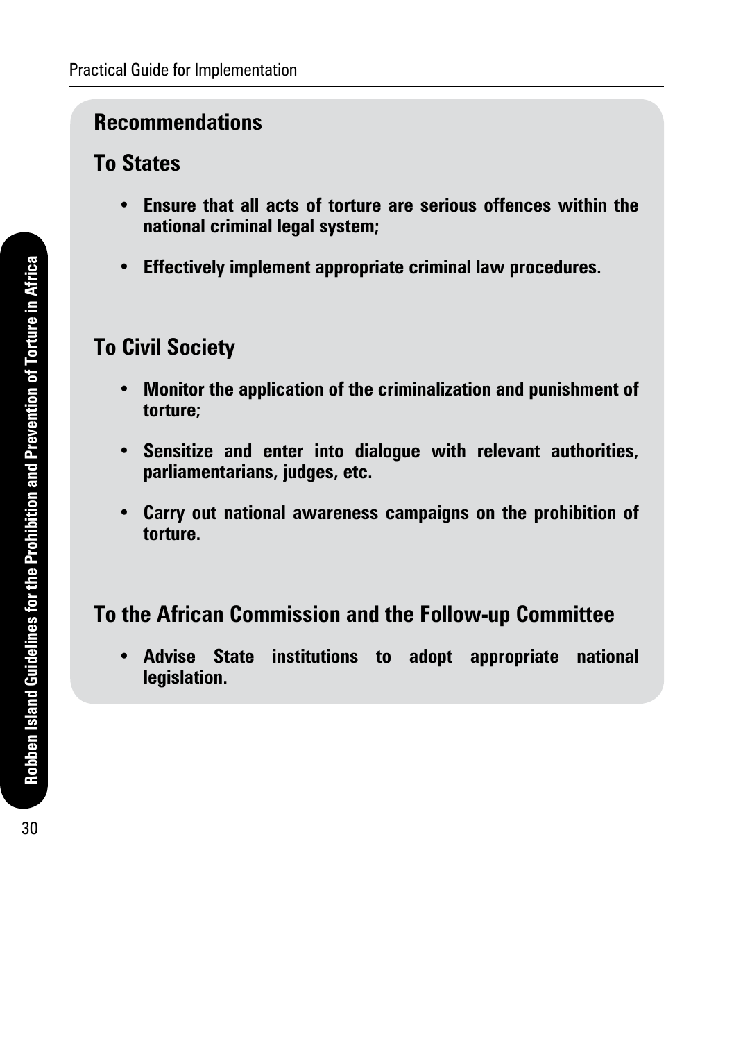## Recommendations

### To States

- **Ensure that all acts of torture are serious offences within the national criminal legal system;**
- **Effectively implement appropriate criminal law procedures.**

### To Civil Society

- **Monitor the application of the criminalization and punishment of torture;**
- **Sensitize and enter into dialogue with relevant authorities, parliamentarians, judges, etc.**
- **Carry out national awareness campaigns on the prohibition of torture.**

### To the African Commission and the Follow-up Committee

- **Advise State institutions to adopt appropriate national legislation.**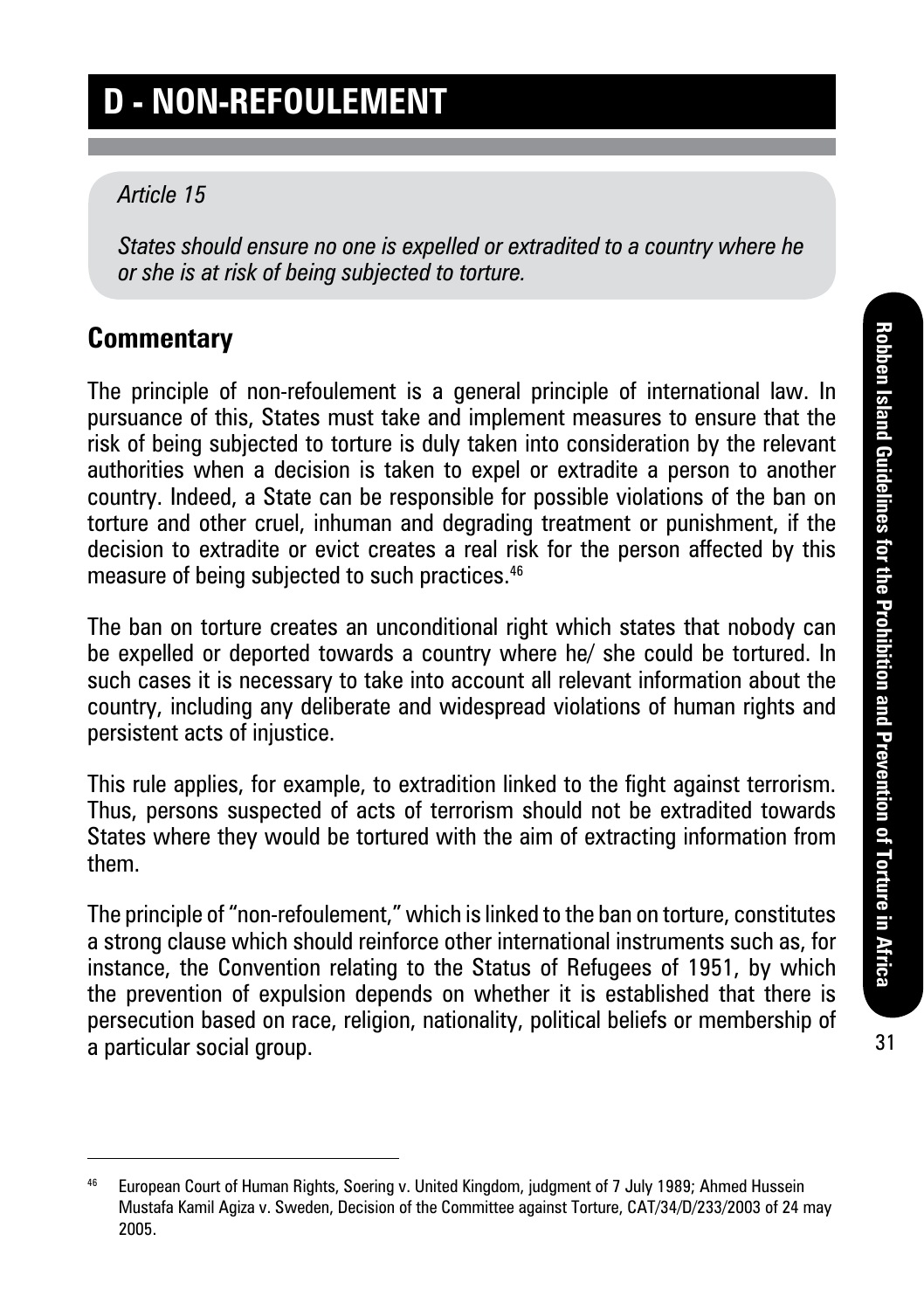# D - NON-REFOULEMENT

*Article 15*

*States should ensure no one is expelled or extradited to a country where he or she is at risk of being subjected to torture.*

## Commentary

The principle of non-refoulement is a general principle of international law. In pursuance of this, States must take and implement measures to ensure that the risk of being subjected to torture is duly taken into consideration by the relevant authorities when a decision is taken to expel or extradite a person to another country. Indeed, a State can be responsible for possible violations of the ban on torture and other cruel, inhuman and degrading treatment or punishment, if the decision to extradite or evict creates a real risk for the person affected by this measure of being subjected to such practices.[46]

The ban on torture creates an unconditional right which states that nobody can be expelled or deported towards a country where he/ she could be tortured. In such cases it is necessary to take into account all relevant information about the country, including any deliberate and widespread violations of human rights and persistent acts of injustice.

This rule applies, for example, to extradition linked to the fight against terrorism. Thus, persons suspected of acts of terrorism should not be extradited towards States where they would be tortured with the aim of extracting information from them.

The principle of "non-refoulement," which is linked to the ban on torture, constitutes a strong clause which should reinforce other international instruments such as, for instance, the Convention relating to the Status of Refugees of 1951, by which the prevention of expulsion depends on whether it is established that there is persecution based on race, religion, nationality, political beliefs or membership of a particular social group.

---

[46] European Court of Human Rights, Soering v. United Kingdom, judgment of 7 July 1989; Ahmed Hussein Mustafa Kamil Agiza v. Sweden, Decision of the Committee against Torture, CAT/34/D/233/2003 of 24 may 2005.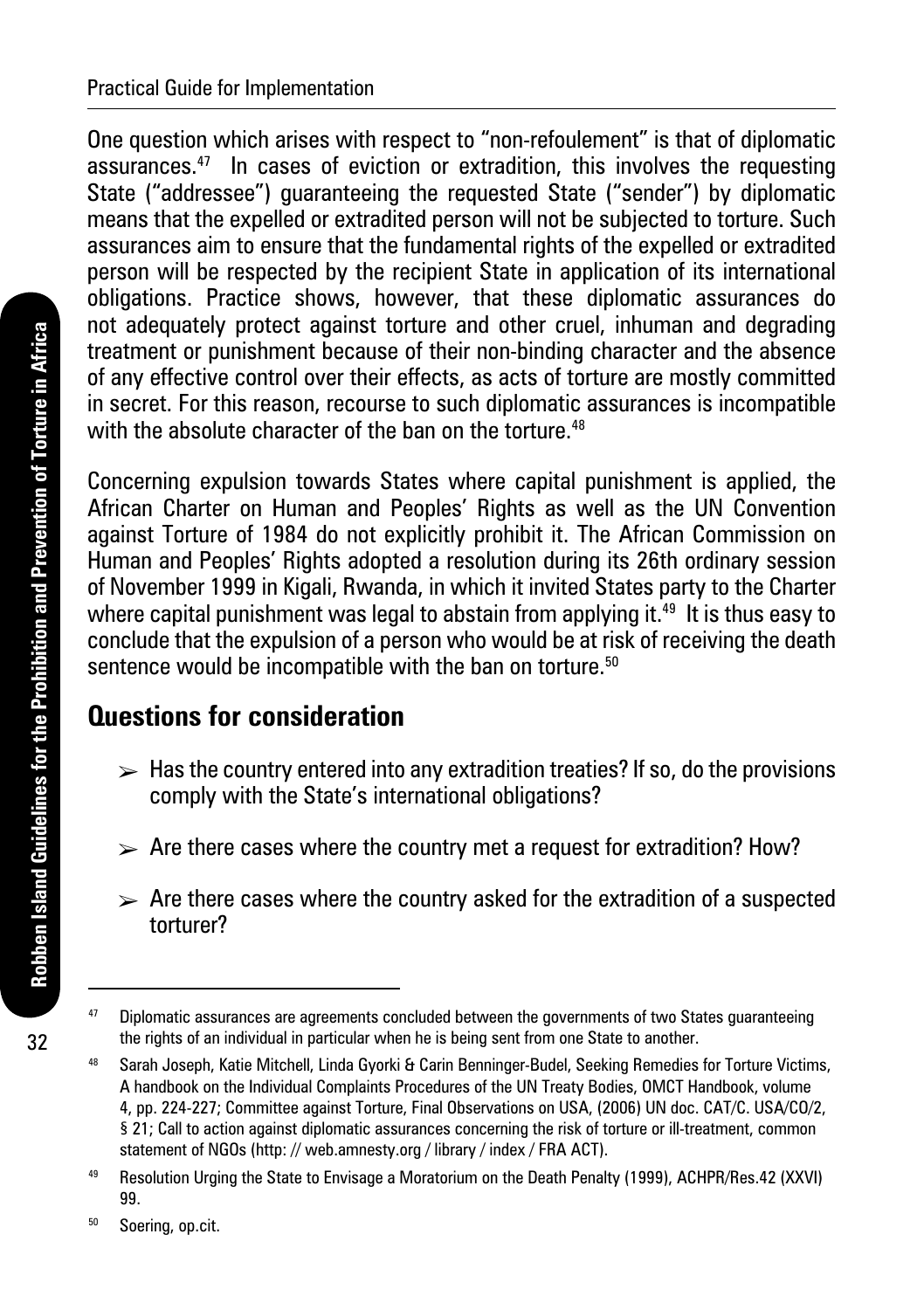One question which arises with respect to "non-refoulement" is that of diplomatic assurances.[47] In cases of eviction or extradition, this involves the requesting State ("addressee") guaranteeing the requested State ("sender") by diplomatic means that the expelled or extradited person will not be subjected to torture. Such assurances aim to ensure that the fundamental rights of the expelled or extradited person will be respected by the recipient State in application of its international obligations. Practice shows, however, that these diplomatic assurances do not adequately protect against torture and other cruel, inhuman and degrading treatment or punishment because of their non-binding character and the absence of any effective control over their effects, as acts of torture are mostly committed in secret. For this reason, recourse to such diplomatic assurances is incompatible with the absolute character of the ban on the torture.[48]

Concerning expulsion towards States where capital punishment is applied, the African Charter on Human and Peoples' Rights as well as the UN Convention against Torture of 1984 do not explicitly prohibit it. The African Commission on Human and Peoples' Rights adopted a resolution during its 26th ordinary session of November 1999 in Kigali, Rwanda, in which it invited States party to the Charter where capital punishment was legal to abstain from applying it.[49] It is thus easy to conclude that the expulsion of a person who would be at risk of receiving the death sentence would be incompatible with the ban on torture.[50]

## Questions for consideration

- Has the country entered into any extradition treaties? If so, do the provisions comply with the State's international obligations?
- Are there cases where the country met a request for extradition? How?
- Are there cases where the country asked for the extradition of a suspected torturer?

---

[47] Diplomatic assurances are agreements concluded between the governments of two States guaranteeing the rights of an individual in particular when he is being sent from one State to another.

[48] Sarah Joseph, Katie Mitchell, Linda Gyorki & Carin Benninger-Budel, Seeking Remedies for Torture Victims, A handbook on the Individual Complaints Procedures of the UN Treaty Bodies, OMCT Handbook, volume 4, pp. 224-227; Committee against Torture, Final Observations on USA, (2006) UN doc. CAT/C. USA/CO/2, § 21; Call to action against diplomatic assurances concerning the risk of torture or ill-treatment, common statement of NGOs (http: // web.amnesty.org / library / index / FRA ACT).

[49] Resolution Urging the State to Envisage a Moratorium on the Death Penalty (1999), ACHPR/Res.42 (XXVI) 99.

[50] Soering, op.cit.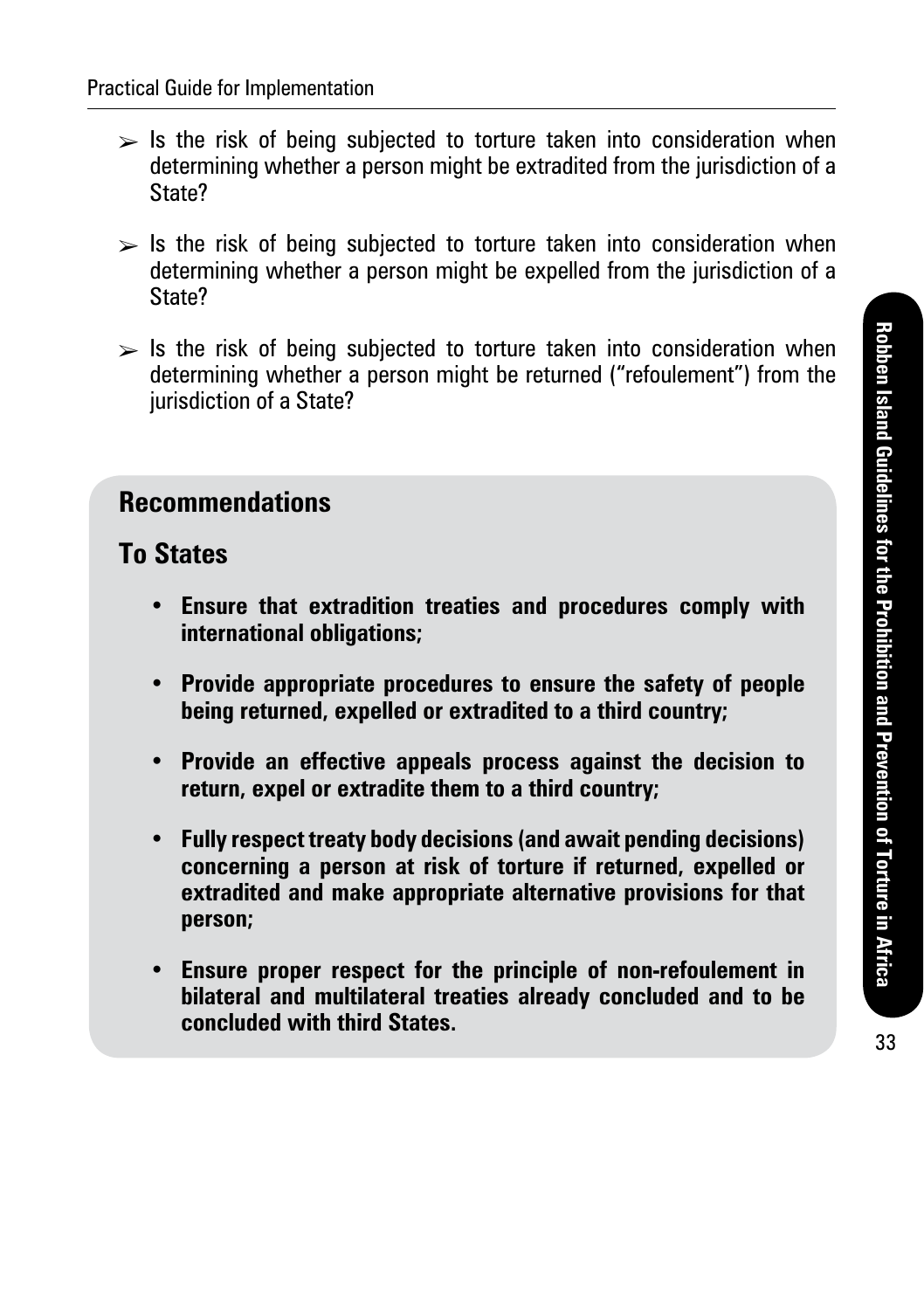- Is the risk of being subjected to torture taken into consideration when determining whether a person might be extradited from the jurisdiction of a State?

- Is the risk of being subjected to torture taken into consideration when determining whether a person might be expelled from the jurisdiction of a State?

- Is the risk of being subjected to torture taken into consideration when determining whether a person might be returned ("refoulement") from the jurisdiction of a State?

## Recommendations

## To States

- **Ensure that extradition treaties and procedures comply with international obligations;**

- **Provide appropriate procedures to ensure the safety of people being returned, expelled or extradited to a third country;**

- **Provide an effective appeals process against the decision to return, expel or extradite them to a third country;**

- **Fully respect treaty body decisions (and await pending decisions) concerning a person at risk of torture if returned, expelled or extradited and make appropriate alternative provisions for that person;**

- **Ensure proper respect for the principle of non-refoulement in bilateral and multilateral treaties already concluded and to be concluded with third States.**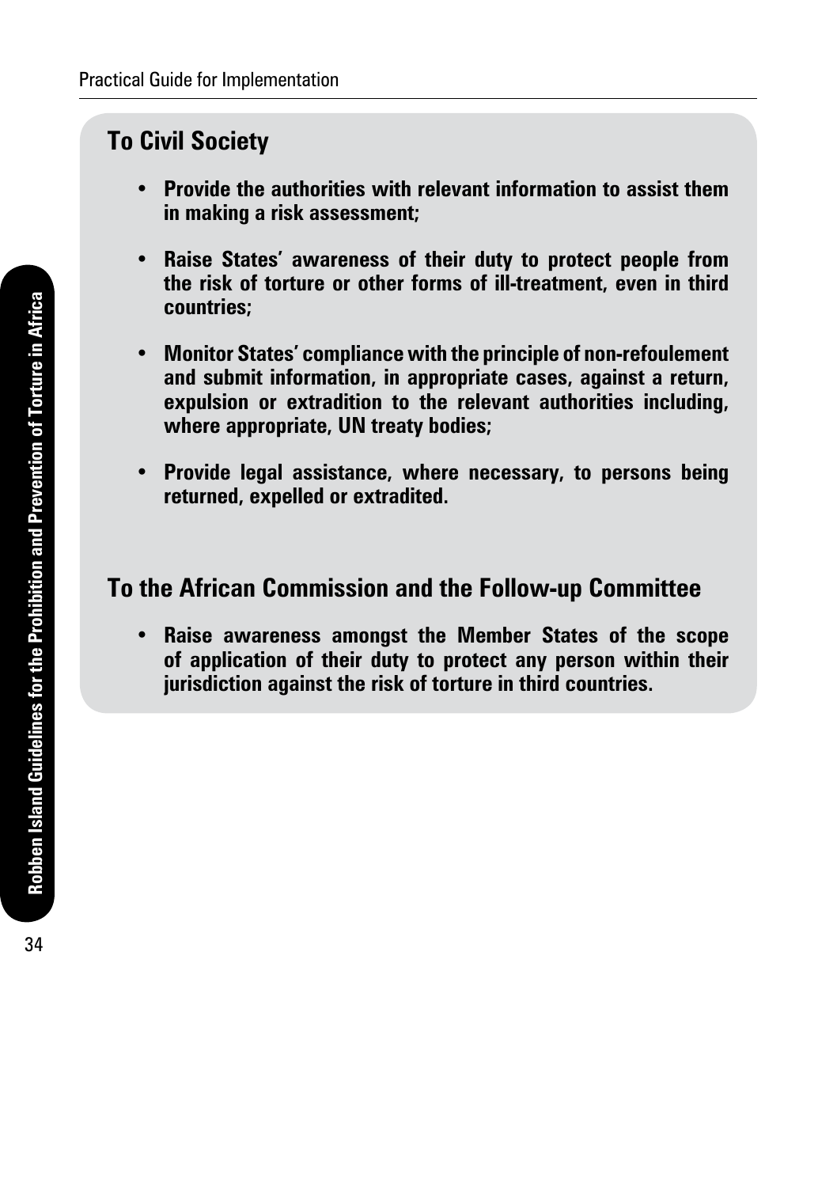## To Civil Society

- **Provide the authorities with relevant information to assist them in making a risk assessment;**

- **Raise States' awareness of their duty to protect people from the risk of torture or other forms of ill-treatment, even in third countries;**

- **Monitor States' compliance with the principle of non-refoulement and submit information, in appropriate cases, against a return, expulsion or extradition to the relevant authorities including, where appropriate, UN treaty bodies;**

- **Provide legal assistance, where necessary, to persons being returned, expelled or extradited.**

## To the African Commission and the Follow-up Committee

- **Raise awareness amongst the Member States of the scope of application of their duty to protect any person within their jurisdiction against the risk of torture in third countries.**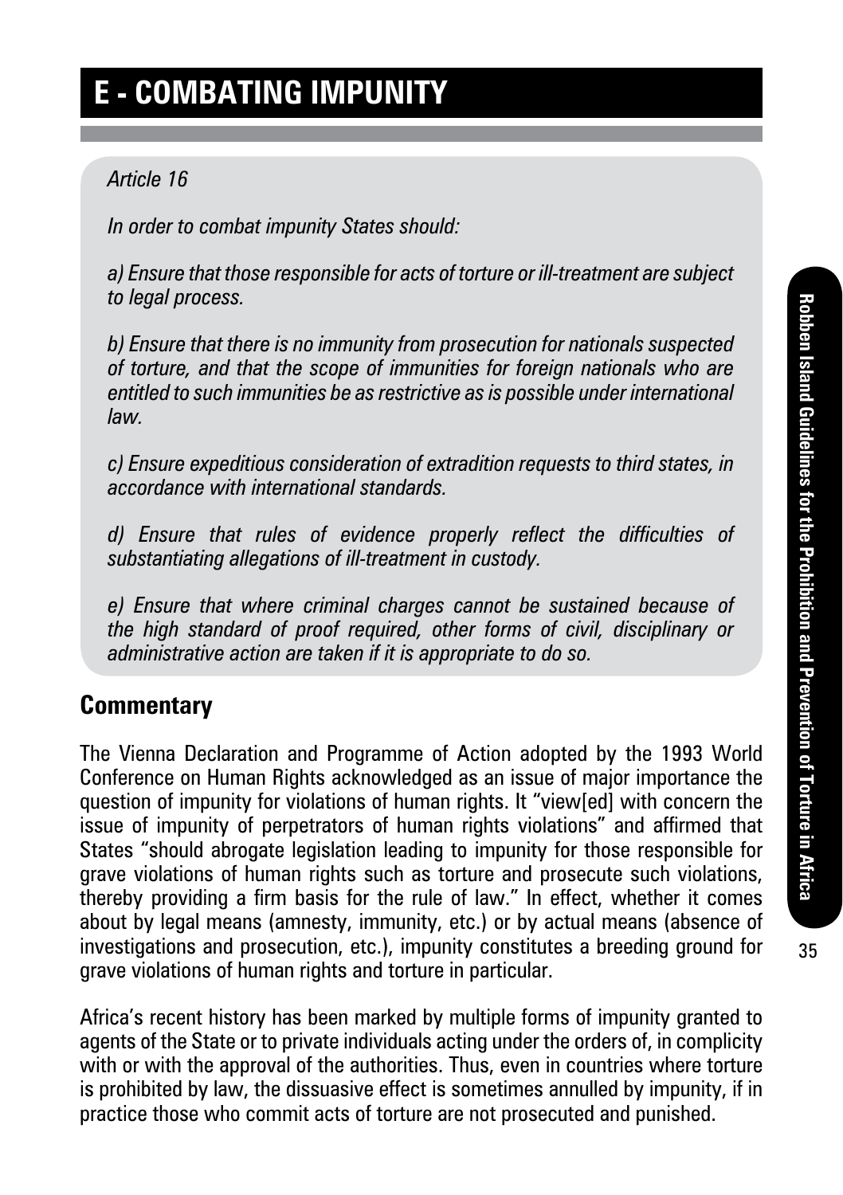# E - COMBATING IMPUNITY

*Article 16*

*In order to combat impunity States should:*

*a) Ensure that those responsible for acts of torture or ill-treatment are subject to legal process.*

*b) Ensure that there is no immunity from prosecution for nationals suspected of torture, and that the scope of immunities for foreign nationals who are entitled to such immunities be as restrictive as is possible under international law.*

*c) Ensure expeditious consideration of extradition requests to third states, in accordance with international standards.*

*d) Ensure that rules of evidence properly reflect the difficulties of substantiating allegations of ill-treatment in custody.*

*e) Ensure that where criminal charges cannot be sustained because of the high standard of proof required, other forms of civil, disciplinary or administrative action are taken if it is appropriate to do so.*

## Commentary

The Vienna Declaration and Programme of Action adopted by the 1993 World Conference on Human Rights acknowledged as an issue of major importance the question of impunity for violations of human rights. It "view[ed] with concern the issue of impunity of perpetrators of human rights violations" and affirmed that States "should abrogate legislation leading to impunity for those responsible for grave violations of human rights such as torture and prosecute such violations, thereby providing a firm basis for the rule of law." In effect, whether it comes about by legal means (amnesty, immunity, etc.) or by actual means (absence of investigations and prosecution, etc.), impunity constitutes a breeding ground for grave violations of human rights and torture in particular.

Africa's recent history has been marked by multiple forms of impunity granted to agents of the State or to private individuals acting under the orders of, in complicity with or with the approval of the authorities. Thus, even in countries where torture is prohibited by law, the dissuasive effect is sometimes annulled by impunity, if in practice those who commit acts of torture are not prosecuted and punished.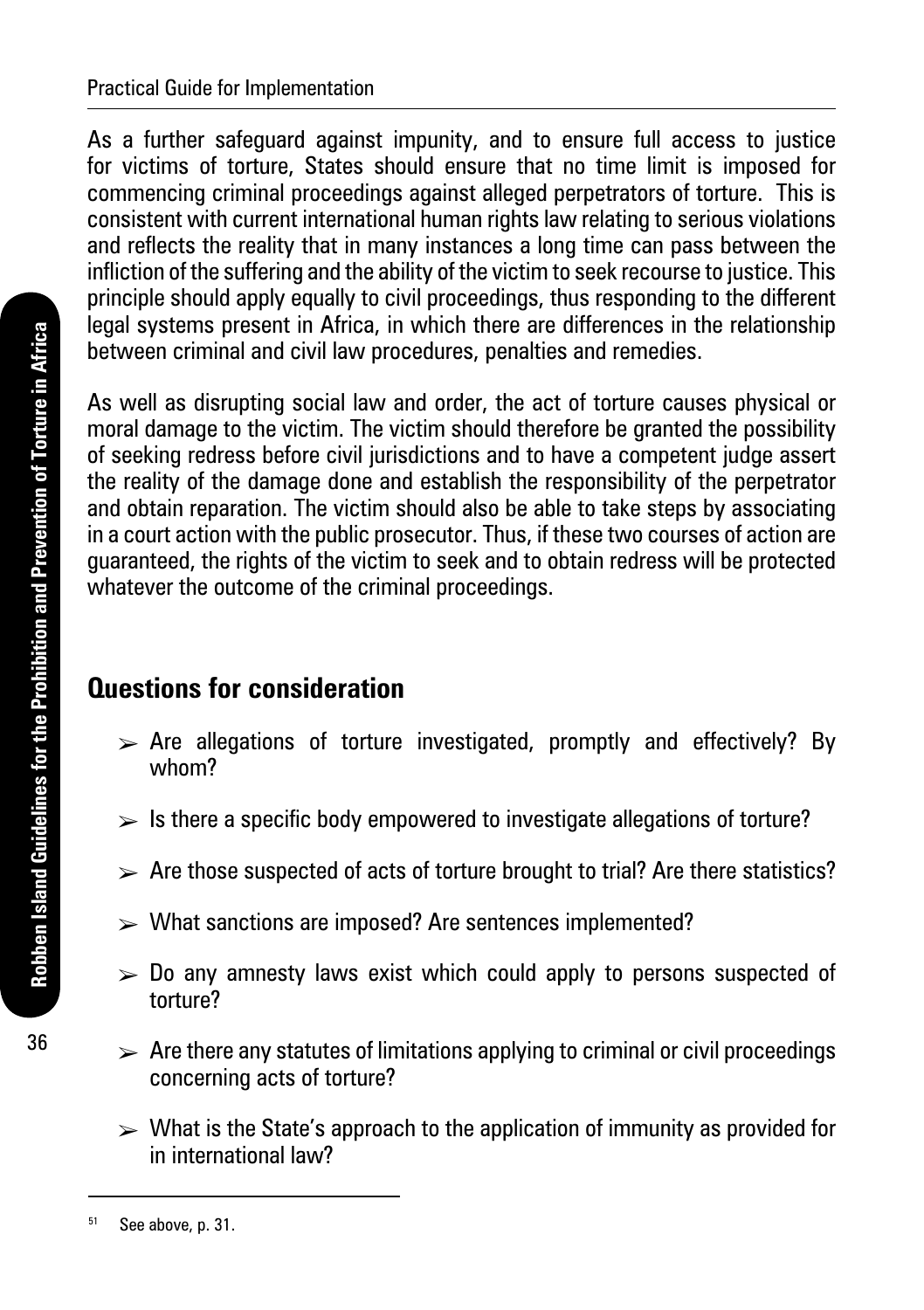As a further safeguard against impunity, and to ensure full access to justice for victims of torture, States should ensure that no time limit is imposed for commencing criminal proceedings against alleged perpetrators of torture. This is consistent with current international human rights law relating to serious violations and reflects the reality that in many instances a long time can pass between the infliction of the suffering and the ability of the victim to seek recourse to justice. This principle should apply equally to civil proceedings, thus responding to the different legal systems present in Africa, in which there are differences in the relationship between criminal and civil law procedures, penalties and remedies.

As well as disrupting social law and order, the act of torture causes physical or moral damage to the victim. The victim should therefore be granted the possibility of seeking redress before civil jurisdictions and to have a competent judge assert the reality of the damage done and establish the responsibility of the perpetrator and obtain reparation. The victim should also be able to take steps by associating in a court action with the public prosecutor. Thus, if these two courses of action are guaranteed, the rights of the victim to seek and to obtain redress will be protected whatever the outcome of the criminal proceedings.

## Questions for consideration

- Are allegations of torture investigated, promptly and effectively? By whom?
- Is there a specific body empowered to investigate allegations of torture?
- Are those suspected of acts of torture brought to trial? Are there statistics?
- What sanctions are imposed? Are sentences implemented?
- Do any amnesty laws exist which could apply to persons suspected of torture?
- Are there any statutes of limitations applying to criminal or civil proceedings concerning acts of torture?
- What is the State's approach to the application of immunity as provided for in international law?

---

[51] See above, p. 31.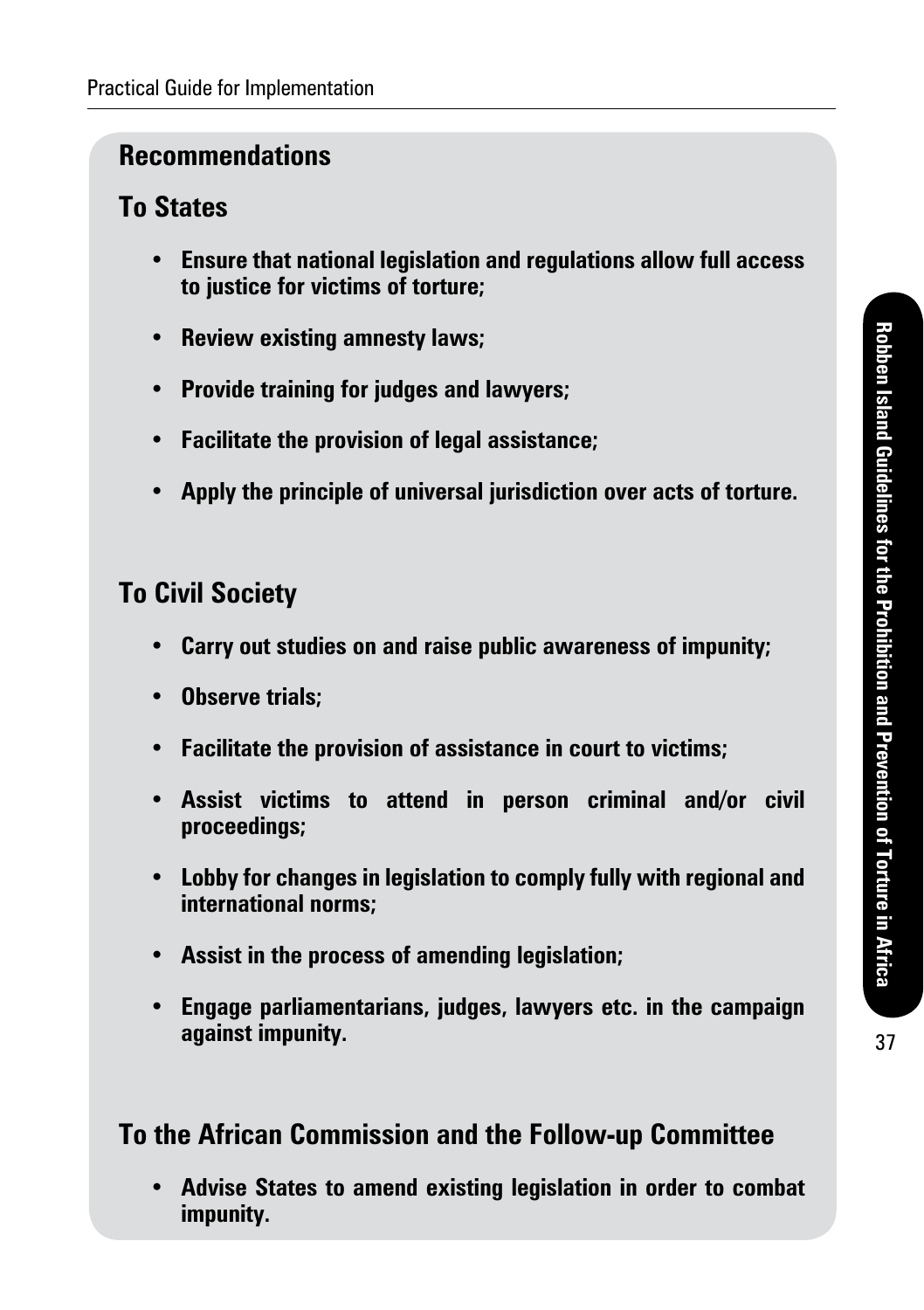## Recommendations

### To States

- **Ensure that national legislation and regulations allow full access to justice for victims of torture;**
- **Review existing amnesty laws;**
- **Provide training for judges and lawyers;**
- **Facilitate the provision of legal assistance;**
- **Apply the principle of universal jurisdiction over acts of torture.**

### To Civil Society

- **Carry out studies on and raise public awareness of impunity;**
- **Observe trials;**
- **Facilitate the provision of assistance in court to victims;**
- **Assist victims to attend in person criminal and/or civil proceedings;**
- **Lobby for changes in legislation to comply fully with regional and international norms;**
- **Assist in the process of amending legislation;**
- **Engage parliamentarians, judges, lawyers etc. in the campaign against impunity.**

### To the African Commission and the Follow-up Committee

- **Advise States to amend existing legislation in order to combat impunity.**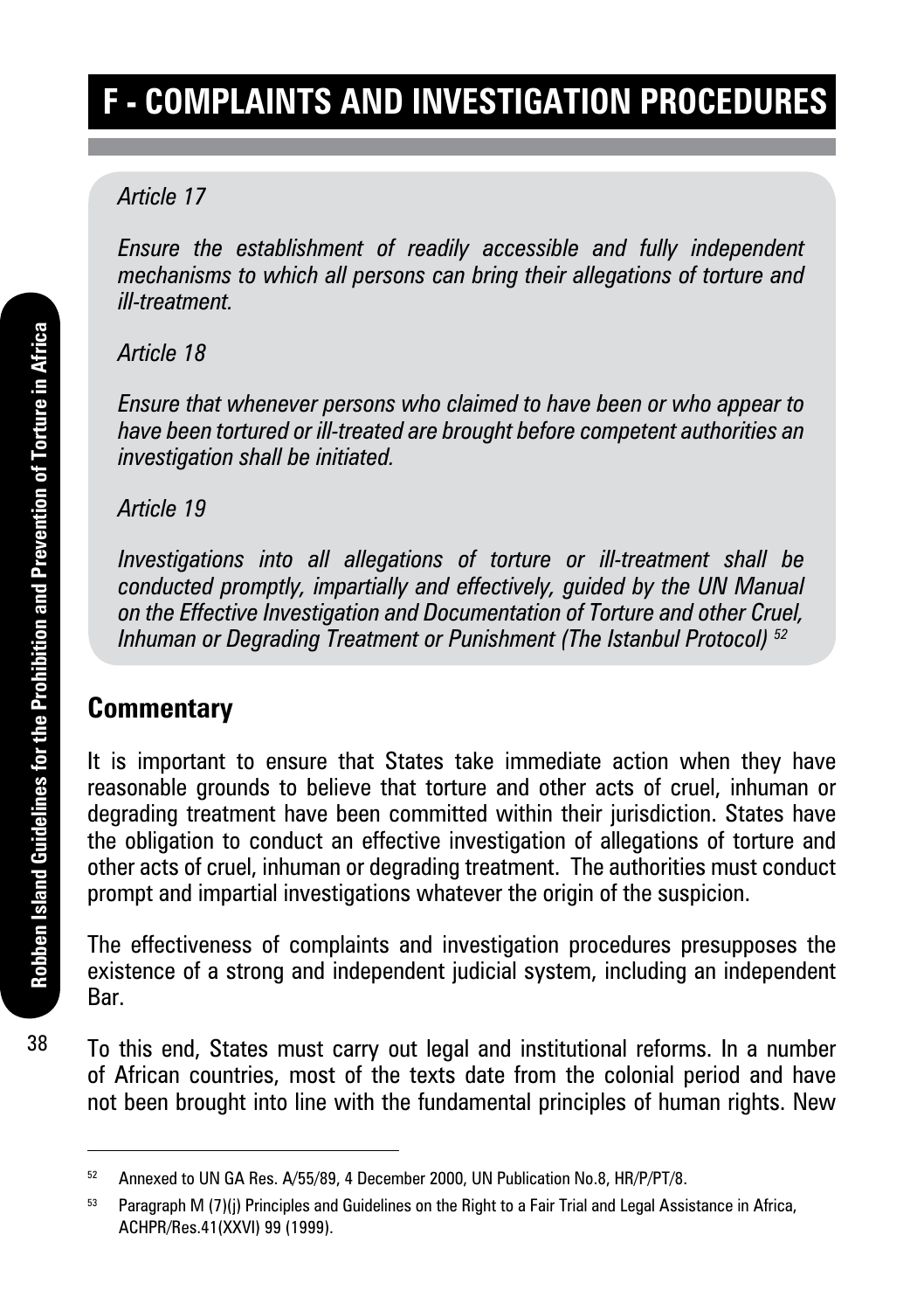# F - COMPLAINTS AND INVESTIGATION PROCEDURES

*Article 17*

*Ensure the establishment of readily accessible and fully independent mechanisms to which all persons can bring their allegations of torture and ill-treatment.*

*Article 18*

*Ensure that whenever persons who claimed to have been or who appear to have been tortured or ill-treated are brought before competent authorities an investigation shall be initiated.*

*Article 19*

*Investigations into all allegations of torture or ill-treatment shall be conducted promptly, impartially and effectively, guided by the UN Manual on the Effective Investigation and Documentation of Torture and other Cruel, Inhuman or Degrading Treatment or Punishment (The Istanbul Protocol)* [52]

## Commentary

It is important to ensure that States take immediate action when they have reasonable grounds to believe that torture and other acts of cruel, inhuman or degrading treatment have been committed within their jurisdiction. States have the obligation to conduct an effective investigation of allegations of torture and other acts of cruel, inhuman or degrading treatment. The authorities must conduct prompt and impartial investigations whatever the origin of the suspicion.

The effectiveness of complaints and investigation procedures presupposes the existence of a strong and independent judicial system, including an independent Bar.

To this end, States must carry out legal and institutional reforms. In a number of African countries, most of the texts date from the colonial period and have not been brought into line with the fundamental principles of human rights. New

---

[52] Annexed to UN GA Res. A/55/89, 4 December 2000, UN Publication No.8, HR/P/PT/8.

[53] Paragraph M (7)(j) Principles and Guidelines on the Right to a Fair Trial and Legal Assistance in Africa, ACHPR/Res.41(XXVI) 99 (1999).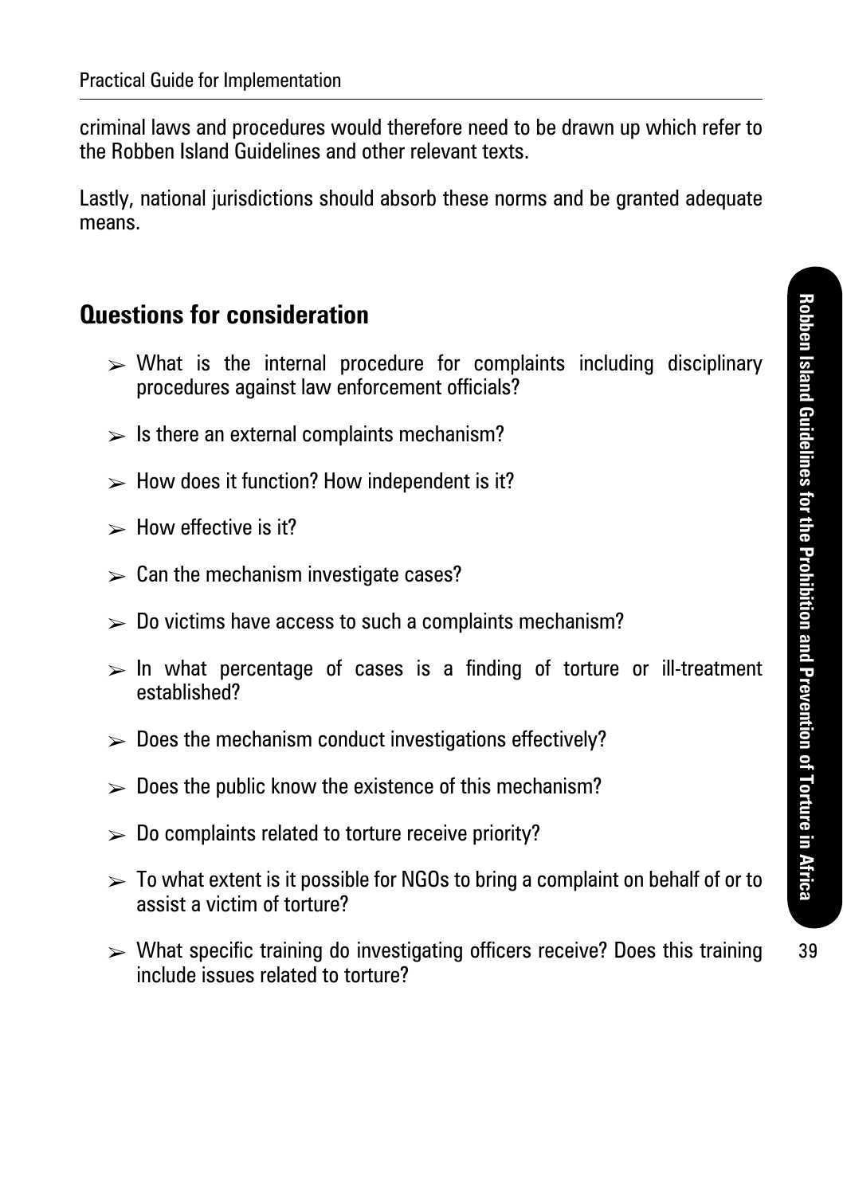criminal laws and procedures would therefore need to be drawn up which refer to the Robben Island Guidelines and other relevant texts.

Lastly, national jurisdictions should absorb these norms and be granted adequate means.

## Questions for consideration

- What is the internal procedure for complaints including disciplinary procedures against law enforcement officials?
- Is there an external complaints mechanism?
- How does it function? How independent is it?
- How effective is it?
- Can the mechanism investigate cases?
- Do victims have access to such a complaints mechanism?
- In what percentage of cases is a finding of torture or ill-treatment established?
- Does the mechanism conduct investigations effectively?
- Does the public know the existence of this mechanism?
- Do complaints related to torture receive priority?
- To what extent is it possible for NGOs to bring a complaint on behalf of or to assist a victim of torture?
- What specific training do investigating officers receive? Does this training include issues related to torture?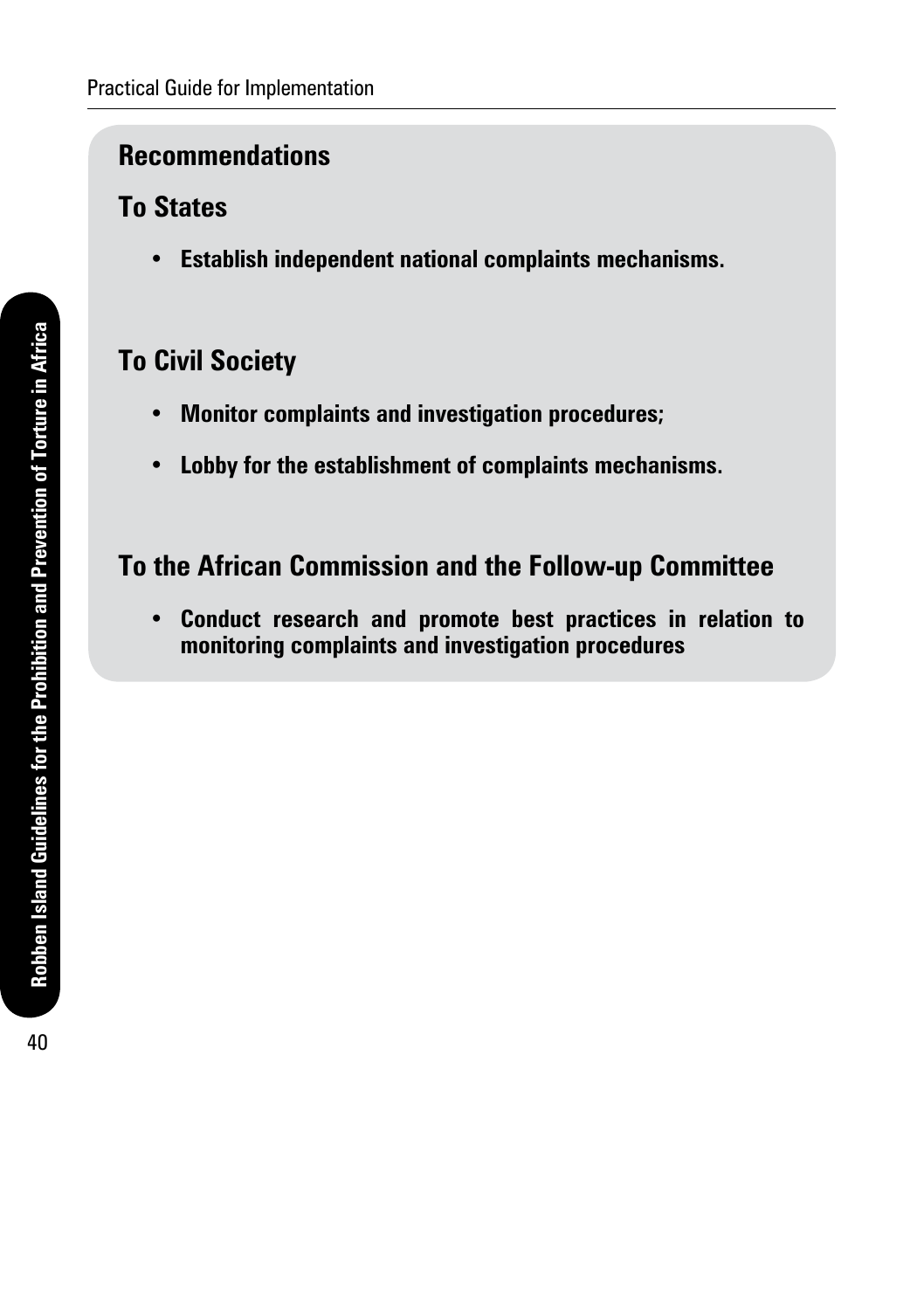## Recommendations

### To States

- **Establish independent national complaints mechanisms.**

### To Civil Society

- **Monitor complaints and investigation procedures;**
- **Lobby for the establishment of complaints mechanisms.**

### To the African Commission and the Follow-up Committee

- **Conduct research and promote best practices in relation to monitoring complaints and investigation procedures**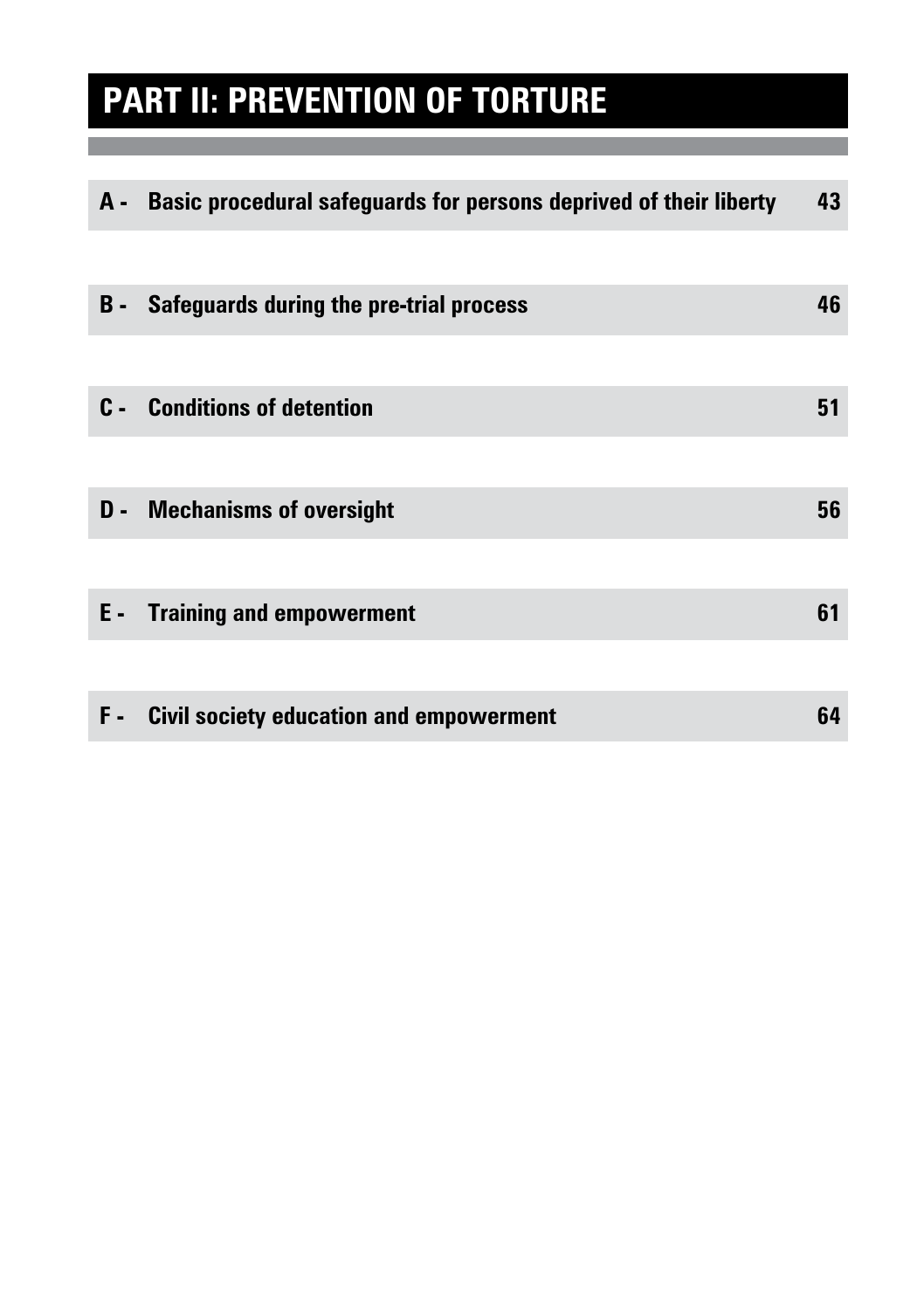# PART II: PREVENTION OF TORTURE

| | | |
|---|---|---|
| **A -** | **Basic procedural safeguards for persons deprived of their liberty** | **43** |
| **B -** | **Safeguards during the pre-trial process** | **46** |
| **C -** | **Conditions of detention** | **51** |
| **D -** | **Mechanisms of oversight** | **56** |
| **E -** | **Training and empowerment** | **61** |
| **F -** | **Civil society education and empowerment** | **64** |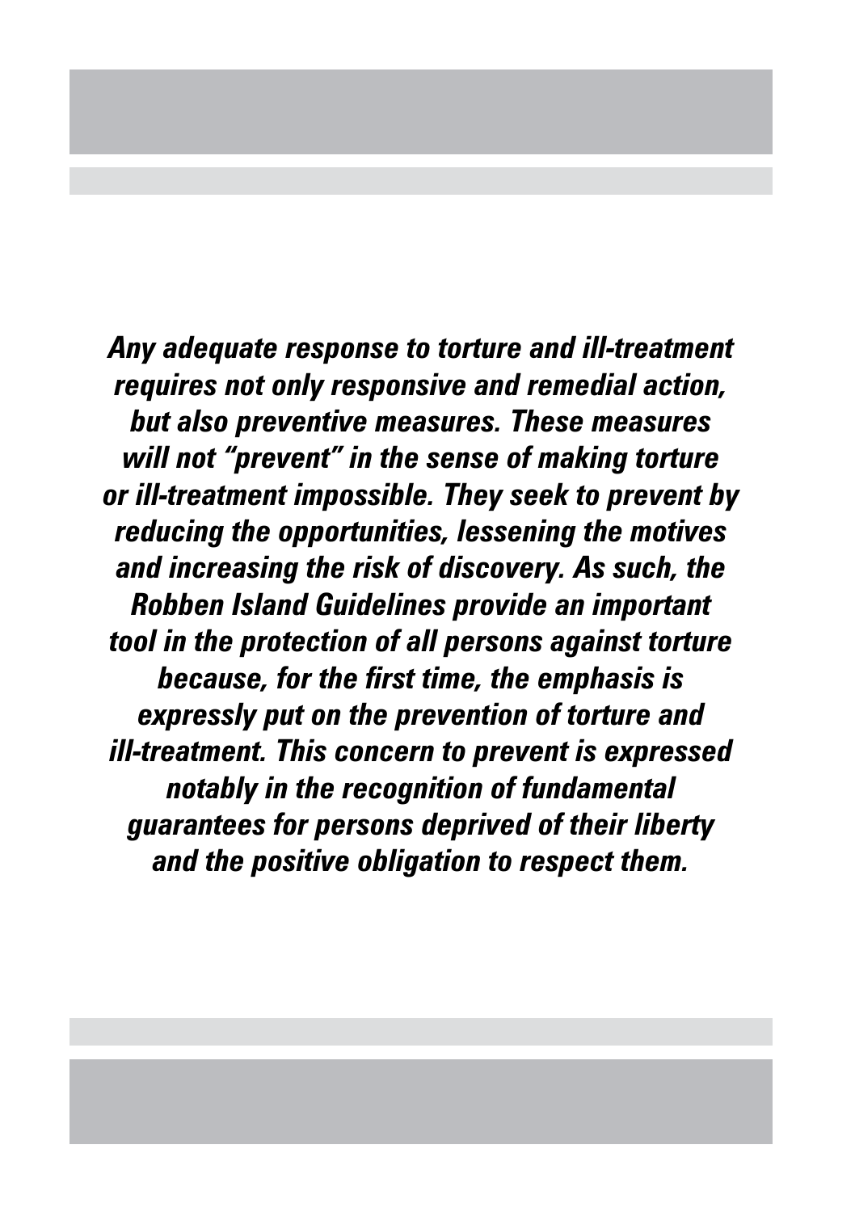***Any adequate response to torture and ill-treatment requires not only responsive and remedial action, but also preventive measures. These measures will not "prevent" in the sense of making torture or ill-treatment impossible. They seek to prevent by reducing the opportunities, lessening the motives and increasing the risk of discovery. As such, the Robben Island Guidelines provide an important tool in the protection of all persons against torture because, for the first time, the emphasis is expressly put on the prevention of torture and ill-treatment. This concern to prevent is expressed notably in the recognition of fundamental guarantees for persons deprived of their liberty and the positive obligation to respect them.***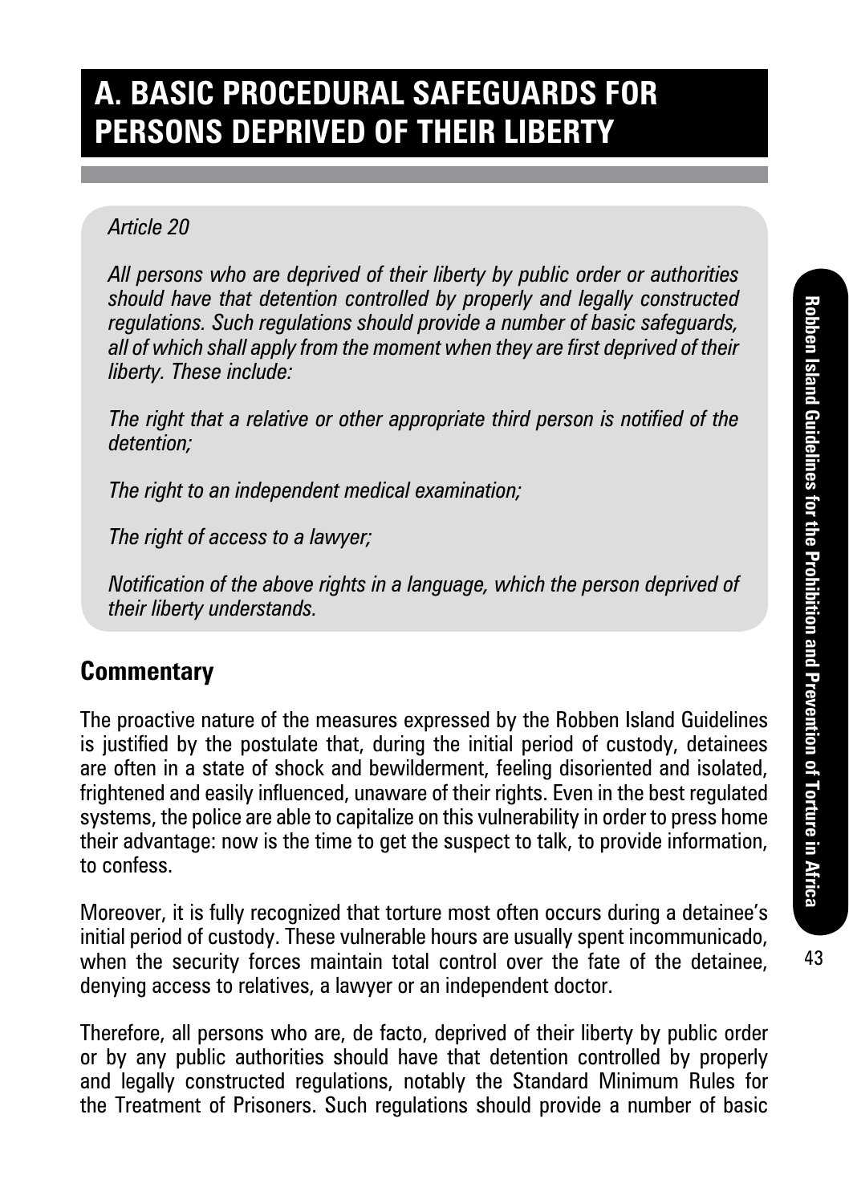# A. BASIC PROCEDURAL SAFEGUARDS FOR PERSONS DEPRIVED OF THEIR LIBERTY

*Article 20*

*All persons who are deprived of their liberty by public order or authorities should have that detention controlled by properly and legally constructed regulations. Such regulations should provide a number of basic safeguards, all of which shall apply from the moment when they are first deprived of their liberty. These include:*

*The right that a relative or other appropriate third person is notified of the detention;*

*The right to an independent medical examination;*

*The right of access to a lawyer;*

*Notification of the above rights in a language, which the person deprived of their liberty understands.*

## Commentary

The proactive nature of the measures expressed by the Robben Island Guidelines is justified by the postulate that, during the initial period of custody, detainees are often in a state of shock and bewilderment, feeling disoriented and isolated, frightened and easily influenced, unaware of their rights. Even in the best regulated systems, the police are able to capitalize on this vulnerability in order to press home their advantage: now is the time to get the suspect to talk, to provide information, to confess.

Moreover, it is fully recognized that torture most often occurs during a detainee's initial period of custody. These vulnerable hours are usually spent incommunicado, when the security forces maintain total control over the fate of the detainee, denying access to relatives, a lawyer or an independent doctor.

Therefore, all persons who are, de facto, deprived of their liberty by public order or by any public authorities should have that detention controlled by properly and legally constructed regulations, notably the Standard Minimum Rules for the Treatment of Prisoners. Such regulations should provide a number of basic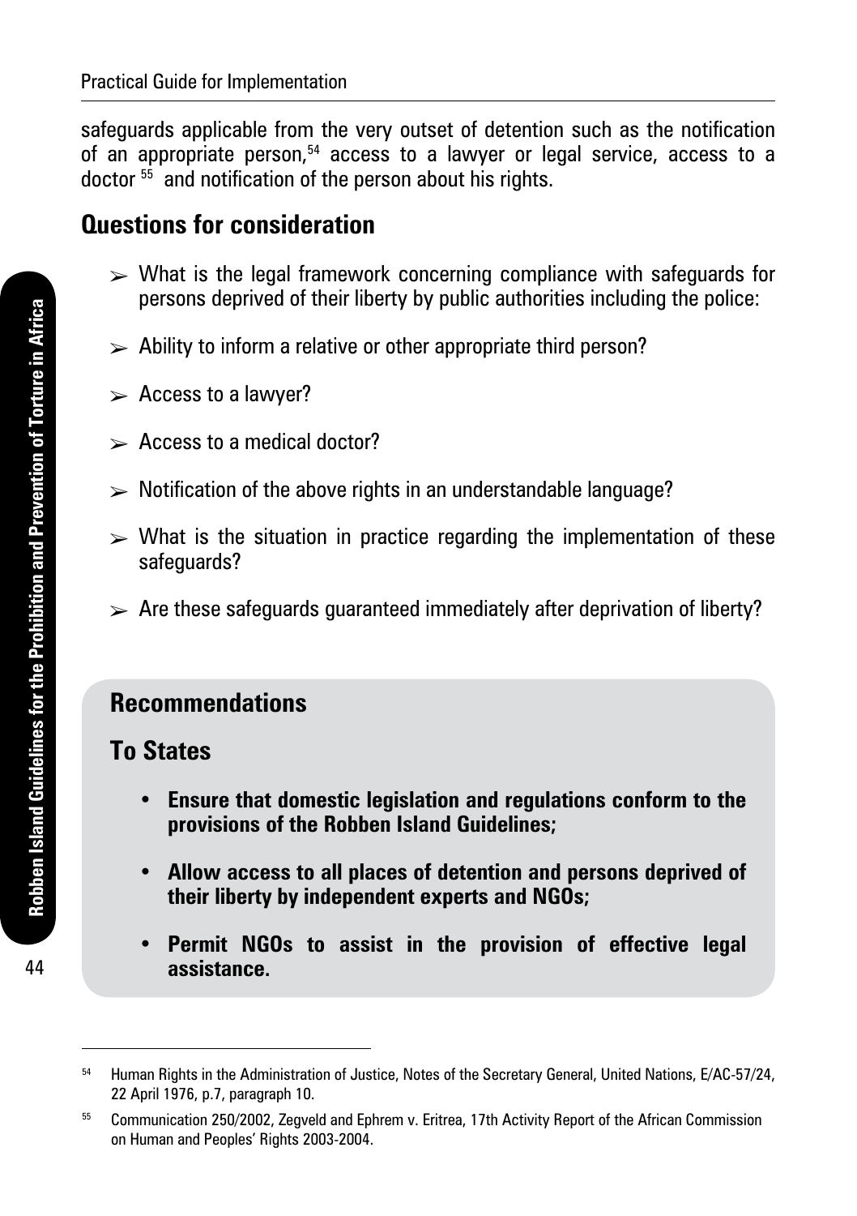safeguards applicable from the very outset of detention such as the notification of an appropriate person,[54] access to a lawyer or legal service, access to a doctor [55] and notification of the person about his rights.

## Questions for consideration

- What is the legal framework concerning compliance with safeguards for persons deprived of their liberty by public authorities including the police:
- Ability to inform a relative or other appropriate third person?
- Access to a lawyer?
- Access to a medical doctor?
- Notification of the above rights in an understandable language?
- What is the situation in practice regarding the implementation of these safeguards?
- Are these safeguards guaranteed immediately after deprivation of liberty?

## Recommendations

## To States

- **Ensure that domestic legislation and regulations conform to the provisions of the Robben Island Guidelines;**
- **Allow access to all places of detention and persons deprived of their liberty by independent experts and NGOs;**
- **Permit NGOs to assist in the provision of effective legal assistance.**

---

[54] Human Rights in the Administration of Justice, Notes of the Secretary General, United Nations, E/AC-57/24, 22 April 1976, p.7, paragraph 10.

[55] Communication 250/2002, Zegveld and Ephrem v. Eritrea, 17th Activity Report of the African Commission on Human and Peoples' Rights 2003-2004.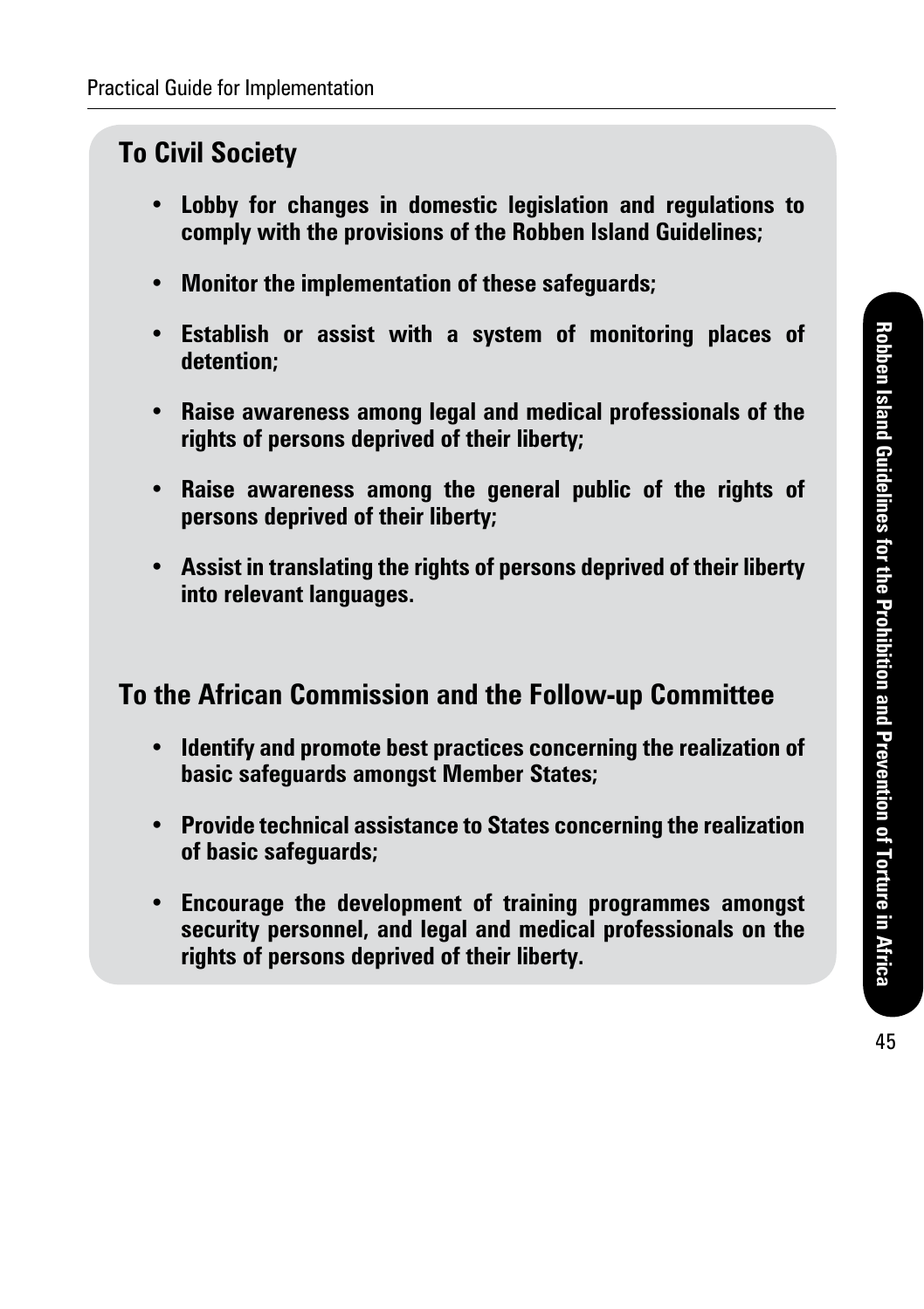## To Civil Society

- **Lobby for changes in domestic legislation and regulations to comply with the provisions of the Robben Island Guidelines;**
- **Monitor the implementation of these safeguards;**
- **Establish or assist with a system of monitoring places of detention;**
- **Raise awareness among legal and medical professionals of the rights of persons deprived of their liberty;**
- **Raise awareness among the general public of the rights of persons deprived of their liberty;**
- **Assist in translating the rights of persons deprived of their liberty into relevant languages.**

## To the African Commission and the Follow-up Committee

- **Identify and promote best practices concerning the realization of basic safeguards amongst Member States;**
- **Provide technical assistance to States concerning the realization of basic safeguards;**
- **Encourage the development of training programmes amongst security personnel, and legal and medical professionals on the rights of persons deprived of their liberty.**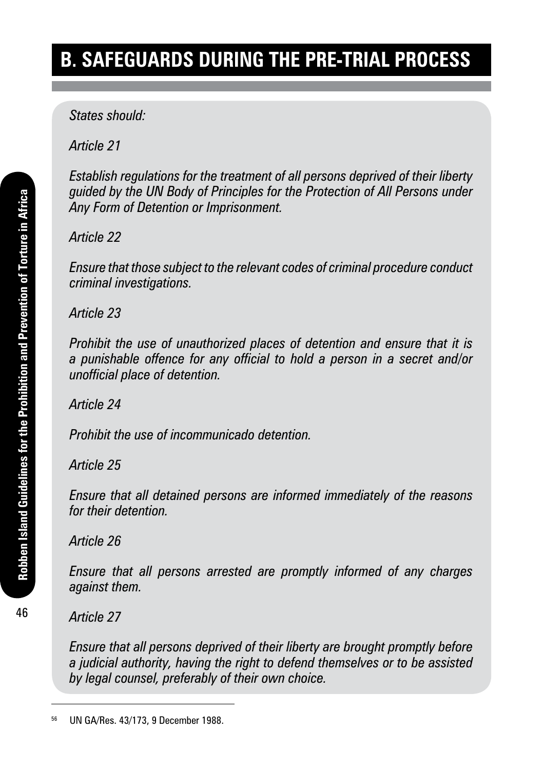# B. SAFEGUARDS DURING THE PRE-TRIAL PROCESS

*States should:*

*Article 21*

*Establish regulations for the treatment of all persons deprived of their liberty guided by the UN Body of Principles for the Protection of All Persons under Any Form of Detention or Imprisonment.*

*Article 22*

*Ensure that those subject to the relevant codes of criminal procedure conduct criminal investigations.*

*Article 23*

*Prohibit the use of unauthorized places of detention and ensure that it is a punishable offence for any official to hold a person in a secret and/or unofficial place of detention.*

*Article 24*

*Prohibit the use of incommunicado detention.*

*Article 25*

*Ensure that all detained persons are informed immediately of the reasons for their detention.*

*Article 26*

*Ensure that all persons arrested are promptly informed of any charges against them.*

*Article 27*

*Ensure that all persons deprived of their liberty are brought promptly before a judicial authority, having the right to defend themselves or to be assisted by legal counsel, preferably of their own choice.*

---

[56] UN GA/Res. 43/173, 9 December 1988.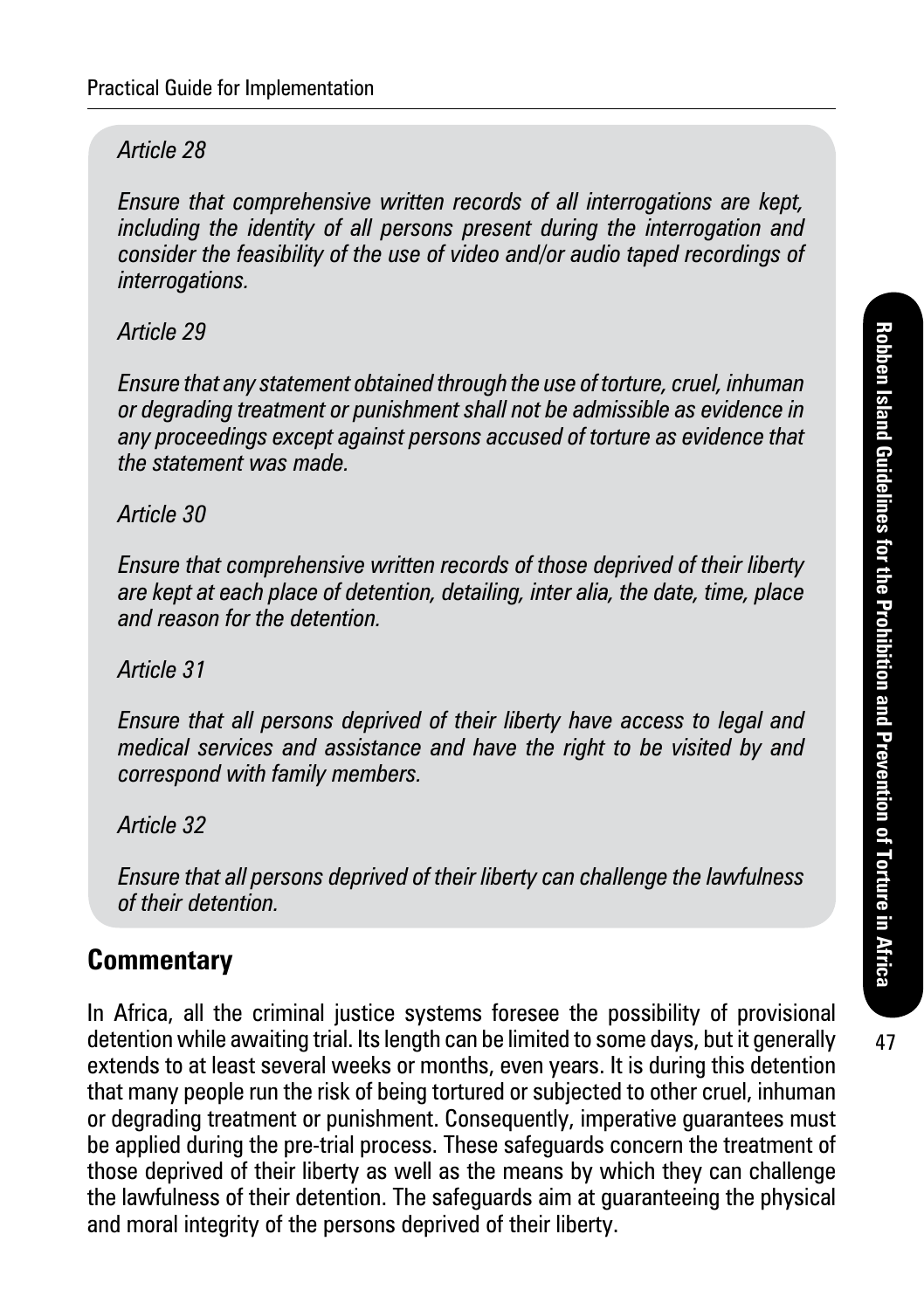*Article 28*

*Ensure that comprehensive written records of all interrogations are kept, including the identity of all persons present during the interrogation and consider the feasibility of the use of video and/or audio taped recordings of interrogations.*

*Article 29*

*Ensure that any statement obtained through the use of torture, cruel, inhuman or degrading treatment or punishment shall not be admissible as evidence in any proceedings except against persons accused of torture as evidence that the statement was made.*

*Article 30*

*Ensure that comprehensive written records of those deprived of their liberty are kept at each place of detention, detailing, inter alia, the date, time, place and reason for the detention.*

*Article 31*

*Ensure that all persons deprived of their liberty have access to legal and medical services and assistance and have the right to be visited by and correspond with family members.*

*Article 32*

*Ensure that all persons deprived of their liberty can challenge the lawfulness of their detention.*

## Commentary

In Africa, all the criminal justice systems foresee the possibility of provisional detention while awaiting trial. Its length can be limited to some days, but it generally extends to at least several weeks or months, even years. It is during this detention that many people run the risk of being tortured or subjected to other cruel, inhuman or degrading treatment or punishment. Consequently, imperative guarantees must be applied during the pre-trial process. These safeguards concern the treatment of those deprived of their liberty as well as the means by which they can challenge the lawfulness of their detention. The safeguards aim at guaranteeing the physical and moral integrity of the persons deprived of their liberty.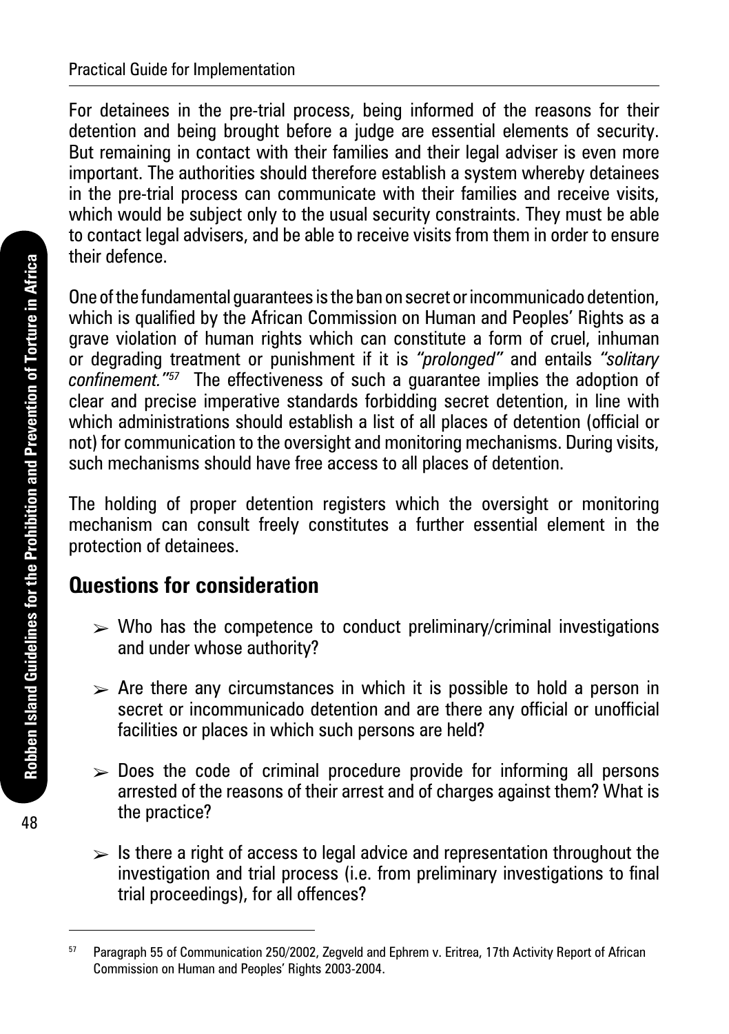For detainees in the pre-trial process, being informed of the reasons for their detention and being brought before a judge are essential elements of security. But remaining in contact with their families and their legal adviser is even more important. The authorities should therefore establish a system whereby detainees in the pre-trial process can communicate with their families and receive visits, which would be subject only to the usual security constraints. They must be able to contact legal advisers, and be able to receive visits from them in order to ensure their defence.

One of the fundamental guarantees is the ban on secret or incommunicado detention, which is qualified by the African Commission on Human and Peoples' Rights as a grave violation of human rights which can constitute a form of cruel, inhuman or degrading treatment or punishment if it is *"prolonged"* and entails *"solitary confinement."*[57] The effectiveness of such a guarantee implies the adoption of clear and precise imperative standards forbidding secret detention, in line with which administrations should establish a list of all places of detention (official or not) for communication to the oversight and monitoring mechanisms. During visits, such mechanisms should have free access to all places of detention.

The holding of proper detention registers which the oversight or monitoring mechanism can consult freely constitutes a further essential element in the protection of detainees.

## Questions for consideration

- Who has the competence to conduct preliminary/criminal investigations and under whose authority?
- Are there any circumstances in which it is possible to hold a person in secret or incommunicado detention and are there any official or unofficial facilities or places in which such persons are held?
- Does the code of criminal procedure provide for informing all persons arrested of the reasons of their arrest and of charges against them? What is the practice?
- Is there a right of access to legal advice and representation throughout the investigation and trial process (i.e. from preliminary investigations to final trial proceedings), for all offences?

---

[57] Paragraph 55 of Communication 250/2002, Zegveld and Ephrem v. Eritrea, 17th Activity Report of African Commission on Human and Peoples' Rights 2003-2004.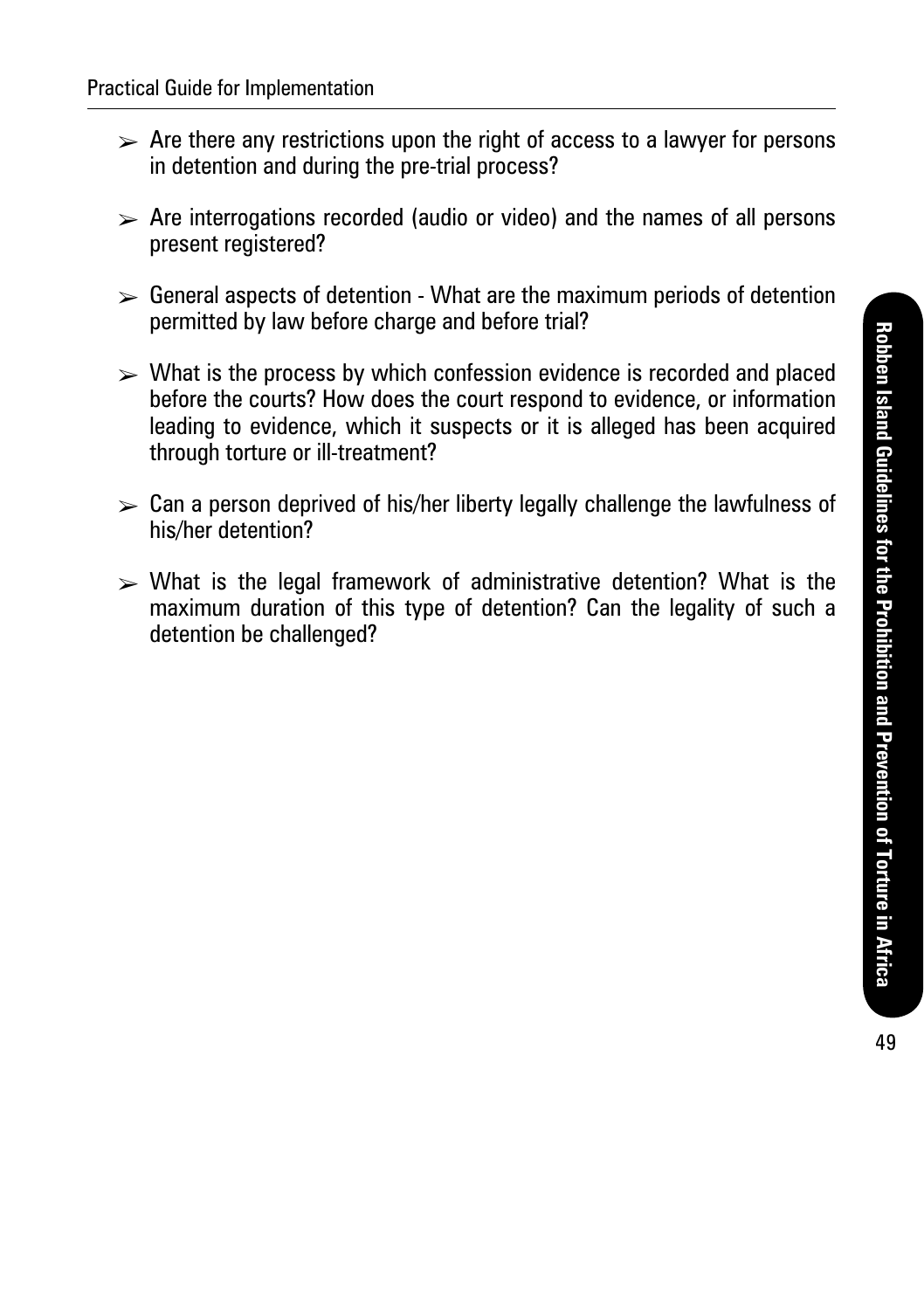- Are there any restrictions upon the right of access to a lawyer for persons in detention and during the pre-trial process?

- Are interrogations recorded (audio or video) and the names of all persons present registered?

- General aspects of detention - What are the maximum periods of detention permitted by law before charge and before trial?

- What is the process by which confession evidence is recorded and placed before the courts? How does the court respond to evidence, or information leading to evidence, which it suspects or it is alleged has been acquired through torture or ill-treatment?

- Can a person deprived of his/her liberty legally challenge the lawfulness of his/her detention?

- What is the legal framework of administrative detention? What is the maximum duration of this type of detention? Can the legality of such a detention be challenged?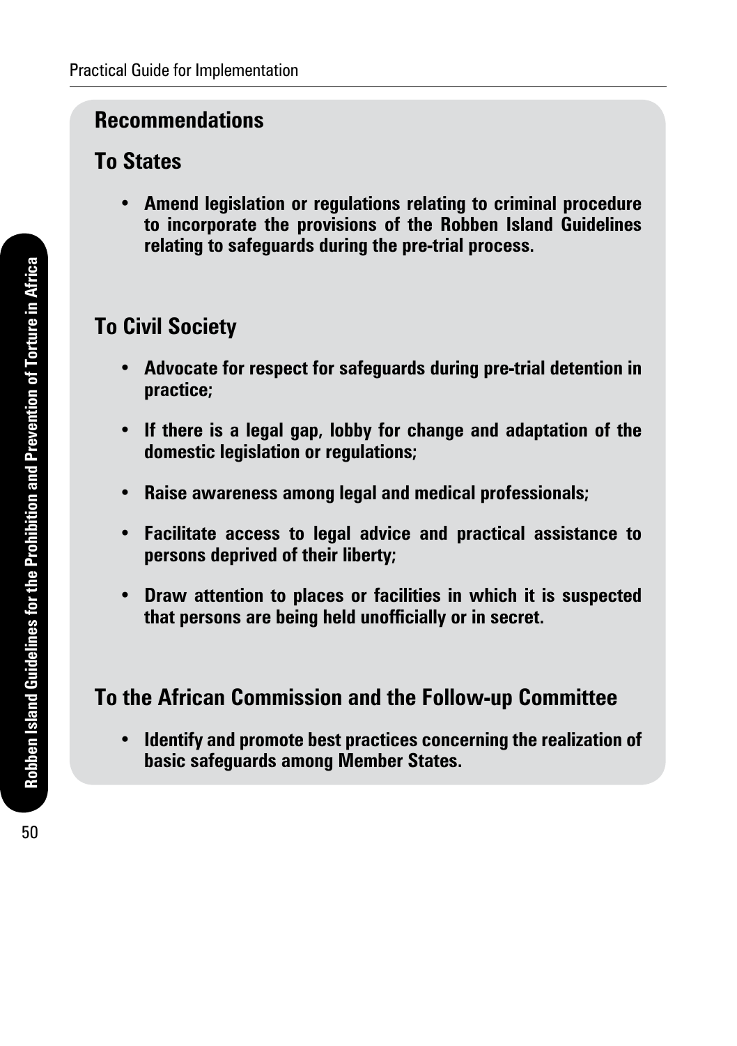## Recommendations

### To States

- **Amend legislation or regulations relating to criminal procedure to incorporate the provisions of the Robben Island Guidelines relating to safeguards during the pre-trial process.**

### To Civil Society

- **Advocate for respect for safeguards during pre-trial detention in practice;**
- **If there is a legal gap, lobby for change and adaptation of the domestic legislation or regulations;**
- **Raise awareness among legal and medical professionals;**
- **Facilitate access to legal advice and practical assistance to persons deprived of their liberty;**
- **Draw attention to places or facilities in which it is suspected that persons are being held unofficially or in secret.**

### To the African Commission and the Follow-up Committee

- **Identify and promote best practices concerning the realization of basic safeguards among Member States.**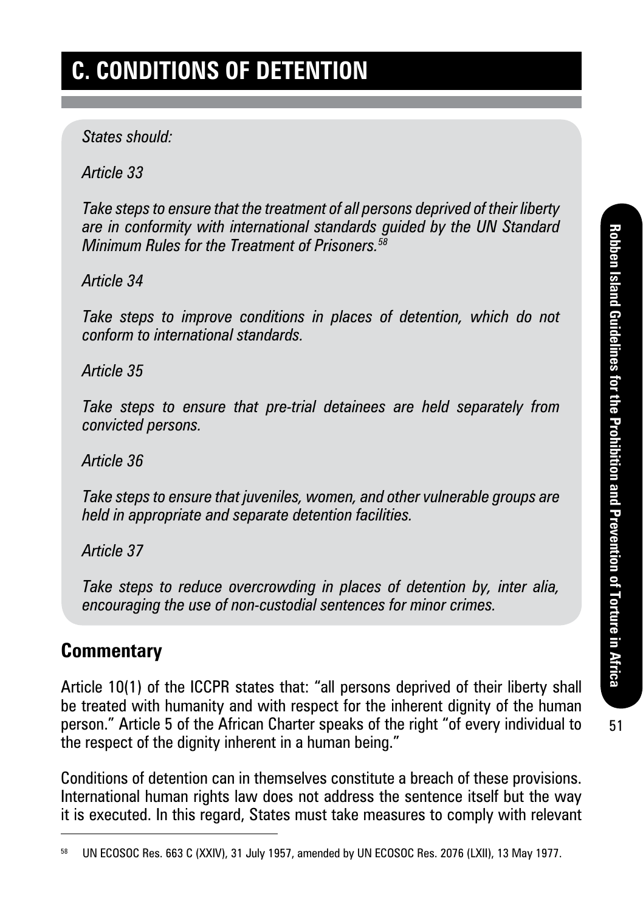# C. CONDITIONS OF DETENTION

*States should:*

*Article 33*

*Take steps to ensure that the treatment of all persons deprived of their liberty are in conformity with international standards guided by the UN Standard Minimum Rules for the Treatment of Prisoners.*[58]

*Article 34*

*Take steps to improve conditions in places of detention, which do not conform to international standards.*

*Article 35*

*Take steps to ensure that pre-trial detainees are held separately from convicted persons.*

*Article 36*

*Take steps to ensure that juveniles, women, and other vulnerable groups are held in appropriate and separate detention facilities.*

*Article 37*

*Take steps to reduce overcrowding in places of detention by, inter alia, encouraging the use of non-custodial sentences for minor crimes.*

## Commentary

Article 10(1) of the ICCPR states that: "all persons deprived of their liberty shall be treated with humanity and with respect for the inherent dignity of the human person." Article 5 of the African Charter speaks of the right "of every individual to the respect of the dignity inherent in a human being."

Conditions of detention can in themselves constitute a breach of these provisions. International human rights law does not address the sentence itself but the way it is executed. In this regard, States must take measures to comply with relevant

[58] UN ECOSOC Res. 663 C (XXIV), 31 July 1957, amended by UN ECOSOC Res. 2076 (LXII), 13 May 1977.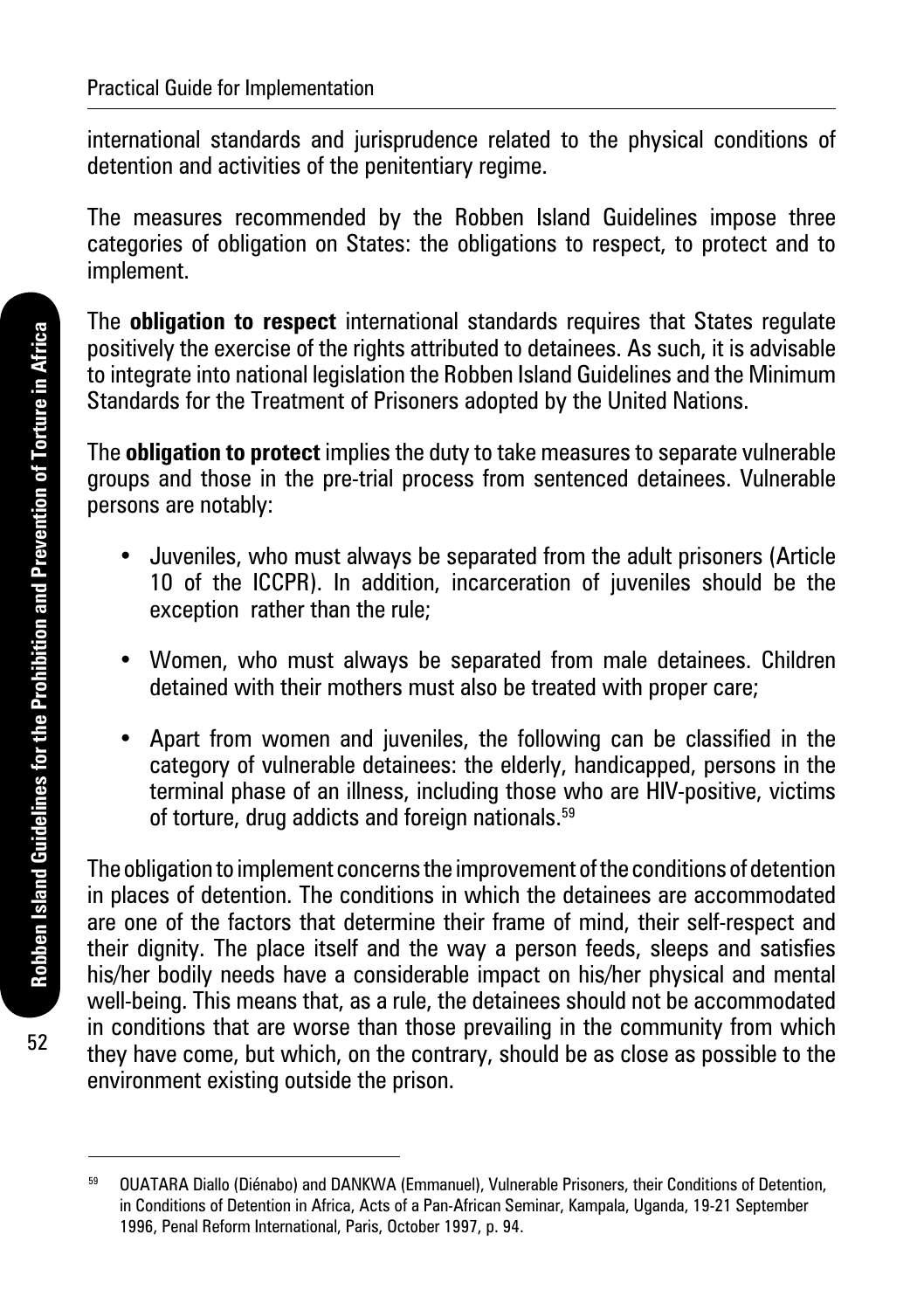international standards and jurisprudence related to the physical conditions of detention and activities of the penitentiary regime.

The measures recommended by the Robben Island Guidelines impose three categories of obligation on States: the obligations to respect, to protect and to implement.

The **obligation to respect** international standards requires that States regulate positively the exercise of the rights attributed to detainees. As such, it is advisable to integrate into national legislation the Robben Island Guidelines and the Minimum Standards for the Treatment of Prisoners adopted by the United Nations.

The **obligation to protect** implies the duty to take measures to separate vulnerable groups and those in the pre-trial process from sentenced detainees. Vulnerable persons are notably:

- Juveniles, who must always be separated from the adult prisoners (Article 10 of the ICCPR). In addition, incarceration of juveniles should be the exception rather than the rule;
- Women, who must always be separated from male detainees. Children detained with their mothers must also be treated with proper care;
- Apart from women and juveniles, the following can be classified in the category of vulnerable detainees: the elderly, handicapped, persons in the terminal phase of an illness, including those who are HIV-positive, victims of torture, drug addicts and foreign nationals.[59]

The obligation to implement concerns the improvement of the conditions of detention in places of detention. The conditions in which the detainees are accommodated are one of the factors that determine their frame of mind, their self-respect and their dignity. The place itself and the way a person feeds, sleeps and satisfies his/her bodily needs have a considerable impact on his/her physical and mental well-being. This means that, as a rule, the detainees should not be accommodated in conditions that are worse than those prevailing in the community from which they have come, but which, on the contrary, should be as close as possible to the environment existing outside the prison.

---

[59] OUATARA Diallo (Diénabo) and DANKWA (Emmanuel), Vulnerable Prisoners, their Conditions of Detention, in Conditions of Detention in Africa, Acts of a Pan-African Seminar, Kampala, Uganda, 19-21 September 1996, Penal Reform International, Paris, October 1997, p. 94.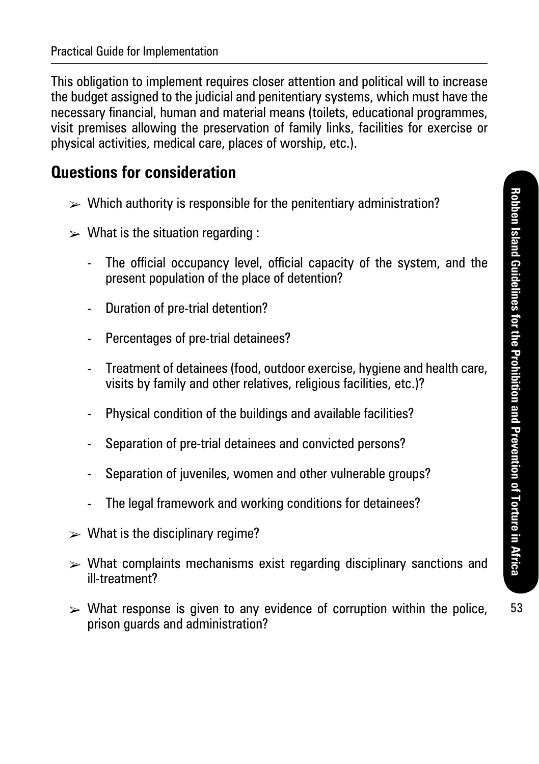This obligation to implement requires closer attention and political will to increase the budget assigned to the judicial and penitentiary systems, which must have the necessary financial, human and material means (toilets, educational programmes, visit premises allowing the preservation of family links, facilities for exercise or physical activities, medical care, places of worship, etc.).

## Questions for consideration

- Which authority is responsible for the penitentiary administration?
- What is the situation regarding :
  - The official occupancy level, official capacity of the system, and the present population of the place of detention?
  - Duration of pre-trial detention?
  - Percentages of pre-trial detainees?
  - Treatment of detainees (food, outdoor exercise, hygiene and health care, visits by family and other relatives, religious facilities, etc.)?
  - Physical condition of the buildings and available facilities?
  - Separation of pre-trial detainees and convicted persons?
  - Separation of juveniles, women and other vulnerable groups?
  - The legal framework and working conditions for detainees?
- What is the disciplinary regime?
- What complaints mechanisms exist regarding disciplinary sanctions and ill-treatment?
- What response is given to any evidence of corruption within the police, prison guards and administration?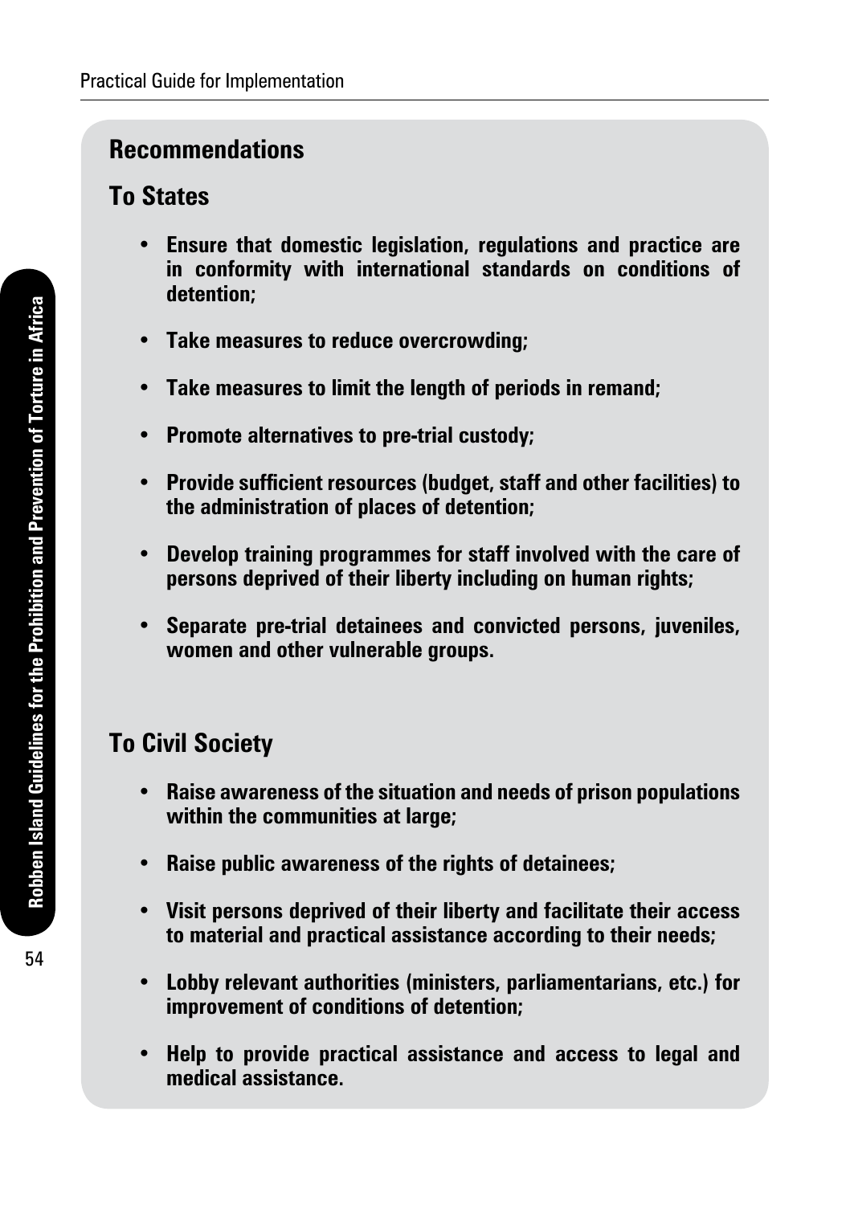## Recommendations

### To States

- **Ensure that domestic legislation, regulations and practice are in conformity with international standards on conditions of detention;**
- **Take measures to reduce overcrowding;**
- **Take measures to limit the length of periods in remand;**
- **Promote alternatives to pre-trial custody;**
- **Provide sufficient resources (budget, staff and other facilities) to the administration of places of detention;**
- **Develop training programmes for staff involved with the care of persons deprived of their liberty including on human rights;**
- **Separate pre-trial detainees and convicted persons, juveniles, women and other vulnerable groups.**

### To Civil Society

- **Raise awareness of the situation and needs of prison populations within the communities at large;**
- **Raise public awareness of the rights of detainees;**
- **Visit persons deprived of their liberty and facilitate their access to material and practical assistance according to their needs;**
- **Lobby relevant authorities (ministers, parliamentarians, etc.) for improvement of conditions of detention;**
- **Help to provide practical assistance and access to legal and medical assistance.**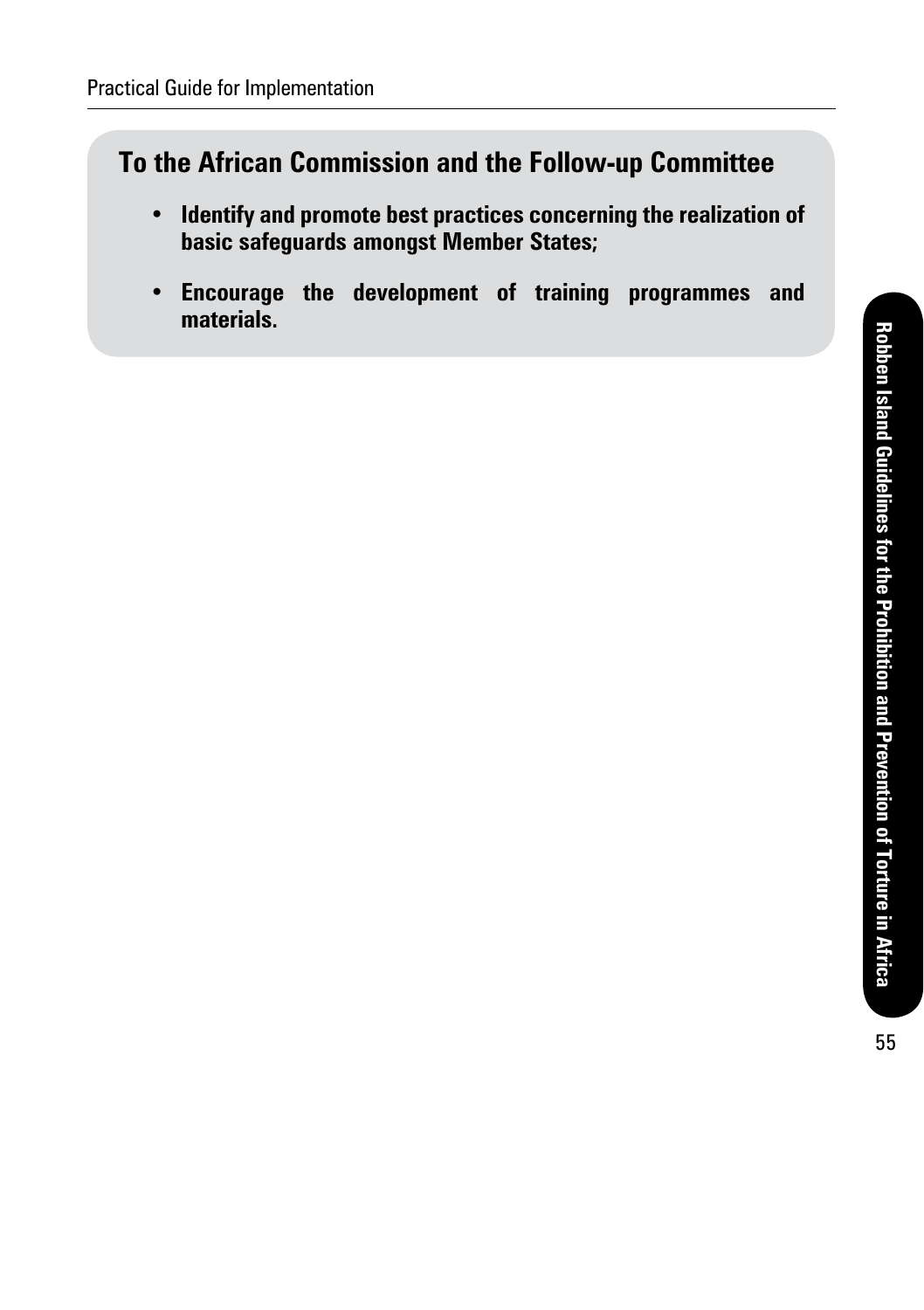## To the African Commission and the Follow-up Committee

- **Identify and promote best practices concerning the realization of basic safeguards amongst Member States;**
- **Encourage the development of training programmes and materials.**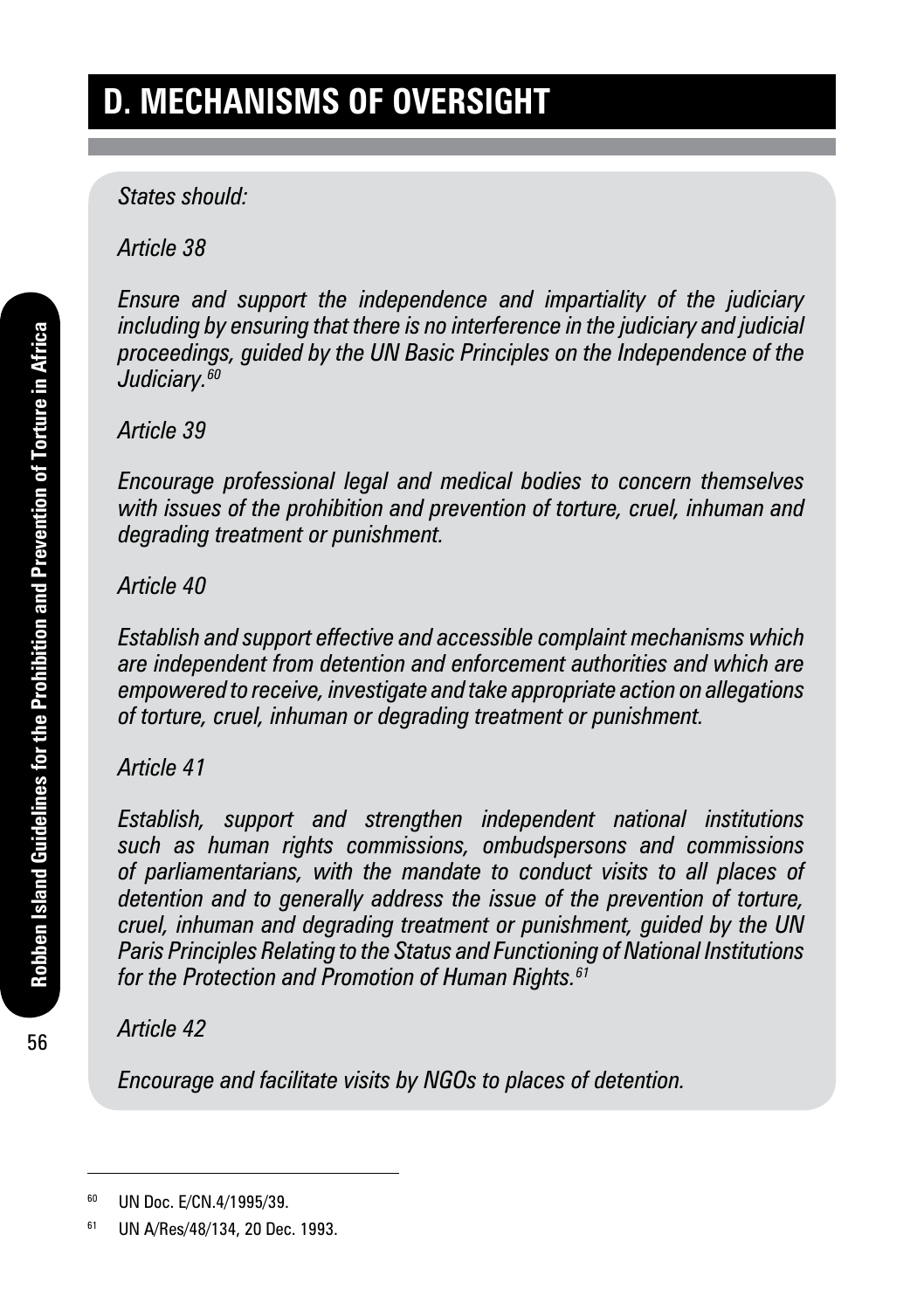## D. MECHANISMS OF OVERSIGHT

*States should:*

*Article 38*

*Ensure and support the independence and impartiality of the judiciary including by ensuring that there is no interference in the judiciary and judicial proceedings, guided by the UN Basic Principles on the Independence of the Judiciary.*[60]

*Article 39*

*Encourage professional legal and medical bodies to concern themselves with issues of the prohibition and prevention of torture, cruel, inhuman and degrading treatment or punishment.*

*Article 40*

*Establish and support effective and accessible complaint mechanisms which are independent from detention and enforcement authorities and which are empowered to receive, investigate and take appropriate action on allegations of torture, cruel, inhuman or degrading treatment or punishment.*

*Article 41*

*Establish, support and strengthen independent national institutions such as human rights commissions, ombudspersons and commissions of parliamentarians, with the mandate to conduct visits to all places of detention and to generally address the issue of the prevention of torture, cruel, inhuman and degrading treatment or punishment, guided by the UN Paris Principles Relating to the Status and Functioning of National Institutions for the Protection and Promotion of Human Rights.*[61]

*Article 42*

*Encourage and facilitate visits by NGOs to places of detention.*

---

[60] UN Doc. E/CN.4/1995/39.

[61] UN A/Res/48/134, 20 Dec. 1993.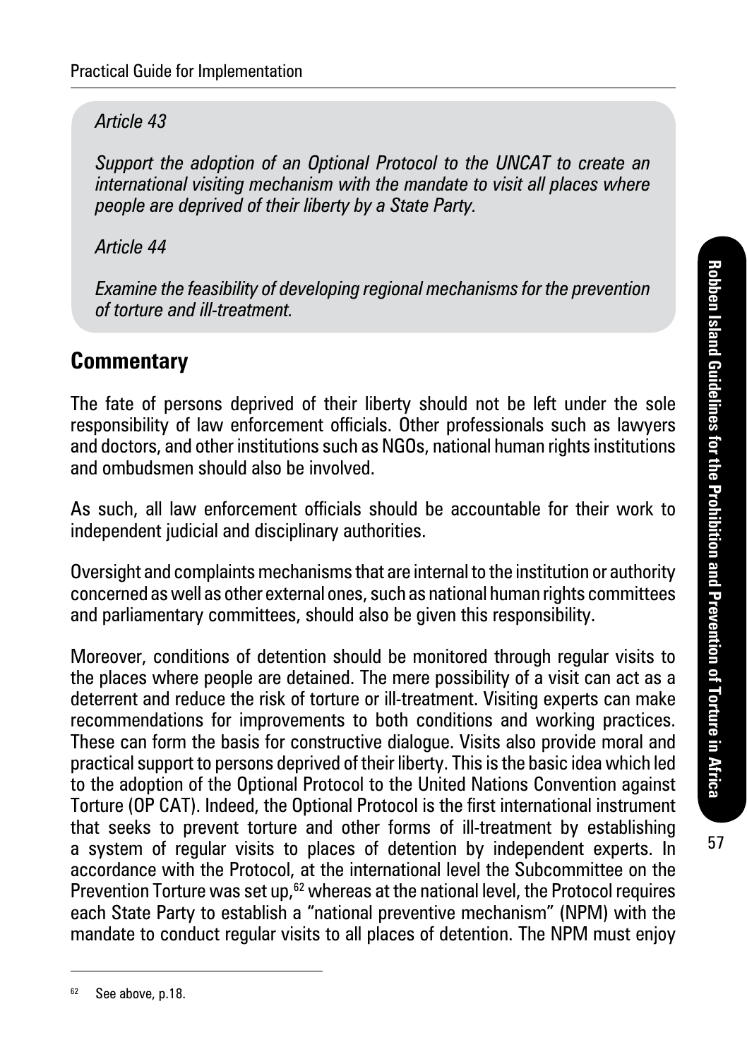*Article 43*

*Support the adoption of an Optional Protocol to the UNCAT to create an international visiting mechanism with the mandate to visit all places where people are deprived of their liberty by a State Party.*

*Article 44*

*Examine the feasibility of developing regional mechanisms for the prevention of torture and ill-treatment.*

## Commentary

The fate of persons deprived of their liberty should not be left under the sole responsibility of law enforcement officials. Other professionals such as lawyers and doctors, and other institutions such as NGOs, national human rights institutions and ombudsmen should also be involved.

As such, all law enforcement officials should be accountable for their work to independent judicial and disciplinary authorities.

Oversight and complaints mechanisms that are internal to the institution or authority concerned as well as other external ones, such as national human rights committees and parliamentary committees, should also be given this responsibility.

Moreover, conditions of detention should be monitored through regular visits to the places where people are detained. The mere possibility of a visit can act as a deterrent and reduce the risk of torture or ill-treatment. Visiting experts can make recommendations for improvements to both conditions and working practices. These can form the basis for constructive dialogue. Visits also provide moral and practical support to persons deprived of their liberty. This is the basic idea which led to the adoption of the Optional Protocol to the United Nations Convention against Torture (OP CAT). Indeed, the Optional Protocol is the first international instrument that seeks to prevent torture and other forms of ill-treatment by establishing a system of regular visits to places of detention by independent experts. In accordance with the Protocol, at the international level the Subcommittee on the Prevention Torture was set up,[62] whereas at the national level, the Protocol requires each State Party to establish a "national preventive mechanism" (NPM) with the mandate to conduct regular visits to all places of detention. The NPM must enjoy

[62] See above, p.18.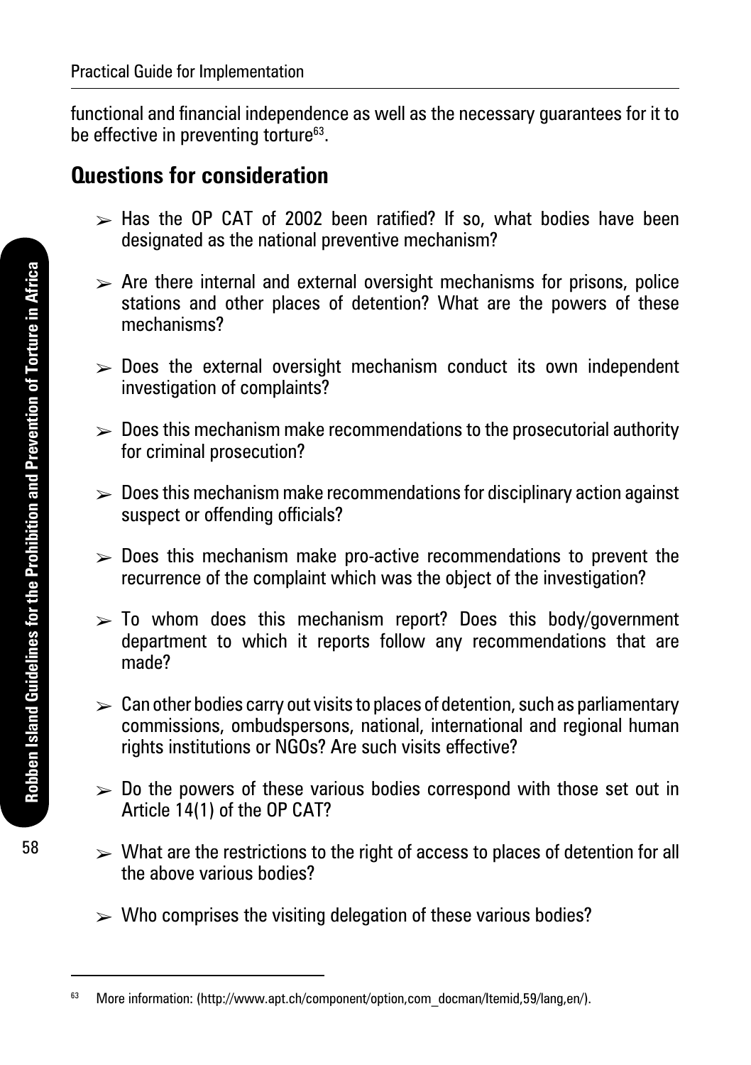functional and financial independence as well as the necessary guarantees for it to be effective in preventing torture[63].

## Questions for consideration

- Has the OP CAT of 2002 been ratified? If so, what bodies have been designated as the national preventive mechanism?
- Are there internal and external oversight mechanisms for prisons, police stations and other places of detention? What are the powers of these mechanisms?
- Does the external oversight mechanism conduct its own independent investigation of complaints?
- Does this mechanism make recommendations to the prosecutorial authority for criminal prosecution?
- Does this mechanism make recommendations for disciplinary action against suspect or offending officials?
- Does this mechanism make pro-active recommendations to prevent the recurrence of the complaint which was the object of the investigation?
- To whom does this mechanism report? Does this body/government department to which it reports follow any recommendations that are made?
- Can other bodies carry out visits to places of detention, such as parliamentary commissions, ombudspersons, national, international and regional human rights institutions or NGOs? Are such visits effective?
- Do the powers of these various bodies correspond with those set out in Article 14(1) of the OP CAT?
- What are the restrictions to the right of access to places of detention for all the above various bodies?
- Who comprises the visiting delegation of these various bodies?

---

[63] More information: (http://www.apt.ch/component/option,com_docman/Itemid,59/lang,en/).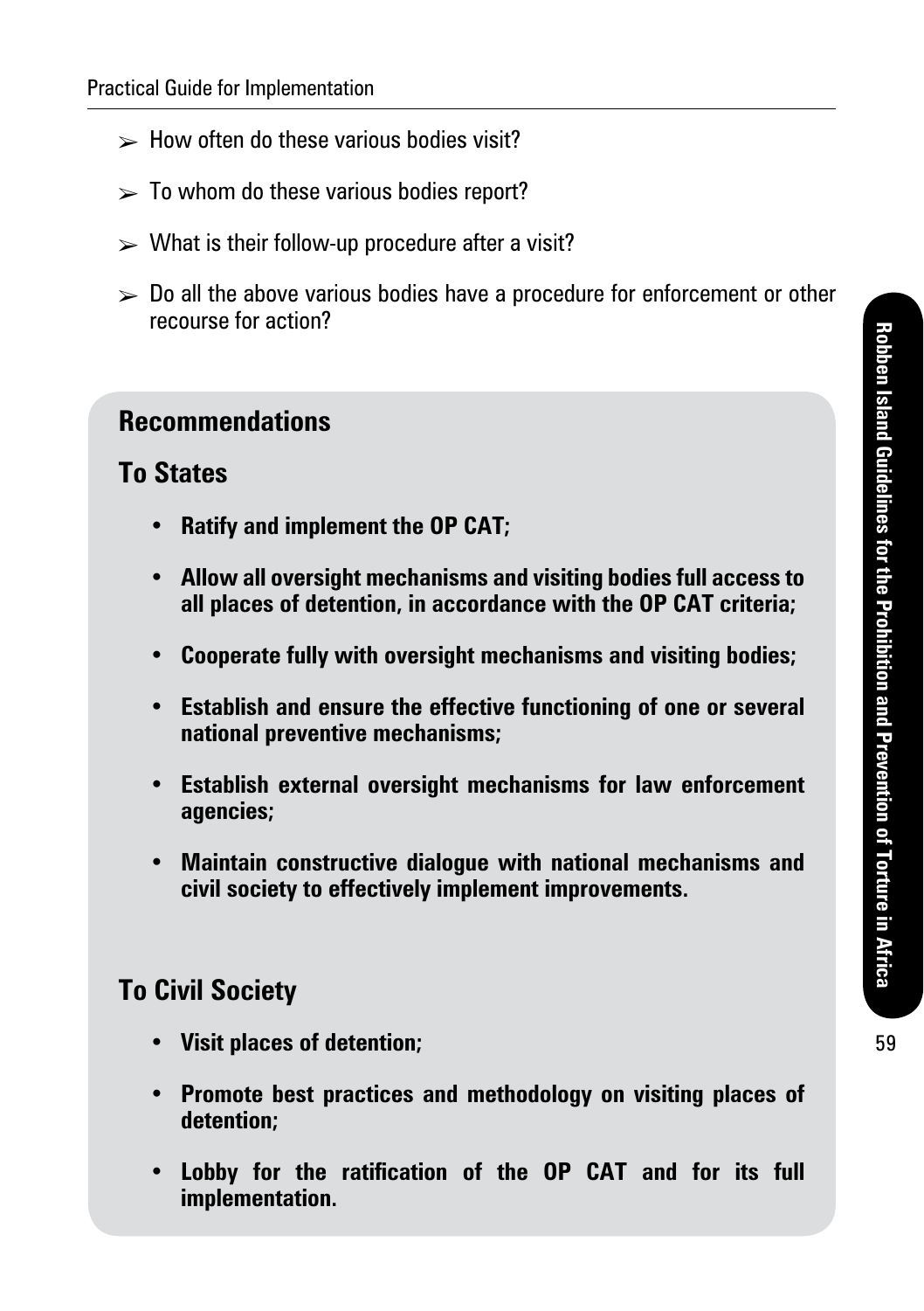- How often do these various bodies visit?
- To whom do these various bodies report?
- What is their follow-up procedure after a visit?
- Do all the above various bodies have a procedure for enforcement or other recourse for action?

## Recommendations

### To States

- **Ratify and implement the OP CAT;**
- **Allow all oversight mechanisms and visiting bodies full access to all places of detention, in accordance with the OP CAT criteria;**
- **Cooperate fully with oversight mechanisms and visiting bodies;**
- **Establish and ensure the effective functioning of one or several national preventive mechanisms;**
- **Establish external oversight mechanisms for law enforcement agencies;**
- **Maintain constructive dialogue with national mechanisms and civil society to effectively implement improvements.**

### To Civil Society

- **Visit places of detention;**
- **Promote best practices and methodology on visiting places of detention;**
- **Lobby for the ratification of the OP CAT and for its full implementation.**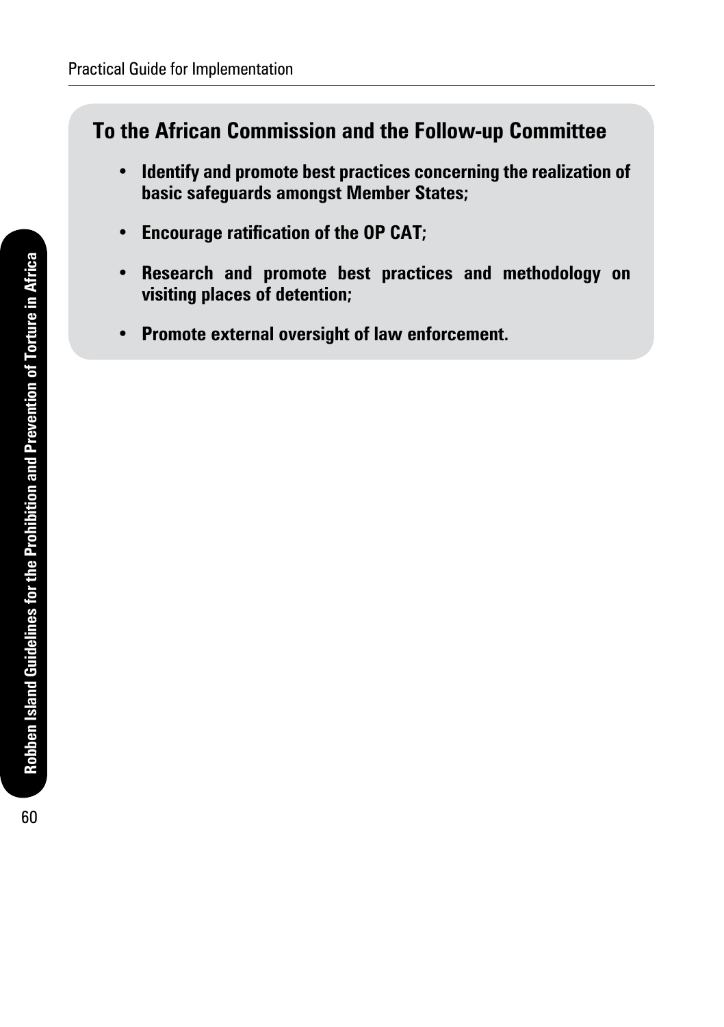## To the African Commission and the Follow-up Committee

- **Identify and promote best practices concerning the realization of basic safeguards amongst Member States;**
- **Encourage ratification of the OP CAT;**
- **Research and promote best practices and methodology on visiting places of detention;**
- **Promote external oversight of law enforcement.**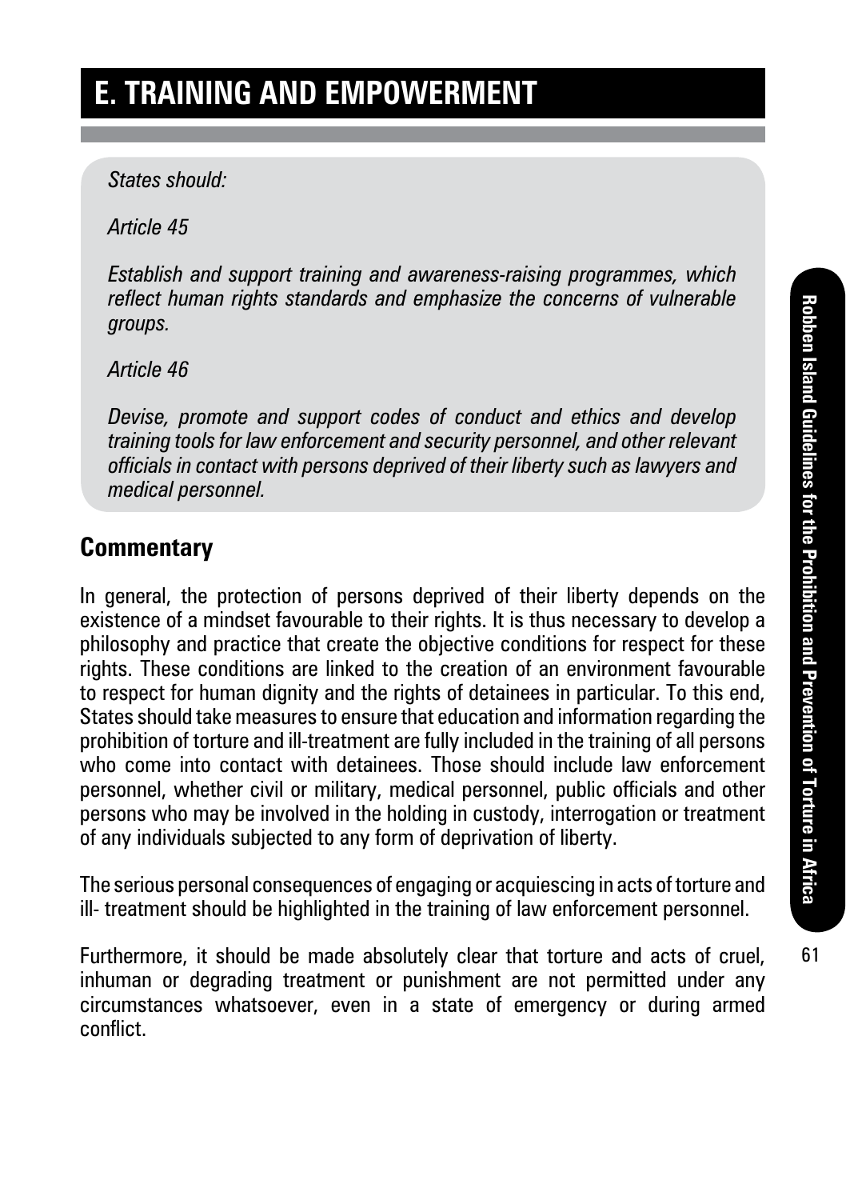# E. TRAINING AND EMPOWERMENT

*States should:*

*Article 45*

*Establish and support training and awareness-raising programmes, which reflect human rights standards and emphasize the concerns of vulnerable groups.*

*Article 46*

*Devise, promote and support codes of conduct and ethics and develop training tools for law enforcement and security personnel, and other relevant officials in contact with persons deprived of their liberty such as lawyers and medical personnel.*

## Commentary

In general, the protection of persons deprived of their liberty depends on the existence of a mindset favourable to their rights. It is thus necessary to develop a philosophy and practice that create the objective conditions for respect for these rights. These conditions are linked to the creation of an environment favourable to respect for human dignity and the rights of detainees in particular. To this end, States should take measures to ensure that education and information regarding the prohibition of torture and ill-treatment are fully included in the training of all persons who come into contact with detainees. Those should include law enforcement personnel, whether civil or military, medical personnel, public officials and other persons who may be involved in the holding in custody, interrogation or treatment of any individuals subjected to any form of deprivation of liberty.

The serious personal consequences of engaging or acquiescing in acts of torture and ill- treatment should be highlighted in the training of law enforcement personnel.

Furthermore, it should be made absolutely clear that torture and acts of cruel, inhuman or degrading treatment or punishment are not permitted under any circumstances whatsoever, even in a state of emergency or during armed conflict.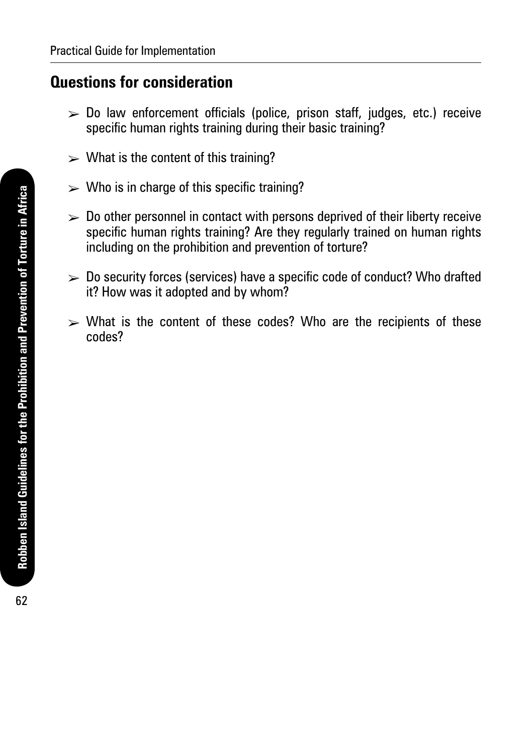## Questions for consideration

- Do law enforcement officials (police, prison staff, judges, etc.) receive specific human rights training during their basic training?
- What is the content of this training?
- Who is in charge of this specific training?
- Do other personnel in contact with persons deprived of their liberty receive specific human rights training? Are they regularly trained on human rights including on the prohibition and prevention of torture?
- Do security forces (services) have a specific code of conduct? Who drafted it? How was it adopted and by whom?
- What is the content of these codes? Who are the recipients of these codes?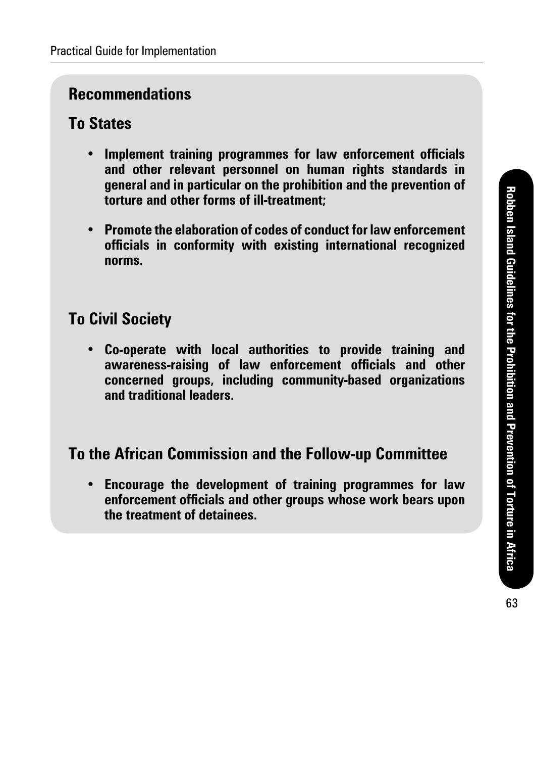## Recommendations

### To States

- **Implement training programmes for law enforcement officials and other relevant personnel on human rights standards in general and in particular on the prohibition and the prevention of torture and other forms of ill-treatment;**

- **Promote the elaboration of codes of conduct for law enforcement officials in conformity with existing international recognized norms.**

### To Civil Society

- **Co-operate with local authorities to provide training and awareness-raising of law enforcement officials and other concerned groups, including community-based organizations and traditional leaders.**

### To the African Commission and the Follow-up Committee

- **Encourage the development of training programmes for law enforcement officials and other groups whose work bears upon the treatment of detainees.**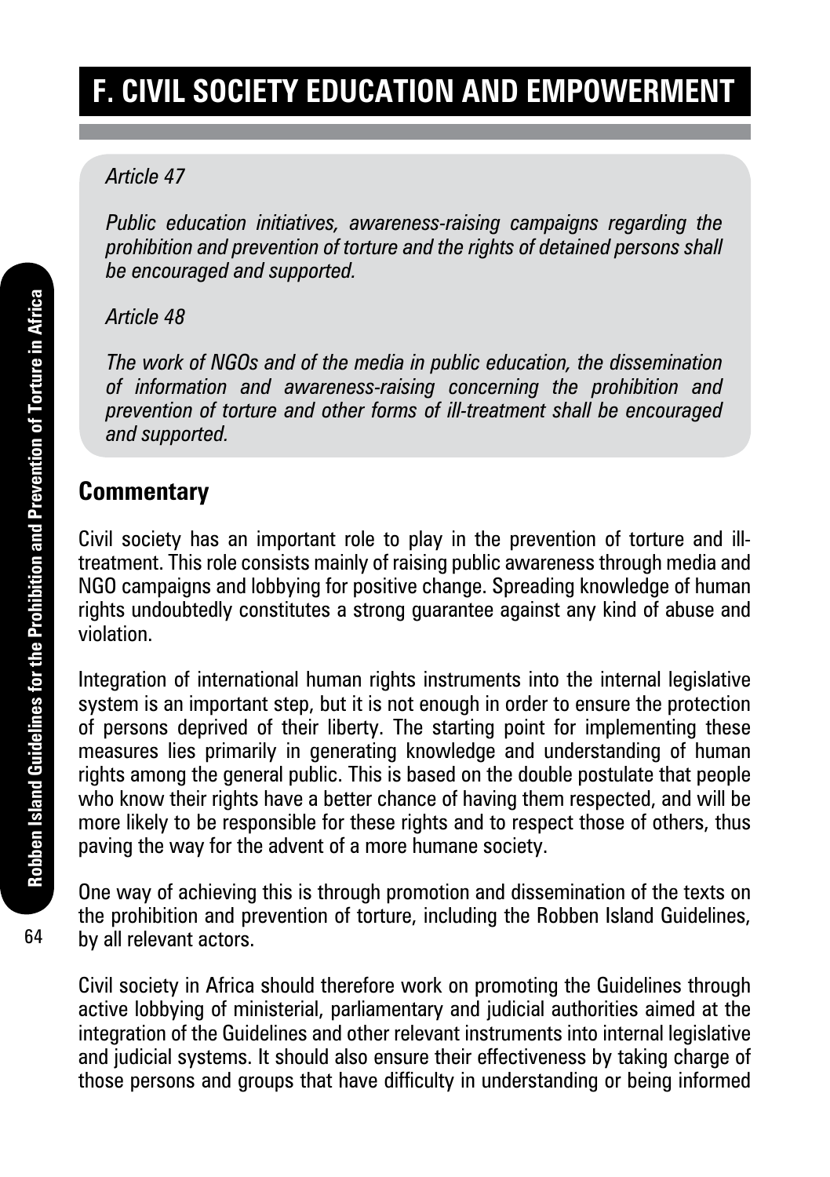# F. CIVIL SOCIETY EDUCATION AND EMPOWERMENT

*Article 47*

*Public education initiatives, awareness-raising campaigns regarding the prohibition and prevention of torture and the rights of detained persons shall be encouraged and supported.*

*Article 48*

*The work of NGOs and of the media in public education, the dissemination of information and awareness-raising concerning the prohibition and prevention of torture and other forms of ill-treatment shall be encouraged and supported.*

## Commentary

Civil society has an important role to play in the prevention of torture and ill-treatment. This role consists mainly of raising public awareness through media and NGO campaigns and lobbying for positive change. Spreading knowledge of human rights undoubtedly constitutes a strong guarantee against any kind of abuse and violation.

Integration of international human rights instruments into the internal legislative system is an important step, but it is not enough in order to ensure the protection of persons deprived of their liberty. The starting point for implementing these measures lies primarily in generating knowledge and understanding of human rights among the general public. This is based on the double postulate that people who know their rights have a better chance of having them respected, and will be more likely to be responsible for these rights and to respect those of others, thus paving the way for the advent of a more humane society.

One way of achieving this is through promotion and dissemination of the texts on the prohibition and prevention of torture, including the Robben Island Guidelines, by all relevant actors.

Civil society in Africa should therefore work on promoting the Guidelines through active lobbying of ministerial, parliamentary and judicial authorities aimed at the integration of the Guidelines and other relevant instruments into internal legislative and judicial systems. It should also ensure their effectiveness by taking charge of those persons and groups that have difficulty in understanding or being informed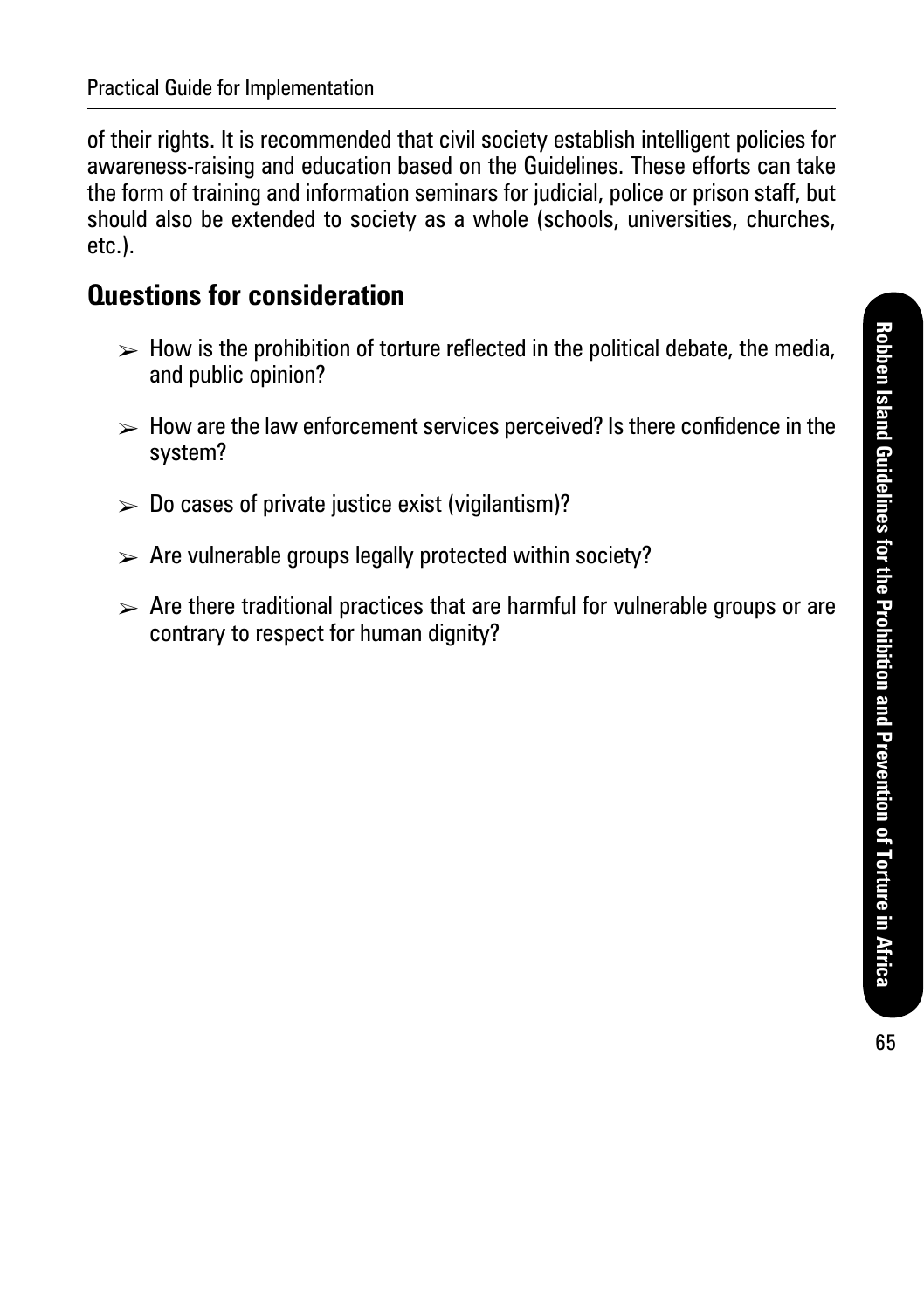of their rights. It is recommended that civil society establish intelligent policies for awareness-raising and education based on the Guidelines. These efforts can take the form of training and information seminars for judicial, police or prison staff, but should also be extended to society as a whole (schools, universities, churches, etc.).

## Questions for consideration

- How is the prohibition of torture reflected in the political debate, the media, and public opinion?
- How are the law enforcement services perceived? Is there confidence in the system?
- Do cases of private justice exist (vigilantism)?
- Are vulnerable groups legally protected within society?
- Are there traditional practices that are harmful for vulnerable groups or are contrary to respect for human dignity?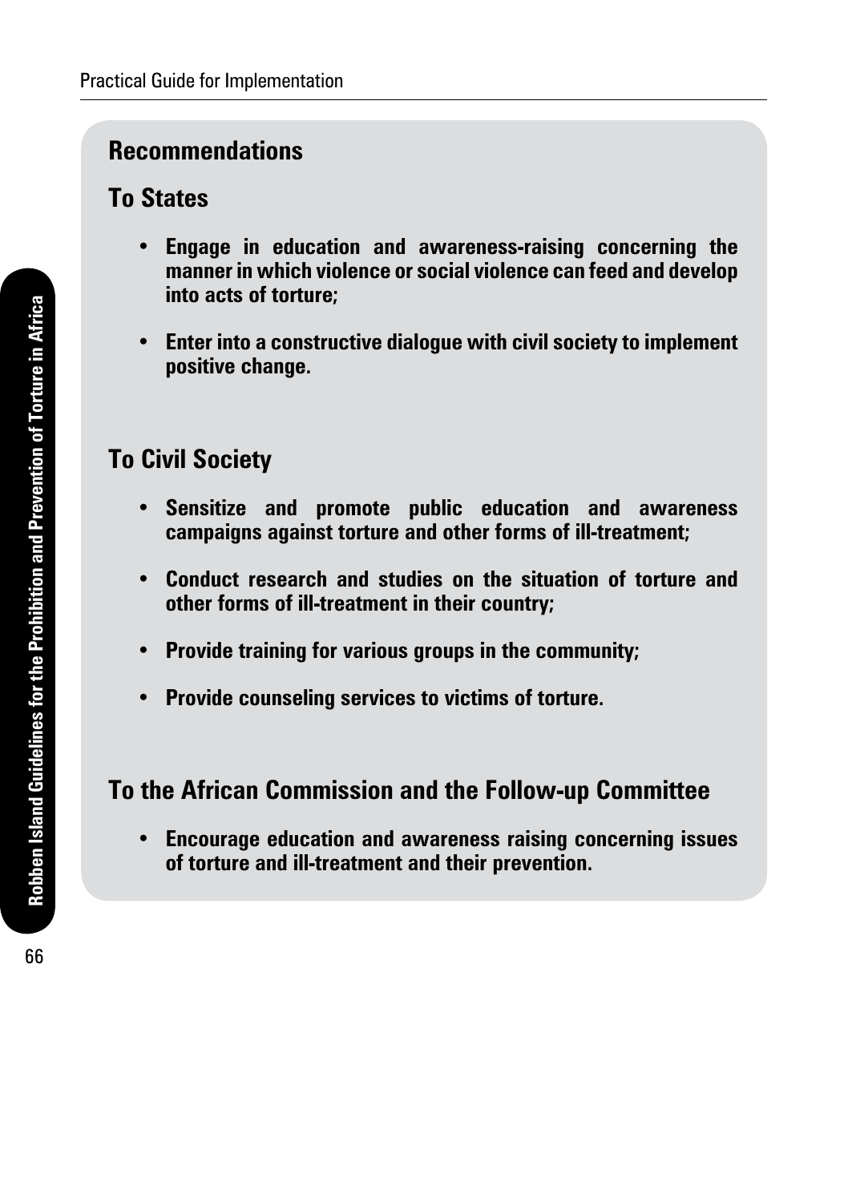## Recommendations

### To States

- **Engage in education and awareness-raising concerning the manner in which violence or social violence can feed and develop into acts of torture;**
- **Enter into a constructive dialogue with civil society to implement positive change.**

### To Civil Society

- **Sensitize and promote public education and awareness campaigns against torture and other forms of ill-treatment;**
- **Conduct research and studies on the situation of torture and other forms of ill-treatment in their country;**
- **Provide training for various groups in the community;**
- **Provide counseling services to victims of torture.**

### To the African Commission and the Follow-up Committee

- **Encourage education and awareness raising concerning issues of torture and ill-treatment and their prevention.**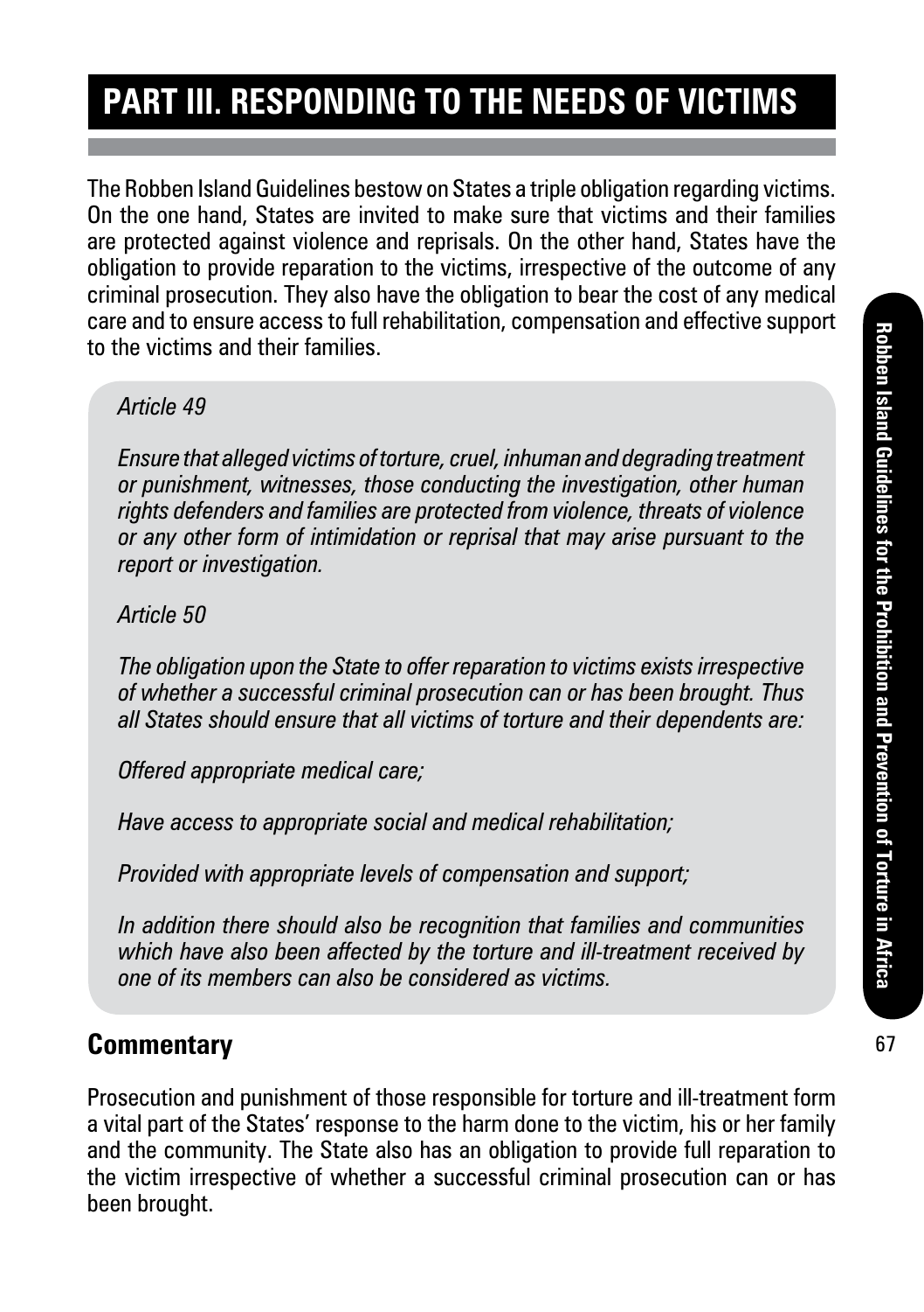# PART III. RESPONDING TO THE NEEDS OF VICTIMS

The Robben Island Guidelines bestow on States a triple obligation regarding victims. On the one hand, States are invited to make sure that victims and their families are protected against violence and reprisals. On the other hand, States have the obligation to provide reparation to the victims, irrespective of the outcome of any criminal prosecution. They also have the obligation to bear the cost of any medical care and to ensure access to full rehabilitation, compensation and effective support to the victims and their families.

*Article 49*

*Ensure that alleged victims of torture, cruel, inhuman and degrading treatment or punishment, witnesses, those conducting the investigation, other human rights defenders and families are protected from violence, threats of violence or any other form of intimidation or reprisal that may arise pursuant to the report or investigation.*

*Article 50*

*The obligation upon the State to offer reparation to victims exists irrespective of whether a successful criminal prosecution can or has been brought. Thus all States should ensure that all victims of torture and their dependents are:*

*Offered appropriate medical care;*

*Have access to appropriate social and medical rehabilitation;*

*Provided with appropriate levels of compensation and support;*

*In addition there should also be recognition that families and communities which have also been affected by the torture and ill-treatment received by one of its members can also be considered as victims.*

## Commentary

Prosecution and punishment of those responsible for torture and ill-treatment form a vital part of the States' response to the harm done to the victim, his or her family and the community. The State also has an obligation to provide full reparation to the victim irrespective of whether a successful criminal prosecution can or has been brought.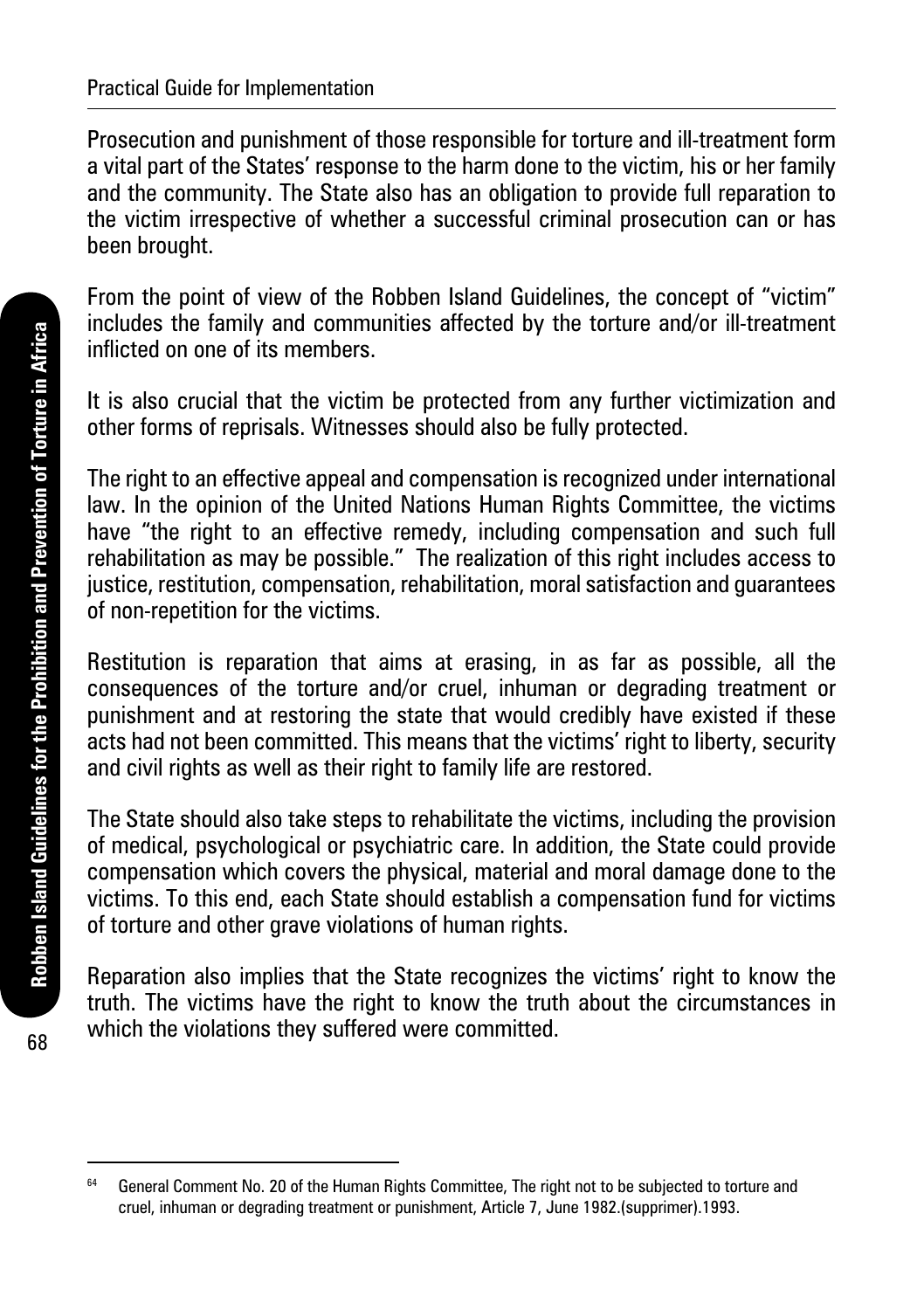Prosecution and punishment of those responsible for torture and ill-treatment form a vital part of the States' response to the harm done to the victim, his or her family and the community. The State also has an obligation to provide full reparation to the victim irrespective of whether a successful criminal prosecution can or has been brought.

From the point of view of the Robben Island Guidelines, the concept of "victim" includes the family and communities affected by the torture and/or ill-treatment inflicted on one of its members.

It is also crucial that the victim be protected from any further victimization and other forms of reprisals. Witnesses should also be fully protected.

The right to an effective appeal and compensation is recognized under international law. In the opinion of the United Nations Human Rights Committee, the victims have "the right to an effective remedy, including compensation and such full rehabilitation as may be possible." The realization of this right includes access to justice, restitution, compensation, rehabilitation, moral satisfaction and guarantees of non-repetition for the victims.

Restitution is reparation that aims at erasing, in as far as possible, all the consequences of the torture and/or cruel, inhuman or degrading treatment or punishment and at restoring the state that would credibly have existed if these acts had not been committed. This means that the victims' right to liberty, security and civil rights as well as their right to family life are restored.

The State should also take steps to rehabilitate the victims, including the provision of medical, psychological or psychiatric care. In addition, the State could provide compensation which covers the physical, material and moral damage done to the victims. To this end, each State should establish a compensation fund for victims of torture and other grave violations of human rights.

Reparation also implies that the State recognizes the victims' right to know the truth. The victims have the right to know the truth about the circumstances in which the violations they suffered were committed.

---

[64] General Comment No. 20 of the Human Rights Committee, The right not to be subjected to torture and cruel, inhuman or degrading treatment or punishment, Article 7, June 1982.(supprimer).1993.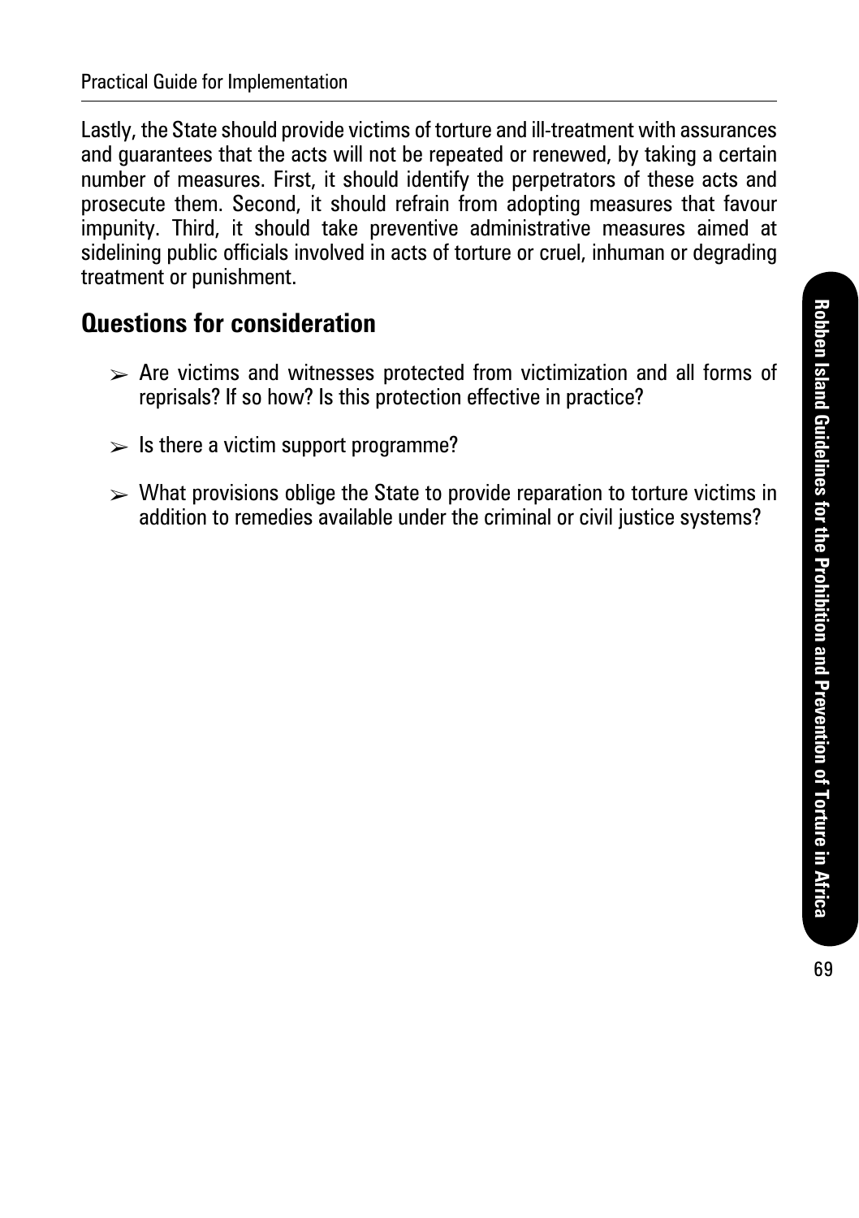Lastly, the State should provide victims of torture and ill-treatment with assurances and guarantees that the acts will not be repeated or renewed, by taking a certain number of measures. First, it should identify the perpetrators of these acts and prosecute them. Second, it should refrain from adopting measures that favour impunity. Third, it should take preventive administrative measures aimed at sidelining public officials involved in acts of torture or cruel, inhuman or degrading treatment or punishment.

## Questions for consideration

- Are victims and witnesses protected from victimization and all forms of reprisals? If so how? Is this protection effective in practice?
- Is there a victim support programme?
- What provisions oblige the State to provide reparation to torture victims in addition to remedies available under the criminal or civil justice systems?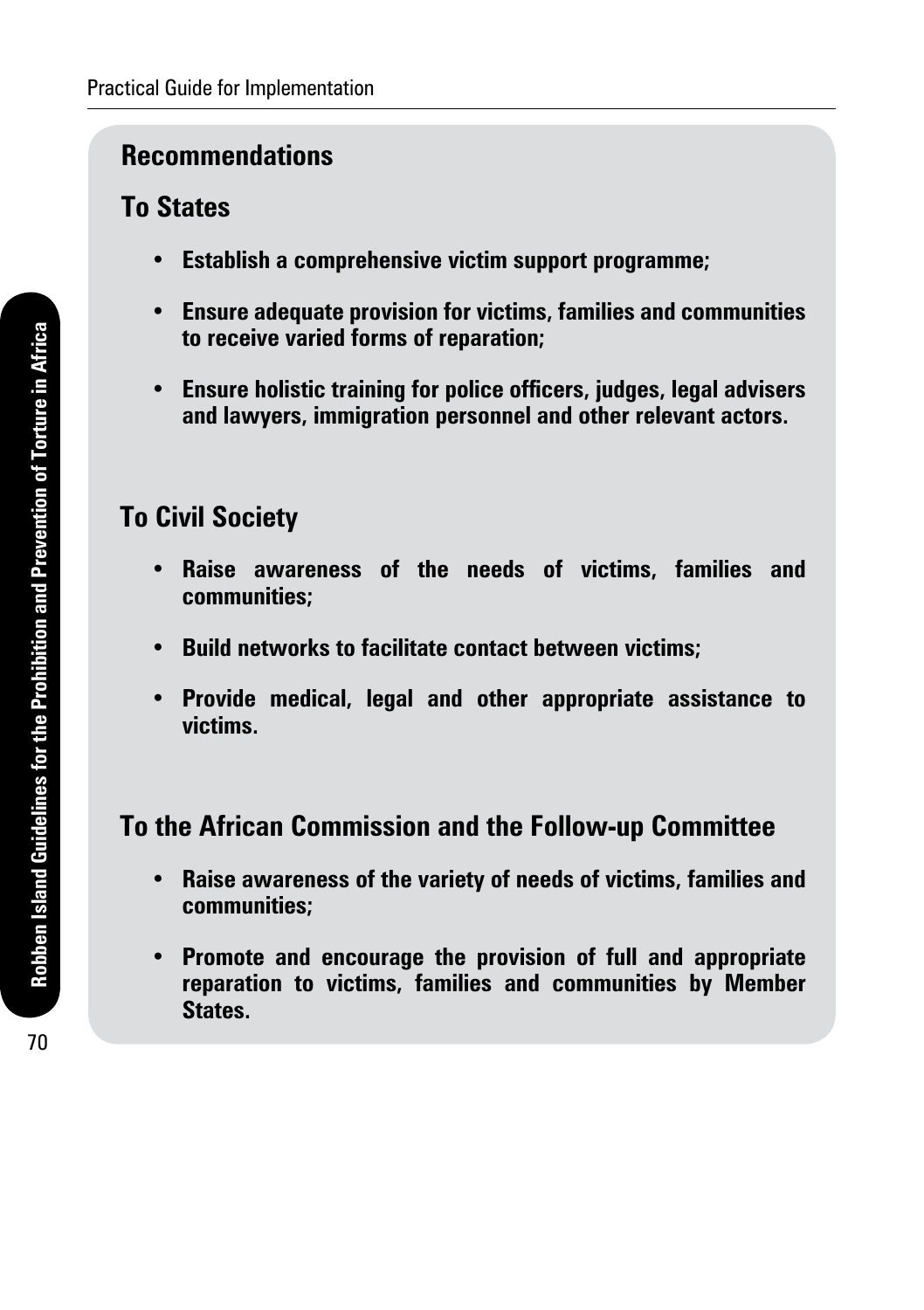## Recommendations

### To States

- **Establish a comprehensive victim support programme;**
- **Ensure adequate provision for victims, families and communities to receive varied forms of reparation;**
- **Ensure holistic training for police officers, judges, legal advisers and lawyers, immigration personnel and other relevant actors.**

### To Civil Society

- **Raise awareness of the needs of victims, families and communities;**
- **Build networks to facilitate contact between victims;**
- **Provide medical, legal and other appropriate assistance to victims.**

### To the African Commission and the Follow-up Committee

- **Raise awareness of the variety of needs of victims, families and communities;**
- **Promote and encourage the provision of full and appropriate reparation to victims, families and communities by Member States.**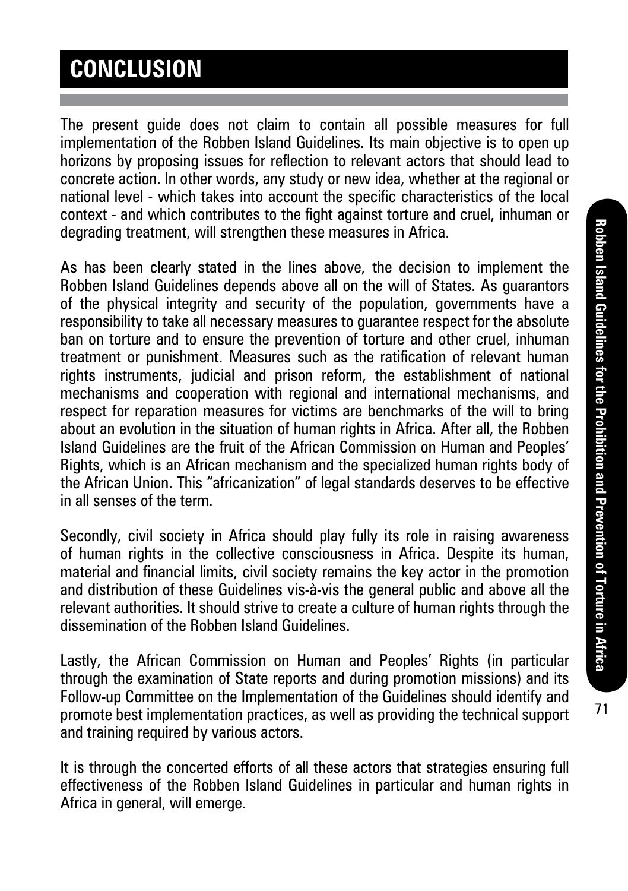# CONCLUSION

The present guide does not claim to contain all possible measures for full implementation of the Robben Island Guidelines. Its main objective is to open up horizons by proposing issues for reflection to relevant actors that should lead to concrete action. In other words, any study or new idea, whether at the regional or national level - which takes into account the specific characteristics of the local context - and which contributes to the fight against torture and cruel, inhuman or degrading treatment, will strengthen these measures in Africa.

As has been clearly stated in the lines above, the decision to implement the Robben Island Guidelines depends above all on the will of States. As guarantors of the physical integrity and security of the population, governments have a responsibility to take all necessary measures to guarantee respect for the absolute ban on torture and to ensure the prevention of torture and other cruel, inhuman treatment or punishment. Measures such as the ratification of relevant human rights instruments, judicial and prison reform, the establishment of national mechanisms and cooperation with regional and international mechanisms, and respect for reparation measures for victims are benchmarks of the will to bring about an evolution in the situation of human rights in Africa. After all, the Robben Island Guidelines are the fruit of the African Commission on Human and Peoples' Rights, which is an African mechanism and the specialized human rights body of the African Union. This "africanization" of legal standards deserves to be effective in all senses of the term.

Secondly, civil society in Africa should play fully its role in raising awareness of human rights in the collective consciousness in Africa. Despite its human, material and financial limits, civil society remains the key actor in the promotion and distribution of these Guidelines vis-à-vis the general public and above all the relevant authorities. It should strive to create a culture of human rights through the dissemination of the Robben Island Guidelines.

Lastly, the African Commission on Human and Peoples' Rights (in particular through the examination of State reports and during promotion missions) and its Follow-up Committee on the Implementation of the Guidelines should identify and promote best implementation practices, as well as providing the technical support and training required by various actors.

It is through the concerted efforts of all these actors that strategies ensuring full effectiveness of the Robben Island Guidelines in particular and human rights in Africa in general, will emerge.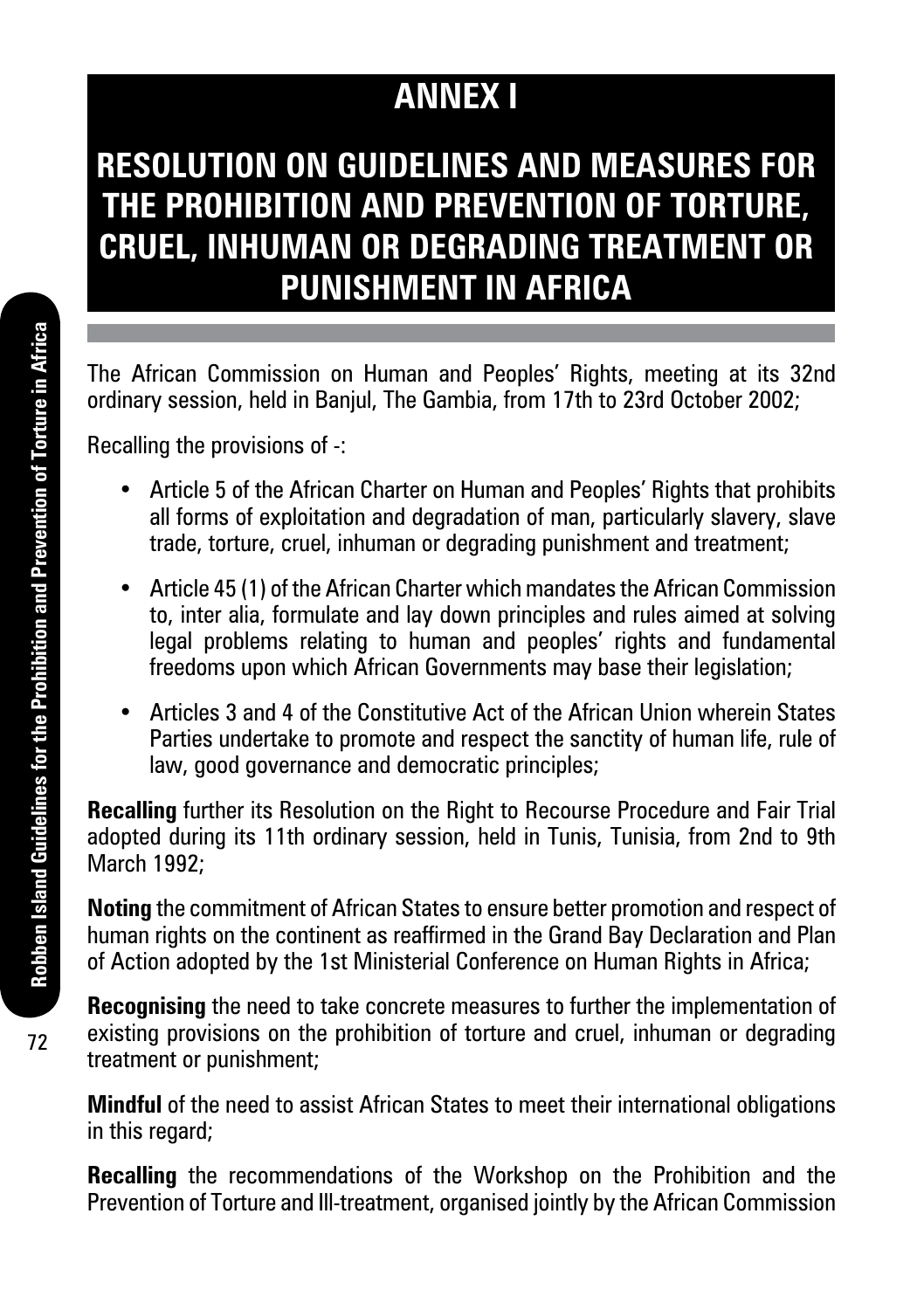# ANNEX I

## RESOLUTION ON GUIDELINES AND MEASURES FOR THE PROHIBITION AND PREVENTION OF TORTURE, CRUEL, INHUMAN OR DEGRADING TREATMENT OR PUNISHMENT IN AFRICA

The African Commission on Human and Peoples' Rights, meeting at its 32nd ordinary session, held in Banjul, The Gambia, from 17th to 23rd October 2002;

Recalling the provisions of -:

- Article 5 of the African Charter on Human and Peoples' Rights that prohibits all forms of exploitation and degradation of man, particularly slavery, slave trade, torture, cruel, inhuman or degrading punishment and treatment;
- Article 45 (1) of the African Charter which mandates the African Commission to, inter alia, formulate and lay down principles and rules aimed at solving legal problems relating to human and peoples' rights and fundamental freedoms upon which African Governments may base their legislation;
- Articles 3 and 4 of the Constitutive Act of the African Union wherein States Parties undertake to promote and respect the sanctity of human life, rule of law, good governance and democratic principles;

**Recalling** further its Resolution on the Right to Recourse Procedure and Fair Trial adopted during its 11th ordinary session, held in Tunis, Tunisia, from 2nd to 9th March 1992;

**Noting** the commitment of African States to ensure better promotion and respect of human rights on the continent as reaffirmed in the Grand Bay Declaration and Plan of Action adopted by the 1st Ministerial Conference on Human Rights in Africa;

**Recognising** the need to take concrete measures to further the implementation of existing provisions on the prohibition of torture and cruel, inhuman or degrading treatment or punishment;

**Mindful** of the need to assist African States to meet their international obligations in this regard;

**Recalling** the recommendations of the Workshop on the Prohibition and the Prevention of Torture and Ill-treatment, organised jointly by the African Commission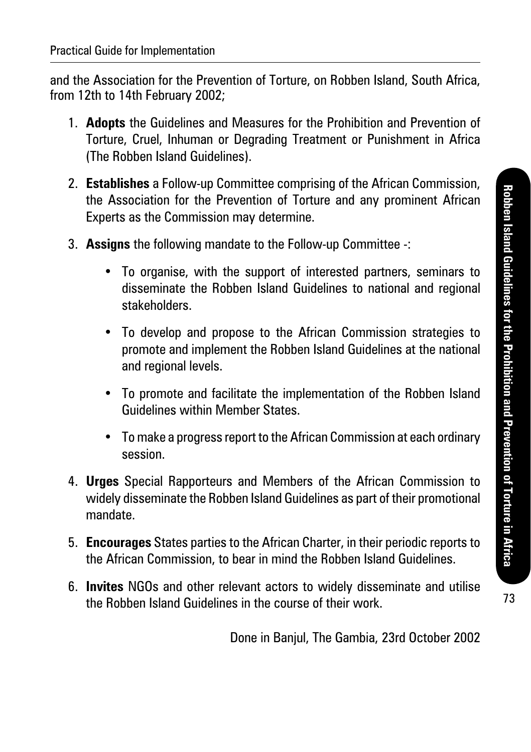and the Association for the Prevention of Torture, on Robben Island, South Africa, from 12th to 14th February 2002;

1. **Adopts** the Guidelines and Measures for the Prohibition and Prevention of Torture, Cruel, Inhuman or Degrading Treatment or Punishment in Africa (The Robben Island Guidelines).

2. **Establishes** a Follow-up Committee comprising of the African Commission, the Association for the Prevention of Torture and any prominent African Experts as the Commission may determine.

3. **Assigns** the following mandate to the Follow-up Committee -:

   - To organise, with the support of interested partners, seminars to disseminate the Robben Island Guidelines to national and regional stakeholders.

   - To develop and propose to the African Commission strategies to promote and implement the Robben Island Guidelines at the national and regional levels.

   - To promote and facilitate the implementation of the Robben Island Guidelines within Member States.

   - To make a progress report to the African Commission at each ordinary session.

4. **Urges** Special Rapporteurs and Members of the African Commission to widely disseminate the Robben Island Guidelines as part of their promotional mandate.

5. **Encourages** States parties to the African Charter, in their periodic reports to the African Commission, to bear in mind the Robben Island Guidelines.

6. **Invites** NGOs and other relevant actors to widely disseminate and utilise the Robben Island Guidelines in the course of their work.

Done in Banjul, The Gambia, 23rd October 2002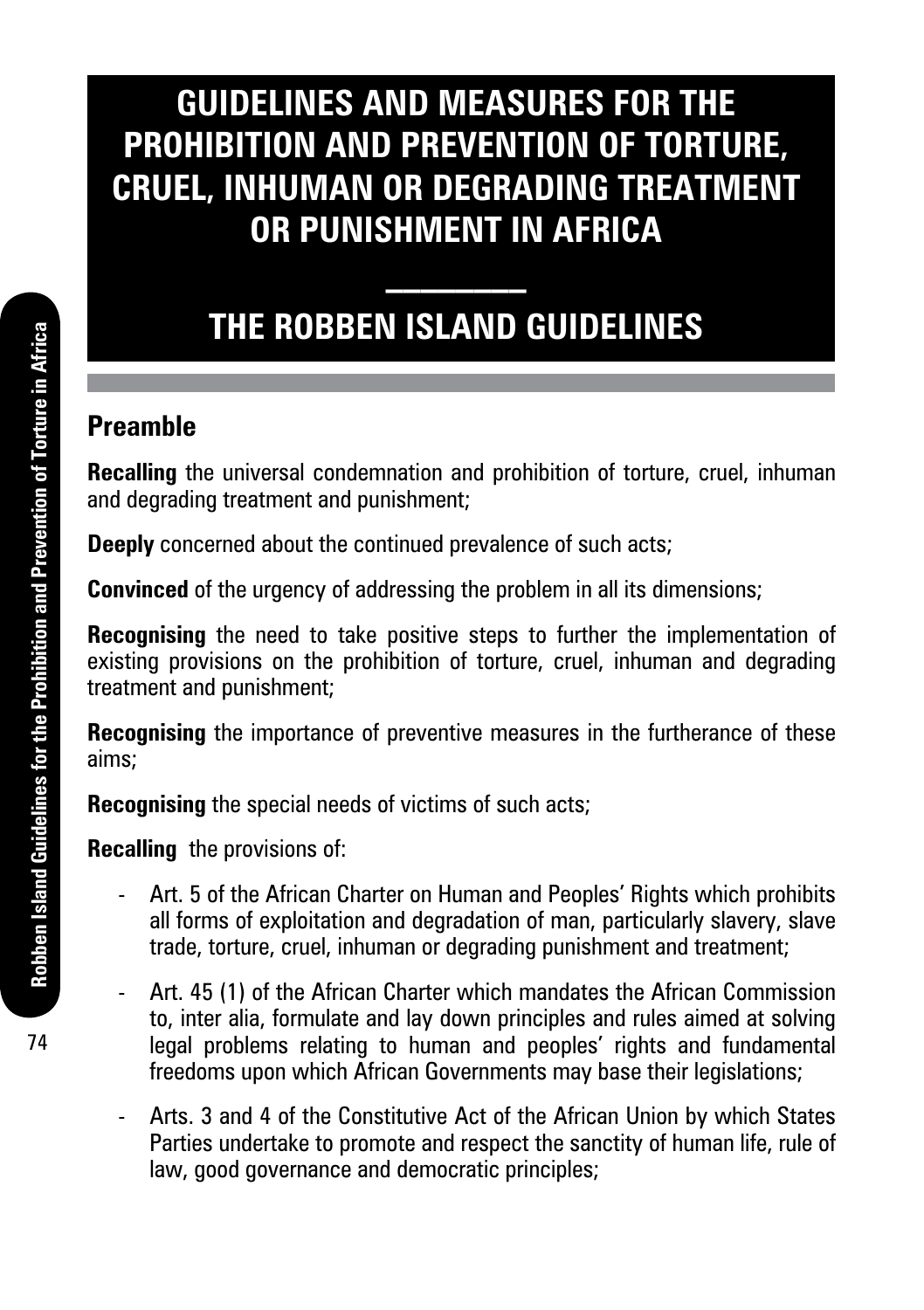# GUIDELINES AND MEASURES FOR THE PROHIBITION AND PREVENTION OF TORTURE, CRUEL, INHUMAN OR DEGRADING TREATMENT OR PUNISHMENT IN AFRICA

# THE ROBBEN ISLAND GUIDELINES

## Preamble

**Recalling** the universal condemnation and prohibition of torture, cruel, inhuman and degrading treatment and punishment;

**Deeply** concerned about the continued prevalence of such acts;

**Convinced** of the urgency of addressing the problem in all its dimensions;

**Recognising** the need to take positive steps to further the implementation of existing provisions on the prohibition of torture, cruel, inhuman and degrading treatment and punishment;

**Recognising** the importance of preventive measures in the furtherance of these aims;

**Recognising** the special needs of victims of such acts;

**Recalling** the provisions of:

- Art. 5 of the African Charter on Human and Peoples' Rights which prohibits all forms of exploitation and degradation of man, particularly slavery, slave trade, torture, cruel, inhuman or degrading punishment and treatment;
- Art. 45 (1) of the African Charter which mandates the African Commission to, inter alia, formulate and lay down principles and rules aimed at solving legal problems relating to human and peoples' rights and fundamental freedoms upon which African Governments may base their legislations;
- Arts. 3 and 4 of the Constitutive Act of the African Union by which States Parties undertake to promote and respect the sanctity of human life, rule of law, good governance and democratic principles;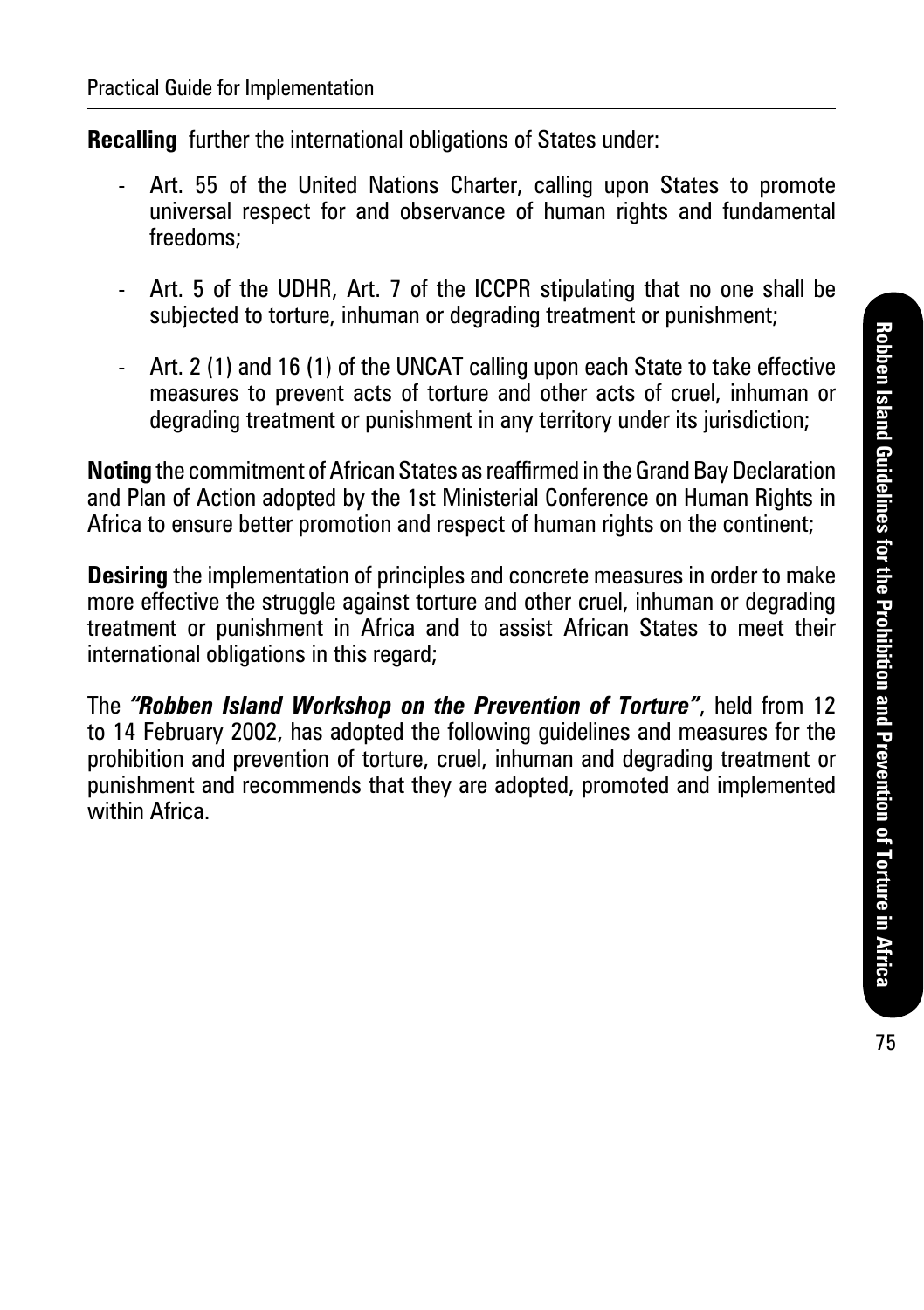**Recalling** further the international obligations of States under:

- Art. 55 of the United Nations Charter, calling upon States to promote universal respect for and observance of human rights and fundamental freedoms;

- Art. 5 of the UDHR, Art. 7 of the ICCPR stipulating that no one shall be subjected to torture, inhuman or degrading treatment or punishment;

- Art. 2 (1) and 16 (1) of the UNCAT calling upon each State to take effective measures to prevent acts of torture and other acts of cruel, inhuman or degrading treatment or punishment in any territory under its jurisdiction;

**Noting** the commitment of African States as reaffirmed in the Grand Bay Declaration and Plan of Action adopted by the 1st Ministerial Conference on Human Rights in Africa to ensure better promotion and respect of human rights on the continent;

**Desiring** the implementation of principles and concrete measures in order to make more effective the struggle against torture and other cruel, inhuman or degrading treatment or punishment in Africa and to assist African States to meet their international obligations in this regard;

The ***"Robben Island Workshop on the Prevention of Torture"***, held from 12 to 14 February 2002, has adopted the following guidelines and measures for the prohibition and prevention of torture, cruel, inhuman and degrading treatment or punishment and recommends that they are adopted, promoted and implemented within Africa.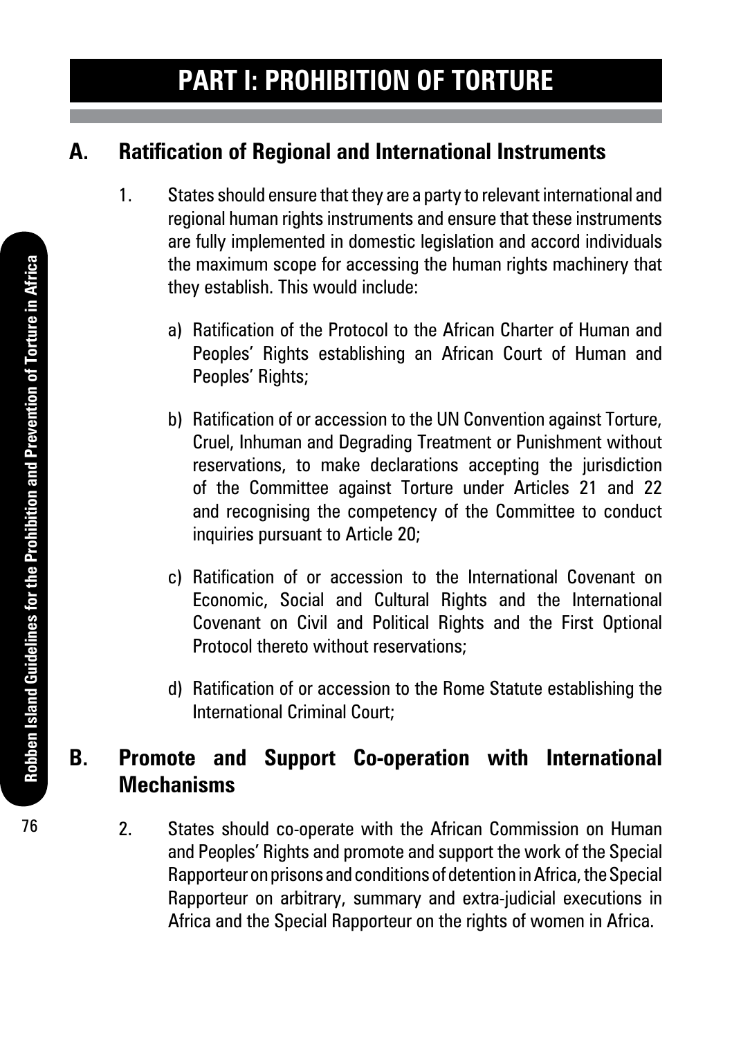# PART I: PROHIBITION OF TORTURE

## A. Ratification of Regional and International Instruments

1. States should ensure that they are a party to relevant international and regional human rights instruments and ensure that these instruments are fully implemented in domestic legislation and accord individuals the maximum scope for accessing the human rights machinery that they establish. This would include:

   a) Ratification of the Protocol to the African Charter of Human and Peoples' Rights establishing an African Court of Human and Peoples' Rights;

   b) Ratification of or accession to the UN Convention against Torture, Cruel, Inhuman and Degrading Treatment or Punishment without reservations, to make declarations accepting the jurisdiction of the Committee against Torture under Articles 21 and 22 and recognising the competency of the Committee to conduct inquiries pursuant to Article 20;

   c) Ratification of or accession to the International Covenant on Economic, Social and Cultural Rights and the International Covenant on Civil and Political Rights and the First Optional Protocol thereto without reservations;

   d) Ratification of or accession to the Rome Statute establishing the International Criminal Court;

## B. Promote and Support Co-operation with International Mechanisms

2. States should co-operate with the African Commission on Human and Peoples' Rights and promote and support the work of the Special Rapporteur on prisons and conditions of detention in Africa, the Special Rapporteur on arbitrary, summary and extra-judicial executions in Africa and the Special Rapporteur on the rights of women in Africa.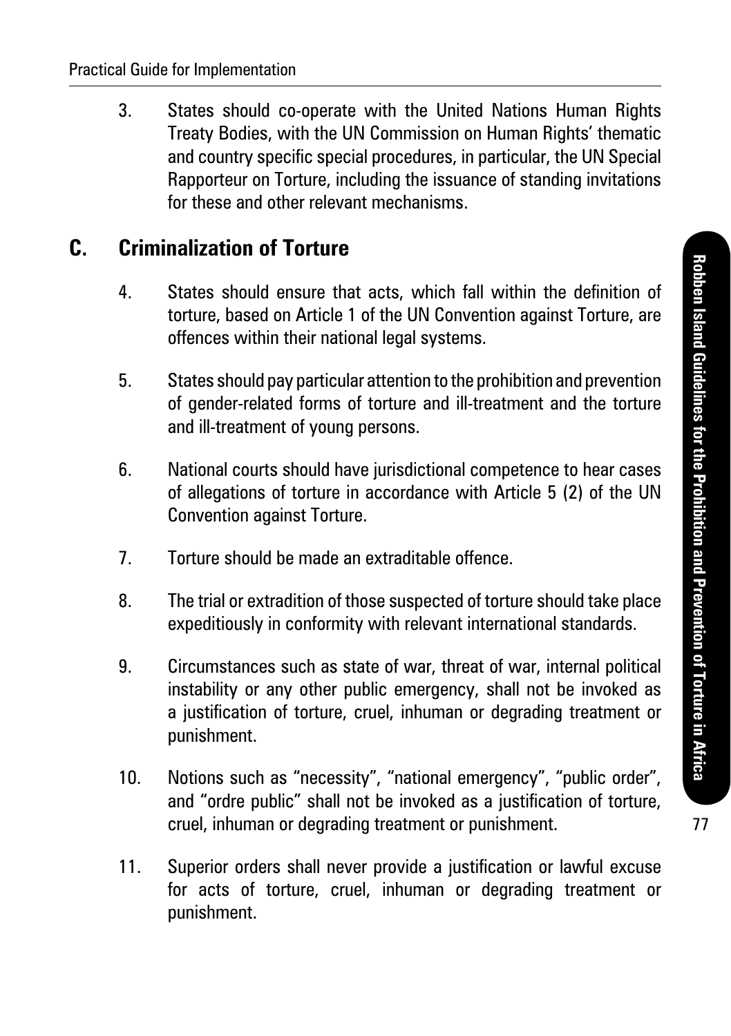3. States should co-operate with the United Nations Human Rights Treaty Bodies, with the UN Commission on Human Rights' thematic and country specific special procedures, in particular, the UN Special Rapporteur on Torture, including the issuance of standing invitations for these and other relevant mechanisms.

## C. Criminalization of Torture

4. States should ensure that acts, which fall within the definition of torture, based on Article 1 of the UN Convention against Torture, are offences within their national legal systems.

5. States should pay particular attention to the prohibition and prevention of gender-related forms of torture and ill-treatment and the torture and ill-treatment of young persons.

6. National courts should have jurisdictional competence to hear cases of allegations of torture in accordance with Article 5 (2) of the UN Convention against Torture.

7. Torture should be made an extraditable offence.

8. The trial or extradition of those suspected of torture should take place expeditiously in conformity with relevant international standards.

9. Circumstances such as state of war, threat of war, internal political instability or any other public emergency, shall not be invoked as a justification of torture, cruel, inhuman or degrading treatment or punishment.

10. Notions such as "necessity", "national emergency", "public order", and "ordre public" shall not be invoked as a justification of torture, cruel, inhuman or degrading treatment or punishment.

11. Superior orders shall never provide a justification or lawful excuse for acts of torture, cruel, inhuman or degrading treatment or punishment.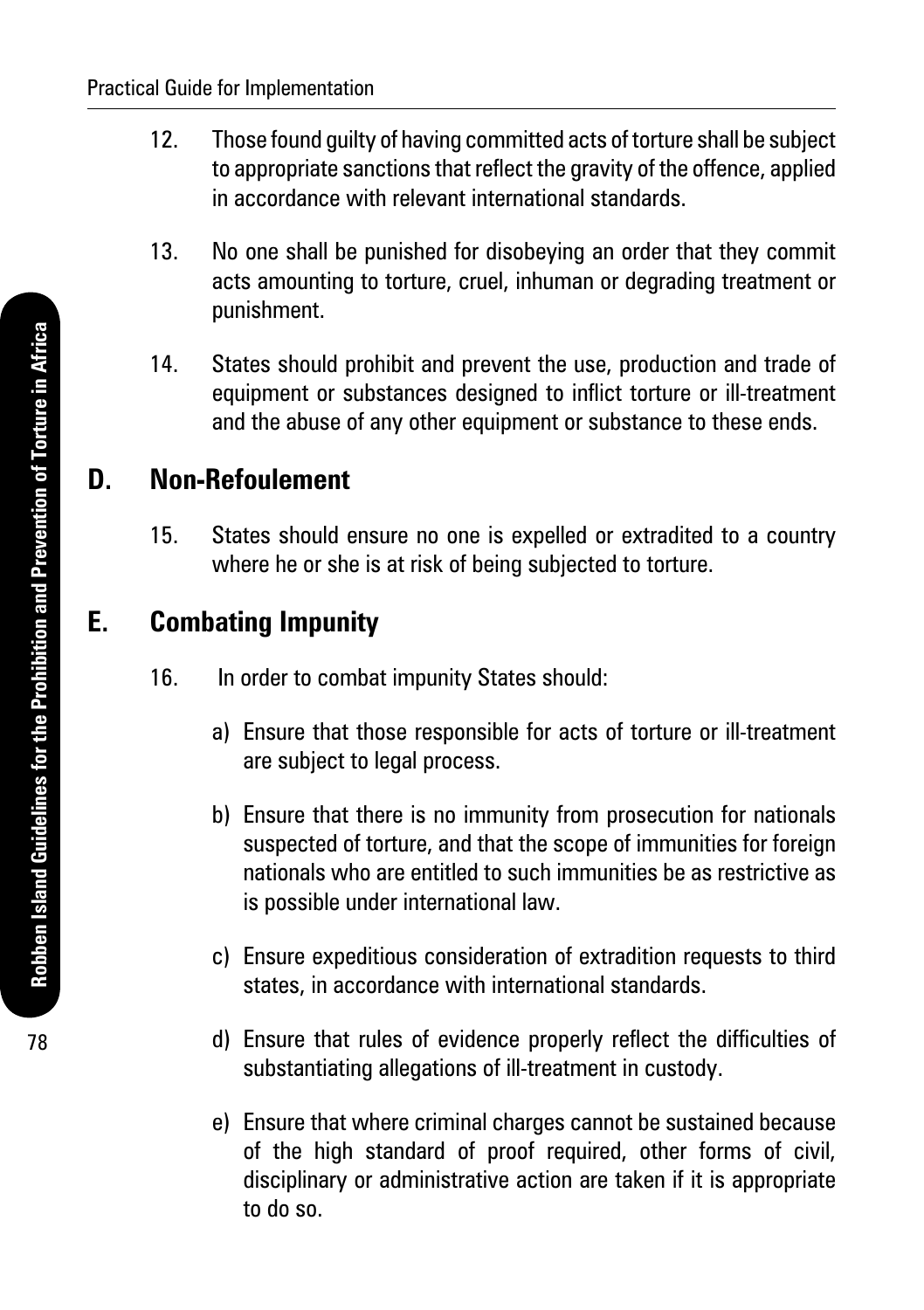12. Those found guilty of having committed acts of torture shall be subject to appropriate sanctions that reflect the gravity of the offence, applied in accordance with relevant international standards.

13. No one shall be punished for disobeying an order that they commit acts amounting to torture, cruel, inhuman or degrading treatment or punishment.

14. States should prohibit and prevent the use, production and trade of equipment or substances designed to inflict torture or ill-treatment and the abuse of any other equipment or substance to these ends.

## D. Non-Refoulement

15. States should ensure no one is expelled or extradited to a country where he or she is at risk of being subjected to torture.

## E. Combating Impunity

16. In order to combat impunity States should:

    a) Ensure that those responsible for acts of torture or ill-treatment are subject to legal process.

    b) Ensure that there is no immunity from prosecution for nationals suspected of torture, and that the scope of immunities for foreign nationals who are entitled to such immunities be as restrictive as is possible under international law.

    c) Ensure expeditious consideration of extradition requests to third states, in accordance with international standards.

    d) Ensure that rules of evidence properly reflect the difficulties of substantiating allegations of ill-treatment in custody.

    e) Ensure that where criminal charges cannot be sustained because of the high standard of proof required, other forms of civil, disciplinary or administrative action are taken if it is appropriate to do so.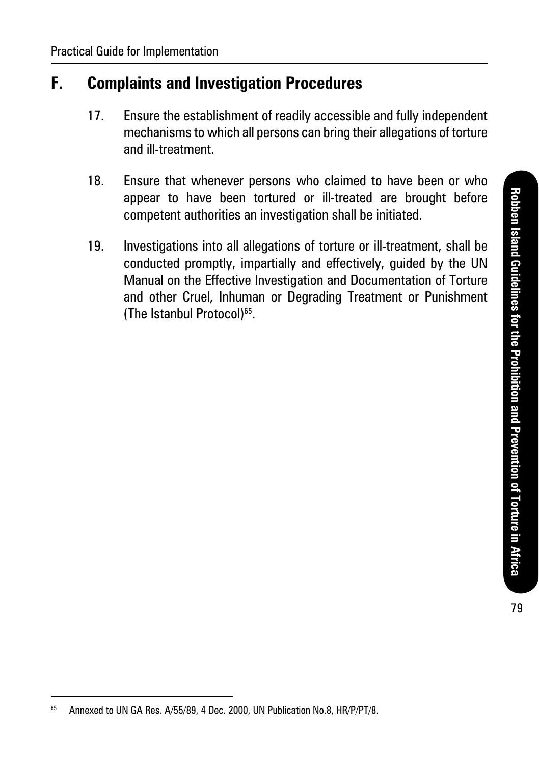## F. Complaints and Investigation Procedures

17. Ensure the establishment of readily accessible and fully independent mechanisms to which all persons can bring their allegations of torture and ill-treatment.

18. Ensure that whenever persons who claimed to have been or who appear to have been tortured or ill-treated are brought before competent authorities an investigation shall be initiated.

19. Investigations into all allegations of torture or ill-treatment, shall be conducted promptly, impartially and effectively, guided by the UN Manual on the Effective Investigation and Documentation of Torture and other Cruel, Inhuman or Degrading Treatment or Punishment (The Istanbul Protocol)[65].

---

[65] Annexed to UN GA Res. A/55/89, 4 Dec. 2000, UN Publication No.8, HR/P/PT/8.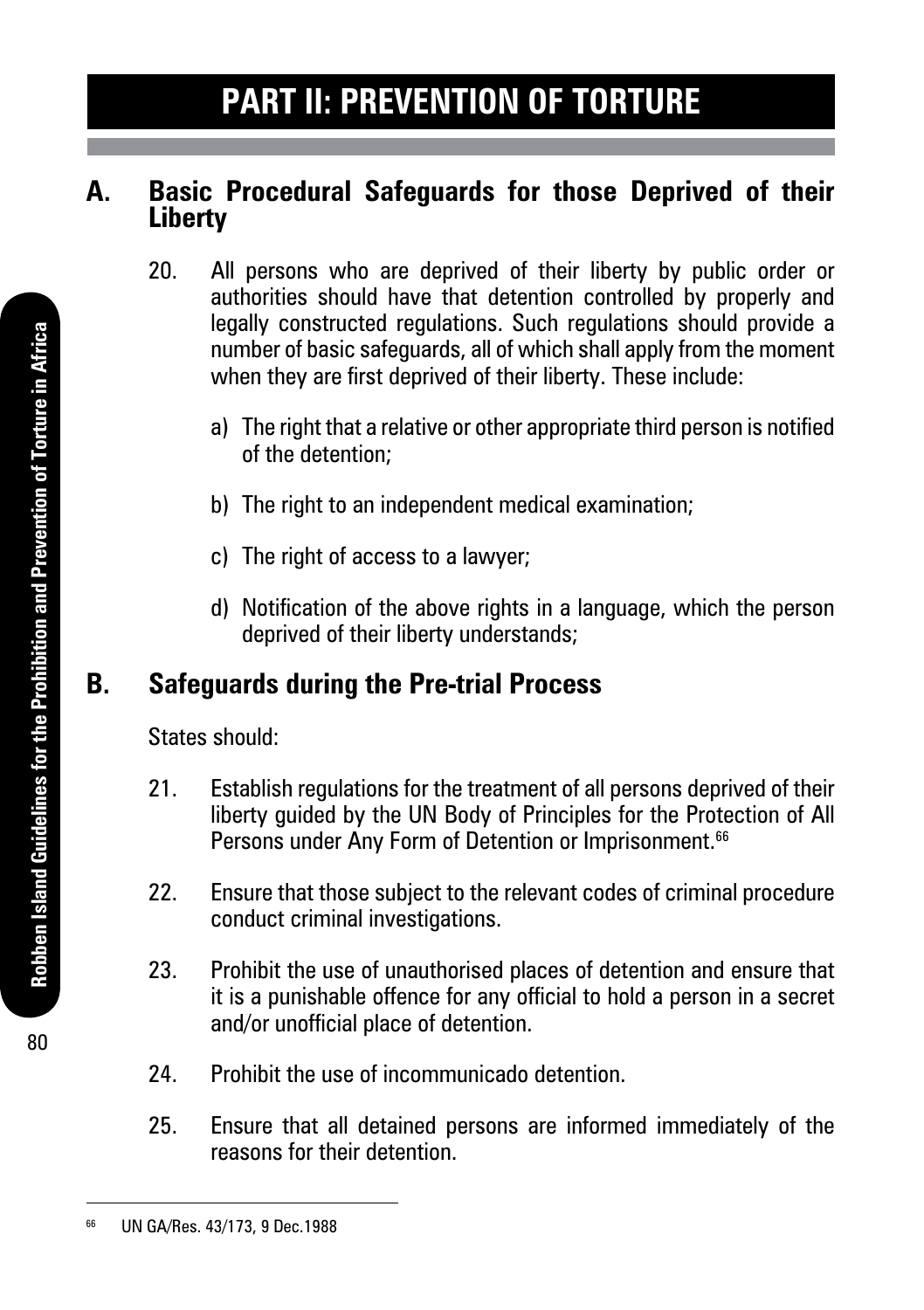# PART II: PREVENTION OF TORTURE

## A. Basic Procedural Safeguards for those Deprived of their Liberty

20. All persons who are deprived of their liberty by public order or authorities should have that detention controlled by properly and legally constructed regulations. Such regulations should provide a number of basic safeguards, all of which shall apply from the moment when they are first deprived of their liberty. These include:

    a) The right that a relative or other appropriate third person is notified of the detention;

    b) The right to an independent medical examination;

    c) The right of access to a lawyer;

    d) Notification of the above rights in a language, which the person deprived of their liberty understands;

## B. Safeguards during the Pre-trial Process

States should:

21. Establish regulations for the treatment of all persons deprived of their liberty guided by the UN Body of Principles for the Protection of All Persons under Any Form of Detention or Imprisonment.[66]

22. Ensure that those subject to the relevant codes of criminal procedure conduct criminal investigations.

23. Prohibit the use of unauthorised places of detention and ensure that it is a punishable offence for any official to hold a person in a secret and/or unofficial place of detention.

24. Prohibit the use of incommunicado detention.

25. Ensure that all detained persons are informed immediately of the reasons for their detention.

---

[66] UN GA/Res. 43/173, 9 Dec.1988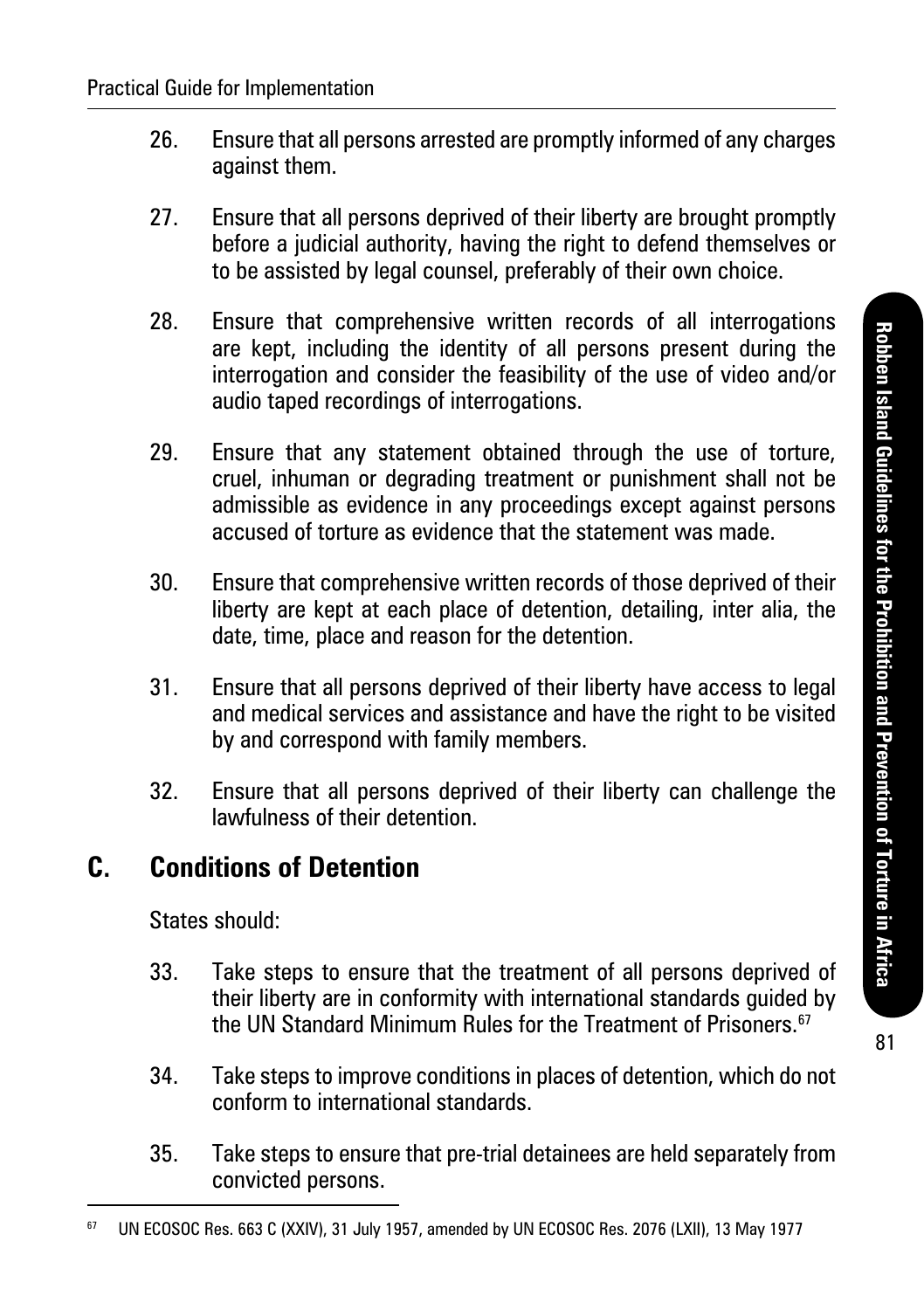26. Ensure that all persons arrested are promptly informed of any charges against them.

27. Ensure that all persons deprived of their liberty are brought promptly before a judicial authority, having the right to defend themselves or to be assisted by legal counsel, preferably of their own choice.

28. Ensure that comprehensive written records of all interrogations are kept, including the identity of all persons present during the interrogation and consider the feasibility of the use of video and/or audio taped recordings of interrogations.

29. Ensure that any statement obtained through the use of torture, cruel, inhuman or degrading treatment or punishment shall not be admissible as evidence in any proceedings except against persons accused of torture as evidence that the statement was made.

30. Ensure that comprehensive written records of those deprived of their liberty are kept at each place of detention, detailing, inter alia, the date, time, place and reason for the detention.

31. Ensure that all persons deprived of their liberty have access to legal and medical services and assistance and have the right to be visited by and correspond with family members.

32. Ensure that all persons deprived of their liberty can challenge the lawfulness of their detention.

## C. Conditions of Detention

States should:

33. Take steps to ensure that the treatment of all persons deprived of their liberty are in conformity with international standards guided by the UN Standard Minimum Rules for the Treatment of Prisoners.[67]

34. Take steps to improve conditions in places of detention, which do not conform to international standards.

35. Take steps to ensure that pre-trial detainees are held separately from convicted persons.

---

[67] UN ECOSOC Res. 663 C (XXIV), 31 July 1957, amended by UN ECOSOC Res. 2076 (LXII), 13 May 1977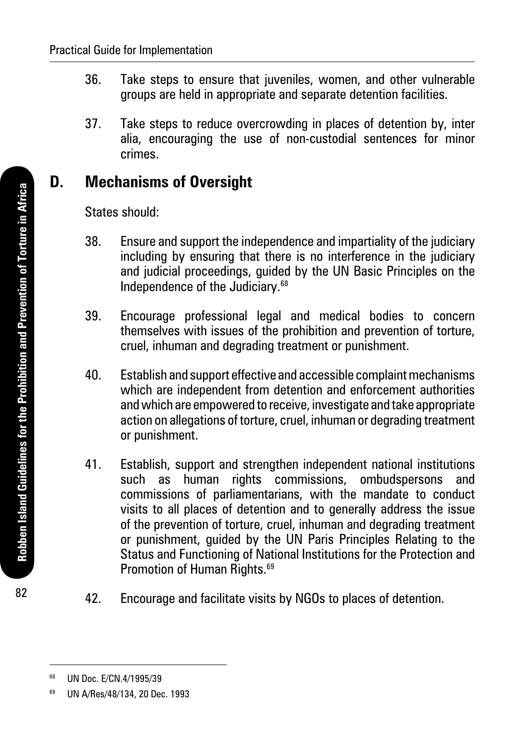36. Take steps to ensure that juveniles, women, and other vulnerable groups are held in appropriate and separate detention facilities.

37. Take steps to reduce overcrowding in places of detention by, inter alia, encouraging the use of non-custodial sentences for minor crimes.

## D. Mechanisms of Oversight

States should:

38. Ensure and support the independence and impartiality of the judiciary including by ensuring that there is no interference in the judiciary and judicial proceedings, guided by the UN Basic Principles on the Independence of the Judiciary.[68]

39. Encourage professional legal and medical bodies to concern themselves with issues of the prohibition and prevention of torture, cruel, inhuman and degrading treatment or punishment.

40. Establish and support effective and accessible complaint mechanisms which are independent from detention and enforcement authorities and which are empowered to receive, investigate and take appropriate action on allegations of torture, cruel, inhuman or degrading treatment or punishment.

41. Establish, support and strengthen independent national institutions such as human rights commissions, ombudspersons and commissions of parliamentarians, with the mandate to conduct visits to all places of detention and to generally address the issue of the prevention of torture, cruel, inhuman and degrading treatment or punishment, guided by the UN Paris Principles Relating to the Status and Functioning of National Institutions for the Protection and Promotion of Human Rights.[69]

42. Encourage and facilitate visits by NGOs to places of detention.

---

[68] UN Doc. E/CN.4/1995/39

[69] UN A/Res/48/134, 20 Dec. 1993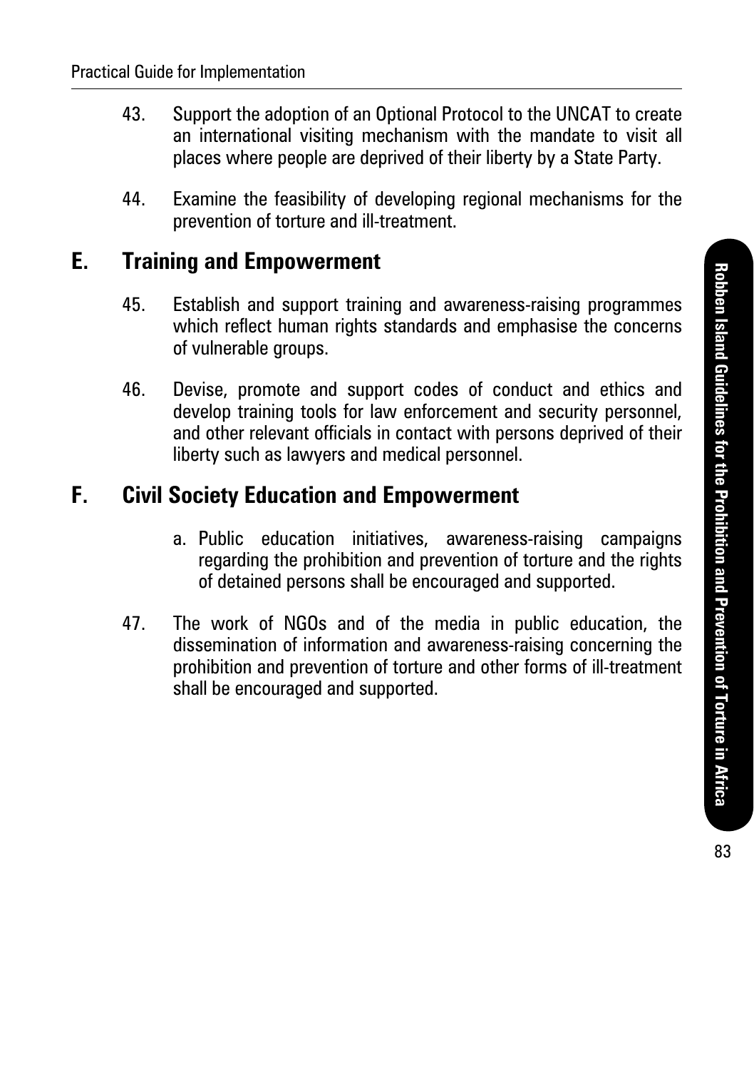43. Support the adoption of an Optional Protocol to the UNCAT to create an international visiting mechanism with the mandate to visit all places where people are deprived of their liberty by a State Party.

44. Examine the feasibility of developing regional mechanisms for the prevention of torture and ill-treatment.

## E. Training and Empowerment

45. Establish and support training and awareness-raising programmes which reflect human rights standards and emphasise the concerns of vulnerable groups.

46. Devise, promote and support codes of conduct and ethics and develop training tools for law enforcement and security personnel, and other relevant officials in contact with persons deprived of their liberty such as lawyers and medical personnel.

## F. Civil Society Education and Empowerment

a. Public education initiatives, awareness-raising campaigns regarding the prohibition and prevention of torture and the rights of detained persons shall be encouraged and supported.

47. The work of NGOs and of the media in public education, the dissemination of information and awareness-raising concerning the prohibition and prevention of torture and other forms of ill-treatment shall be encouraged and supported.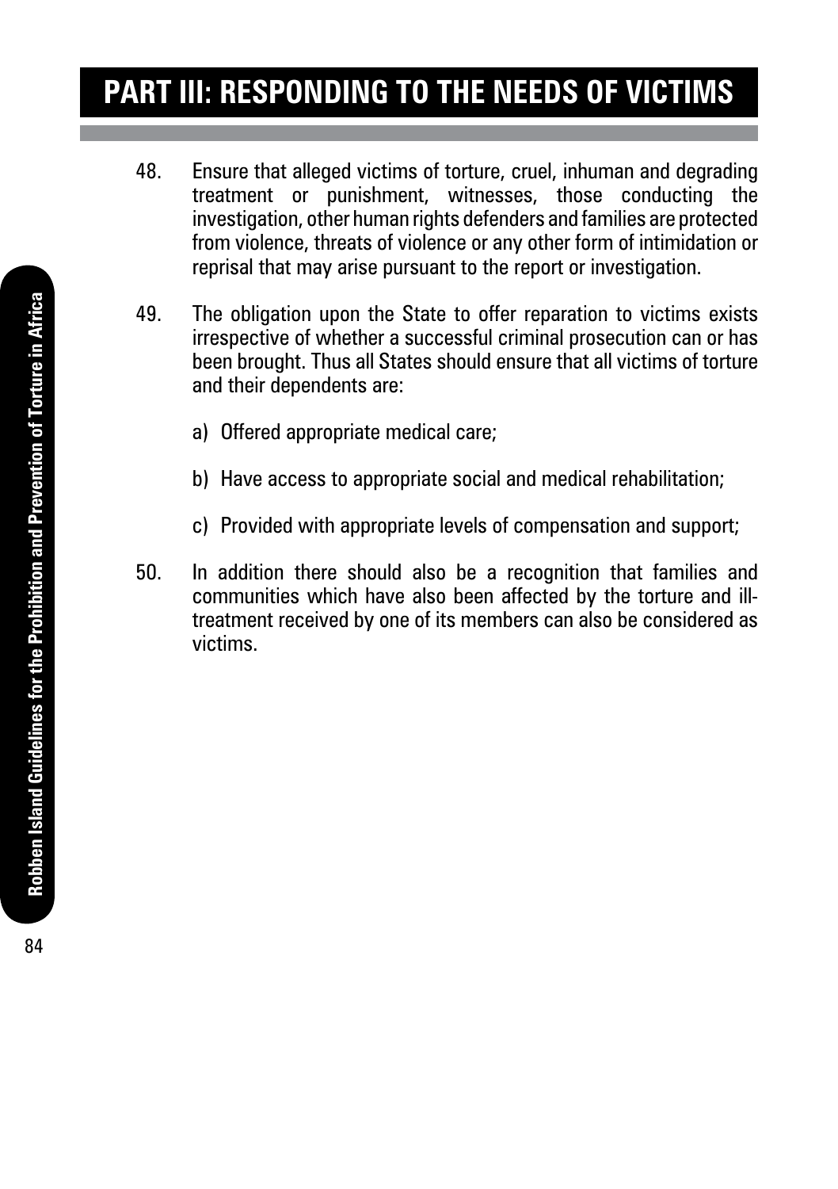# PART III: RESPONDING TO THE NEEDS OF VICTIMS

48. Ensure that alleged victims of torture, cruel, inhuman and degrading treatment or punishment, witnesses, those conducting the investigation, other human rights defenders and families are protected from violence, threats of violence or any other form of intimidation or reprisal that may arise pursuant to the report or investigation.

49. The obligation upon the State to offer reparation to victims exists irrespective of whether a successful criminal prosecution can or has been brought. Thus all States should ensure that all victims of torture and their dependents are:

    a) Offered appropriate medical care;

    b) Have access to appropriate social and medical rehabilitation;

    c) Provided with appropriate levels of compensation and support;

50. In addition there should also be a recognition that families and communities which have also been affected by the torture and ill-treatment received by one of its members can also be considered as victims.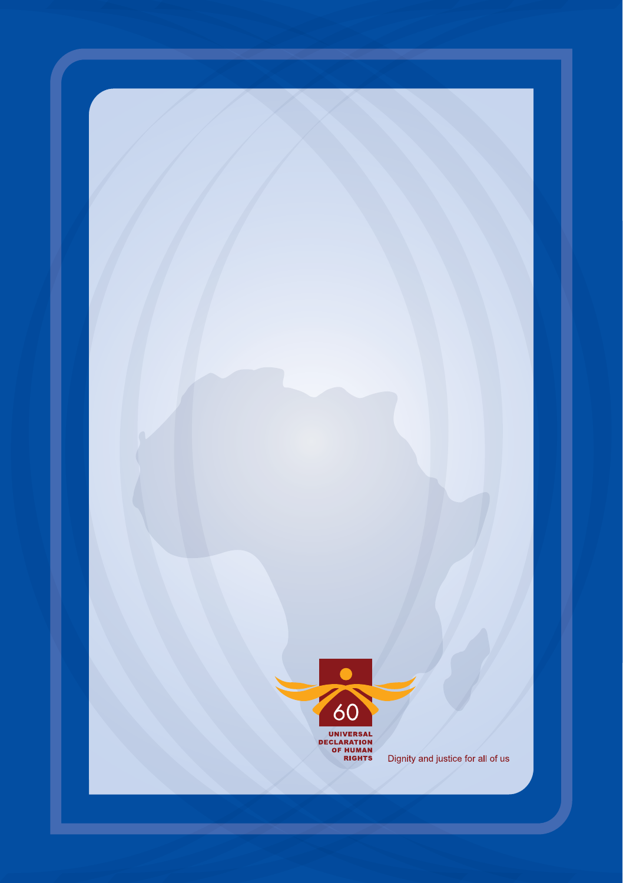60

UNIVERSAL DECLARATION OF HUMAN RIGHTS

Dignity and justice for all of us